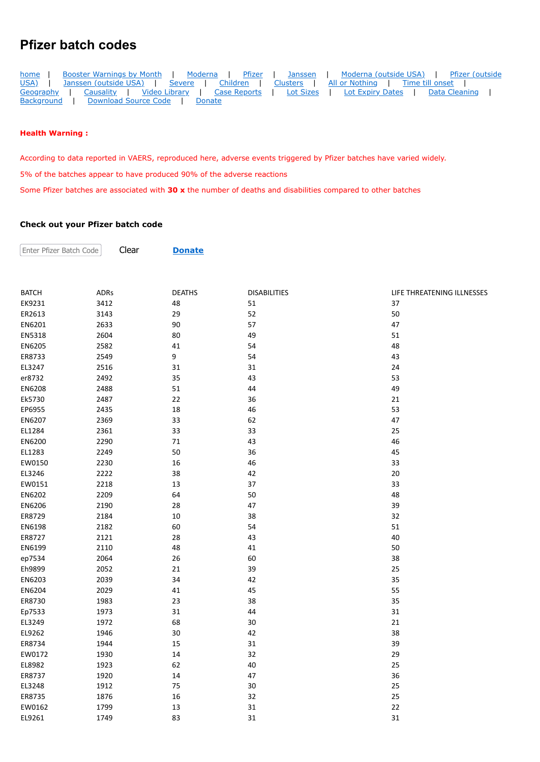# Pfizer batch codes

[home](#) | [Booster Warnings by Month](#) | [Moderna](#) | [Pfizer](#) | [Janssen](#) | [Moderna (outside USA)](#) | [Pfizer (outside USA)](#) | [Janssen (outside USA)](#) | [Severe](#) | [Children](#) | [Clusters](#) | [All or Nothing](#) | [Time till onset](#) | [Geography](#) | [Causality](#) | [Video Library](#) | [Case Reports](#) | [Lot Sizes](#) | [Lot Expiry Dates](#) | [Data Cleaning](#) | [Background](#) | [Download Source Code](#) | [Donate](#)

**Health Warning :**

According to data reported in VAERS, reproduced here, adverse events triggered by Pfizer batches have varied widely.

5% of the batches appear to have produced 90% of the adverse reactions

Some Pfizer batches are associated with **30 x** the number of deaths and disabilities compared to other batches

**Check out your Pfizer batch code**

Enter Pfizer Batch Code   Clear   **[Donate](#)**

| BATCH | ADRs | DEATHS | DISABILITIES | LIFE THREATENING ILLNESSES |
|---|---|---|---|---|
| EK9231 | 3412 | 48 | 51 | 37 |
| ER2613 | 3143 | 29 | 52 | 50 |
| EN6201 | 2633 | 90 | 57 | 47 |
| EN5318 | 2604 | 80 | 49 | 51 |
| EN6205 | 2582 | 41 | 54 | 48 |
| ER8733 | 2549 | 9 | 54 | 43 |
| EL3247 | 2516 | 31 | 31 | 24 |
| er8732 | 2492 | 35 | 43 | 53 |
| EN6208 | 2488 | 51 | 44 | 49 |
| Ek5730 | 2487 | 22 | 36 | 21 |
| EP6955 | 2435 | 18 | 46 | 53 |
| EN6207 | 2369 | 33 | 62 | 47 |
| EL1284 | 2361 | 33 | 33 | 25 |
| EN6200 | 2290 | 71 | 43 | 46 |
| EL1283 | 2249 | 50 | 36 | 45 |
| EW0150 | 2230 | 16 | 46 | 33 |
| EL3246 | 2222 | 38 | 42 | 20 |
| EW0151 | 2218 | 13 | 37 | 33 |
| EN6202 | 2209 | 64 | 50 | 48 |
| EN6206 | 2190 | 28 | 47 | 39 |
| ER8729 | 2184 | 10 | 38 | 32 |
| EN6198 | 2182 | 60 | 54 | 51 |
| ER8727 | 2121 | 28 | 43 | 40 |
| EN6199 | 2110 | 48 | 41 | 50 |
| ep7534 | 2064 | 26 | 60 | 38 |
| Eh9899 | 2052 | 21 | 39 | 25 |
| EN6203 | 2039 | 34 | 42 | 35 |
| EN6204 | 2029 | 41 | 45 | 55 |
| ER8730 | 1983 | 23 | 38 | 35 |
| Ep7533 | 1973 | 31 | 44 | 31 |
| EL3249 | 1972 | 68 | 30 | 21 |
| EL9262 | 1946 | 30 | 42 | 38 |
| ER8734 | 1944 | 15 | 31 | 39 |
| EW0172 | 1930 | 14 | 32 | 29 |
| EL8982 | 1923 | 62 | 40 | 25 |
| ER8737 | 1920 | 14 | 47 | 36 |
| EL3248 | 1912 | 75 | 30 | 25 |
| ER8735 | 1876 | 16 | 32 | 25 |
| EW0162 | 1799 | 13 | 31 | 22 |
| EL9261 | 1749 | 83 | 31 | 31 |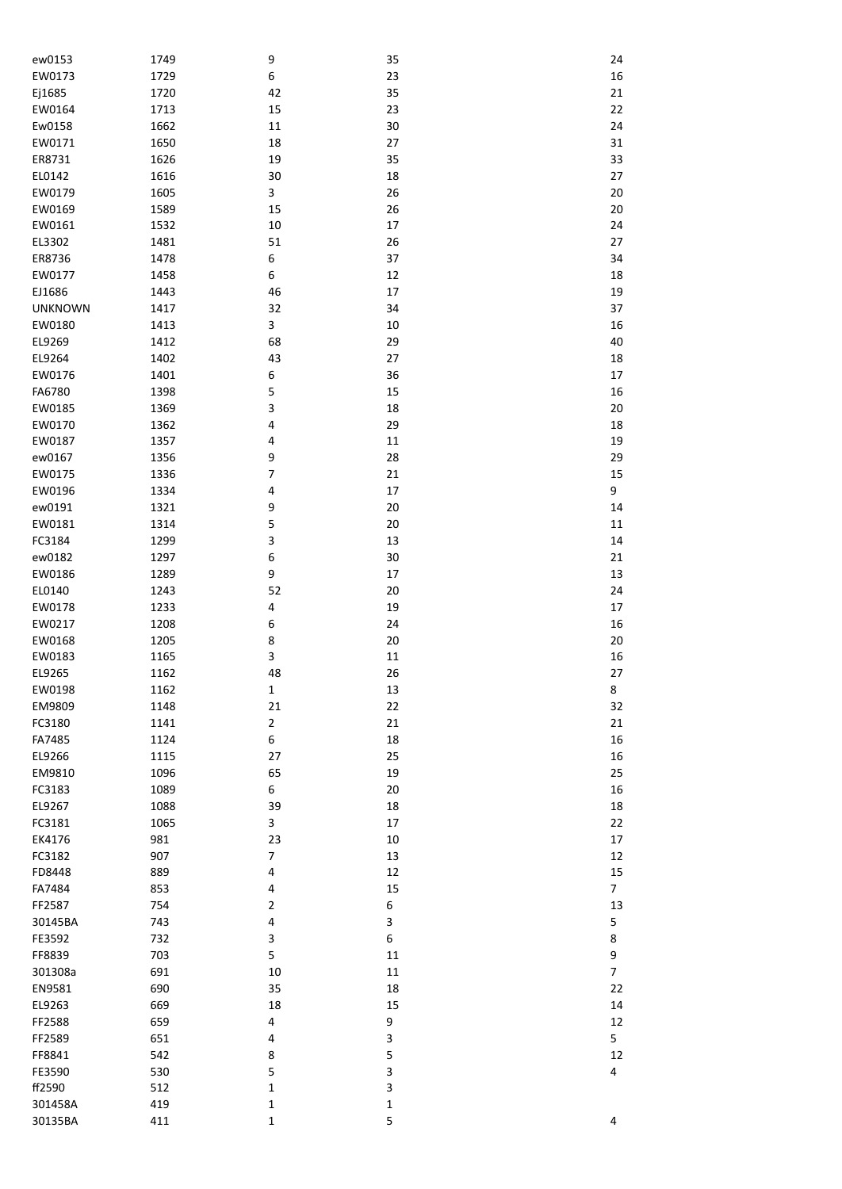| | | | | |
|---|---|---|---|---|
| ew0153 | 1749 | 9 | 35 | 24 |
| EW0173 | 1729 | 6 | 23 | 16 |
| Ej1685 | 1720 | 42 | 35 | 21 |
| EW0164 | 1713 | 15 | 23 | 22 |
| Ew0158 | 1662 | 11 | 30 | 24 |
| EW0171 | 1650 | 18 | 27 | 31 |
| ER8731 | 1626 | 19 | 35 | 33 |
| EL0142 | 1616 | 30 | 18 | 27 |
| EW0179 | 1605 | 3 | 26 | 20 |
| EW0169 | 1589 | 15 | 26 | 20 |
| EW0161 | 1532 | 10 | 17 | 24 |
| EL3302 | 1481 | 51 | 26 | 27 |
| ER8736 | 1478 | 6 | 37 | 34 |
| EW0177 | 1458 | 6 | 12 | 18 |
| EJ1686 | 1443 | 46 | 17 | 19 |
| UNKNOWN | 1417 | 32 | 34 | 37 |
| EW0180 | 1413 | 3 | 10 | 16 |
| EL9269 | 1412 | 68 | 29 | 40 |
| EL9264 | 1402 | 43 | 27 | 18 |
| EW0176 | 1401 | 6 | 36 | 17 |
| FA6780 | 1398 | 5 | 15 | 16 |
| EW0185 | 1369 | 3 | 18 | 20 |
| EW0170 | 1362 | 4 | 29 | 18 |
| EW0187 | 1357 | 4 | 11 | 19 |
| ew0167 | 1356 | 9 | 28 | 29 |
| EW0175 | 1336 | 7 | 21 | 15 |
| EW0196 | 1334 | 4 | 17 | 9 |
| ew0191 | 1321 | 9 | 20 | 14 |
| EW0181 | 1314 | 5 | 20 | 11 |
| FC3184 | 1299 | 3 | 13 | 14 |
| ew0182 | 1297 | 6 | 30 | 21 |
| EW0186 | 1289 | 9 | 17 | 13 |
| EL0140 | 1243 | 52 | 20 | 24 |
| EW0178 | 1233 | 4 | 19 | 17 |
| EW0217 | 1208 | 6 | 24 | 16 |
| EW0168 | 1205 | 8 | 20 | 20 |
| EW0183 | 1165 | 3 | 11 | 16 |
| EL9265 | 1162 | 48 | 26 | 27 |
| EW0198 | 1162 | 1 | 13 | 8 |
| EM9809 | 1148 | 21 | 22 | 32 |
| FC3180 | 1141 | 2 | 21 | 21 |
| FA7485 | 1124 | 6 | 18 | 16 |
| EL9266 | 1115 | 27 | 25 | 16 |
| EM9810 | 1096 | 65 | 19 | 25 |
| FC3183 | 1089 | 6 | 20 | 16 |
| EL9267 | 1088 | 39 | 18 | 18 |
| FC3181 | 1065 | 3 | 17 | 22 |
| EK4176 | 981 | 23 | 10 | 17 |
| FC3182 | 907 | 7 | 13 | 12 |
| FD8448 | 889 | 4 | 12 | 15 |
| FA7484 | 853 | 4 | 15 | 7 |
| FF2587 | 754 | 2 | 6 | 13 |
| 30145BA | 743 | 4 | 3 | 5 |
| FE3592 | 732 | 3 | 6 | 8 |
| FF8839 | 703 | 5 | 11 | 9 |
| 301308a | 691 | 10 | 11 | 7 |
| EN9581 | 690 | 35 | 18 | 22 |
| EL9263 | 669 | 18 | 15 | 14 |
| FF2588 | 659 | 4 | 9 | 12 |
| FF2589 | 651 | 4 | 3 | 5 |
| FF8841 | 542 | 8 | 5 | 12 |
| FE3590 | 530 | 5 | 3 | 4 |
| ff2590 | 512 | 1 | 3 | |
| 301458A | 419 | 1 | 1 | |
| 30135BA | 411 | 1 | 5 | 4 |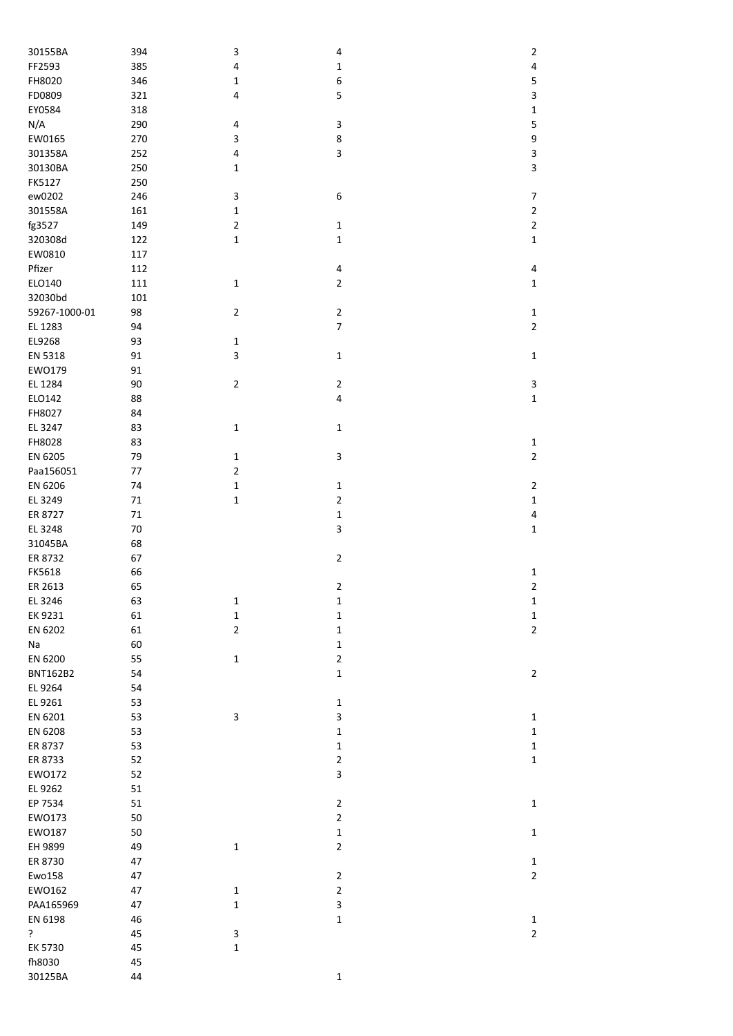| | | | | |
|---|---|---|---|---|
| 30155BA | 394 | 3 | 4 | 2 |
| FF2593 | 385 | 4 | 1 | 4 |
| FH8020 | 346 | 1 | 6 | 5 |
| FD0809 | 321 | 4 | 5 | 3 |
| EY0584 | 318 | | | 1 |
| N/A | 290 | 4 | 3 | 5 |
| EW0165 | 270 | 3 | 8 | 9 |
| 301358A | 252 | 4 | 3 | 3 |
| 30130BA | 250 | 1 | | 3 |
| FK5127 | 250 | | | |
| ew0202 | 246 | 3 | 6 | 7 |
| 301558A | 161 | 1 | | 2 |
| fg3527 | 149 | 2 | 1 | 2 |
| 320308d | 122 | 1 | 1 | 1 |
| EW0810 | 117 | | | |
| Pfizer | 112 | | 4 | 4 |
| ELO140 | 111 | 1 | 2 | 1 |
| 32030bd | 101 | | | |
| 59267-1000-01 | 98 | 2 | 2 | 1 |
| EL 1283 | 94 | | 7 | 2 |
| EL9268 | 93 | 1 | | |
| EN 5318 | 91 | 3 | 1 | 1 |
| EWO179 | 91 | | | |
| EL 1284 | 90 | 2 | 2 | 3 |
| ELO142 | 88 | | 4 | 1 |
| FH8027 | 84 | | | |
| EL 3247 | 83 | 1 | 1 | |
| FH8028 | 83 | | | 1 |
| EN 6205 | 79 | 1 | 3 | 2 |
| Paa156051 | 77 | 2 | | |
| EN 6206 | 74 | 1 | 1 | 2 |
| EL 3249 | 71 | 1 | 2 | 1 |
| ER 8727 | 71 | | 1 | 4 |
| EL 3248 | 70 | | 3 | 1 |
| 31045BA | 68 | | | |
| ER 8732 | 67 | | 2 | |
| FK5618 | 66 | | | 1 |
| ER 2613 | 65 | | 2 | 2 |
| EL 3246 | 63 | 1 | 1 | 1 |
| EK 9231 | 61 | 1 | 1 | 1 |
| EN 6202 | 61 | 2 | 1 | 2 |
| Na | 60 | | 1 | |
| EN 6200 | 55 | 1 | 2 | |
| BNT162B2 | 54 | | 1 | 2 |
| EL 9264 | 54 | | | |
| EL 9261 | 53 | | 1 | |
| EN 6201 | 53 | 3 | 3 | 1 |
| EN 6208 | 53 | | 1 | 1 |
| ER 8737 | 53 | | 1 | 1 |
| ER 8733 | 52 | | 2 | 1 |
| EWO172 | 52 | | 3 | |
| EL 9262 | 51 | | | |
| EP 7534 | 51 | | 2 | 1 |
| EWO173 | 50 | | 2 | |
| EWO187 | 50 | | 1 | 1 |
| EH 9899 | 49 | 1 | 2 | |
| ER 8730 | 47 | | | 1 |
| Ewo158 | 47 | | 2 | 2 |
| EWO162 | 47 | 1 | 2 | |
| PAA165969 | 47 | 1 | 3 | |
| EN 6198 | 46 | | 1 | 1 |
| ? | 45 | 3 | | 2 |
| EK 5730 | 45 | 1 | | |
| fh8030 | 45 | | | |
| 30125BA | 44 | | 1 | |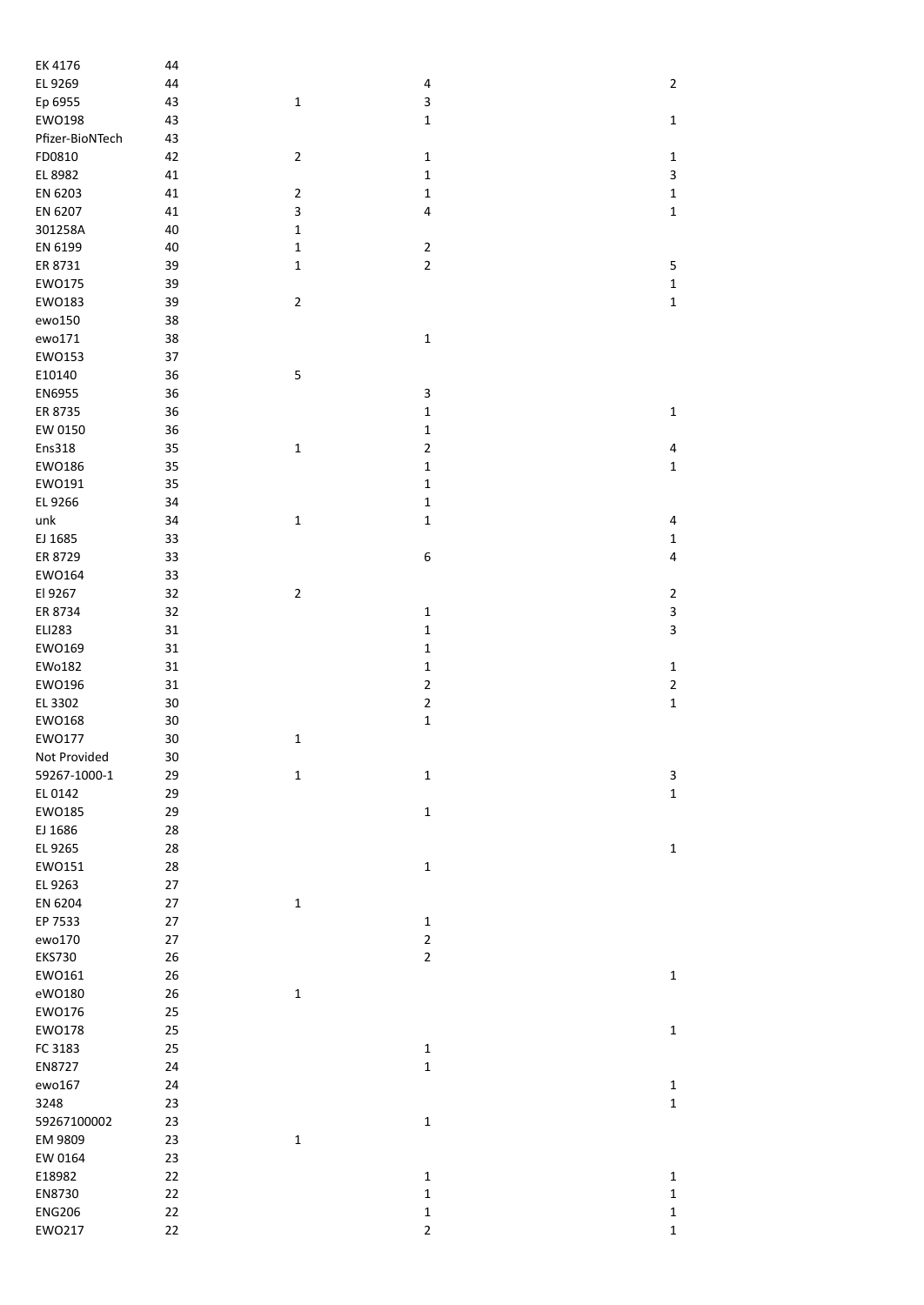| | | | | |
|---|---|---|---|---|
| EK 4176 | 44 | | | |
| EL 9269 | 44 | | 4 | 2 |
| Ep 6955 | 43 | 1 | 3 | |
| EWO198 | 43 | | 1 | 1 |
| Pfizer-BioNTech | 43 | | | |
| FD0810 | 42 | 2 | 1 | 1 |
| EL 8982 | 41 | | 1 | 3 |
| EN 6203 | 41 | 2 | 1 | 1 |
| EN 6207 | 41 | 3 | 4 | 1 |
| 301258A | 40 | 1 | | |
| EN 6199 | 40 | 1 | 2 | |
| ER 8731 | 39 | 1 | 2 | 5 |
| EWO175 | 39 | | | 1 |
| EWO183 | 39 | 2 | | 1 |
| ewo150 | 38 | | | |
| ewo171 | 38 | | 1 | |
| EWO153 | 37 | | | |
| E10140 | 36 | 5 | | |
| EN6955 | 36 | | 3 | |
| ER 8735 | 36 | | 1 | 1 |
| EW 0150 | 36 | | 1 | |
| Ens318 | 35 | 1 | 2 | 4 |
| EWO186 | 35 | | 1 | 1 |
| EWO191 | 35 | | 1 | |
| EL 9266 | 34 | | 1 | |
| unk | 34 | 1 | 1 | 4 |
| EJ 1685 | 33 | | | 1 |
| ER 8729 | 33 | | 6 | 4 |
| EWO164 | 33 | | | |
| El 9267 | 32 | 2 | | 2 |
| ER 8734 | 32 | | 1 | 3 |
| ELI283 | 31 | | 1 | 3 |
| EWO169 | 31 | | 1 | |
| EWo182 | 31 | | 1 | 1 |
| EWO196 | 31 | | 2 | 2 |
| EL 3302 | 30 | | 2 | 1 |
| EWO168 | 30 | | 1 | |
| EWO177 | 30 | 1 | | |
| Not Provided | 30 | | | |
| 59267-1000-1 | 29 | 1 | 1 | 3 |
| EL 0142 | 29 | | | 1 |
| EWO185 | 29 | | 1 | |
| EJ 1686 | 28 | | | |
| EL 9265 | 28 | | | 1 |
| EWO151 | 28 | | 1 | |
| EL 9263 | 27 | | | |
| EN 6204 | 27 | 1 | | |
| EP 7533 | 27 | | 1 | |
| ewo170 | 27 | | 2 | |
| EKS730 | 26 | | 2 | |
| EWO161 | 26 | | | 1 |
| eWO180 | 26 | 1 | | |
| EWO176 | 25 | | | |
| EWO178 | 25 | | | 1 |
| FC 3183 | 25 | | 1 | |
| EN8727 | 24 | | 1 | |
| ewo167 | 24 | | | 1 |
| 3248 | 23 | | | 1 |
| 59267100002 | 23 | | 1 | |
| EM 9809 | 23 | 1 | | |
| EW 0164 | 23 | | | |
| E18982 | 22 | | 1 | 1 |
| EN8730 | 22 | | 1 | 1 |
| ENG206 | 22 | | 1 | 1 |
| EWO217 | 22 | | 2 | 1 |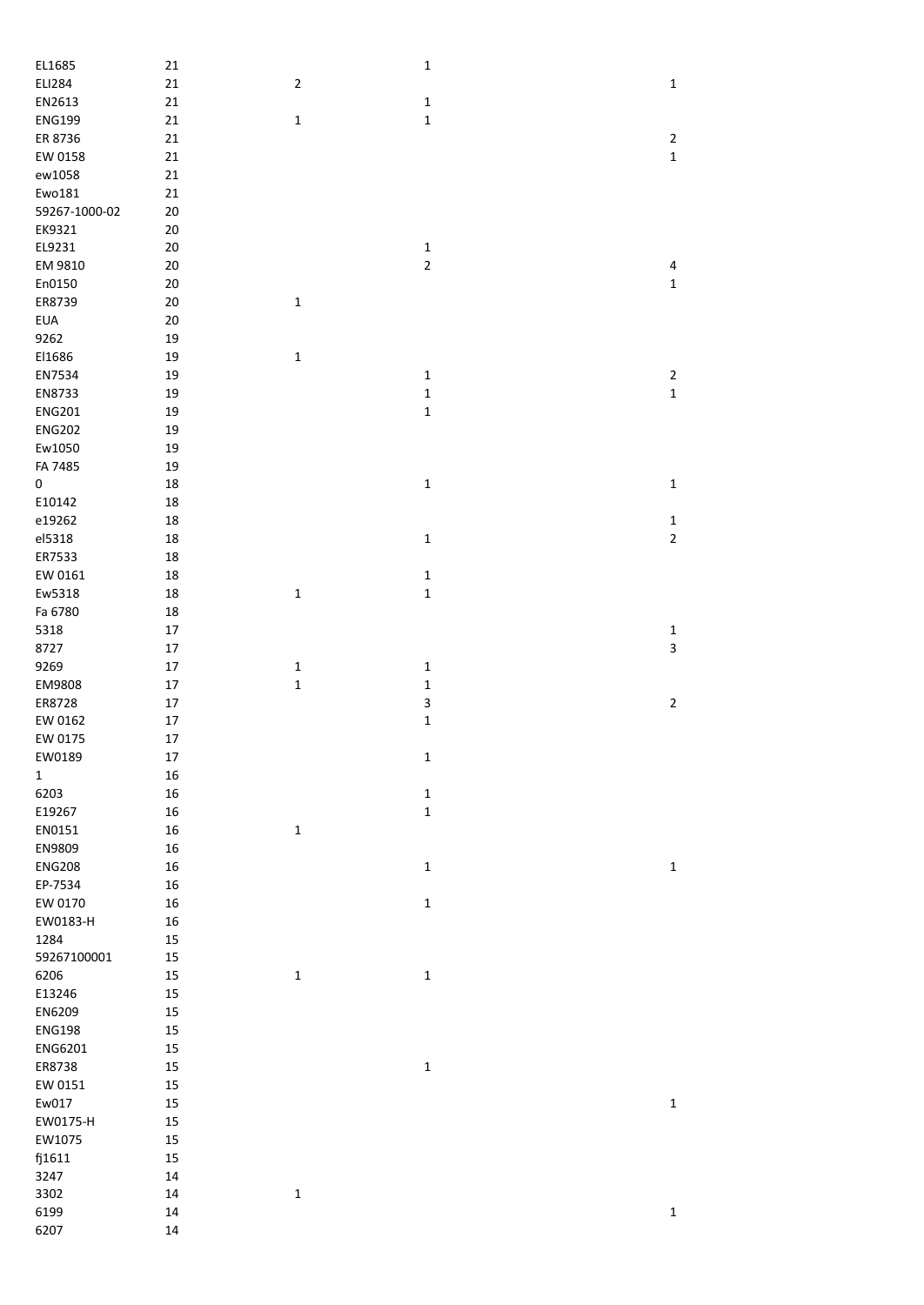| | | | | |
|---|---|---|---|---|
| EL1685 | 21 | | 1 | |
| ELI284 | 21 | 2 | | 1 |
| EN2613 | 21 | | 1 | |
| ENG199 | 21 | 1 | 1 | |
| ER 8736 | 21 | | | 2 |
| EW 0158 | 21 | | | 1 |
| ew1058 | 21 | | | |
| Ewo181 | 21 | | | |
| 59267-1000-02 | 20 | | | |
| EK9321 | 20 | | | |
| EL9231 | 20 | | 1 | |
| EM 9810 | 20 | | 2 | 4 |
| En0150 | 20 | | | 1 |
| ER8739 | 20 | 1 | | |
| EUA | 20 | | | |
| 9262 | 19 | | | |
| El1686 | 19 | 1 | | |
| EN7534 | 19 | | 1 | 2 |
| EN8733 | 19 | | 1 | 1 |
| ENG201 | 19 | | 1 | |
| ENG202 | 19 | | | |
| Ew1050 | 19 | | | |
| FA 7485 | 19 | | | |
| 0 | 18 | | 1 | 1 |
| E10142 | 18 | | | |
| e19262 | 18 | | | 1 |
| el5318 | 18 | | 1 | 2 |
| ER7533 | 18 | | | |
| EW 0161 | 18 | | 1 | |
| Ew5318 | 18 | 1 | 1 | |
| Fa 6780 | 18 | | | |
| 5318 | 17 | | | 1 |
| 8727 | 17 | | | 3 |
| 9269 | 17 | 1 | 1 | |
| EM9808 | 17 | 1 | 1 | |
| ER8728 | 17 | | 3 | 2 |
| EW 0162 | 17 | | 1 | |
| EW 0175 | 17 | | | |
| EW0189 | 17 | | 1 | |
| 1 | 16 | | | |
| 6203 | 16 | | 1 | |
| E19267 | 16 | | 1 | |
| EN0151 | 16 | 1 | | |
| EN9809 | 16 | | | |
| ENG208 | 16 | | 1 | 1 |
| EP-7534 | 16 | | | |
| EW 0170 | 16 | | 1 | |
| EW0183-H | 16 | | | |
| 1284 | 15 | | | |
| 59267100001 | 15 | | | |
| 6206 | 15 | 1 | 1 | |
| E13246 | 15 | | | |
| EN6209 | 15 | | | |
| ENG198 | 15 | | | |
| ENG6201 | 15 | | | |
| ER8738 | 15 | | 1 | |
| EW 0151 | 15 | | | |
| Ew017 | 15 | | | 1 |
| EW0175-H | 15 | | | |
| EW1075 | 15 | | | |
| fj1611 | 15 | | | |
| 3247 | 14 | | | |
| 3302 | 14 | 1 | | |
| 6199 | 14 | | | 1 |
| 6207 | 14 | | | |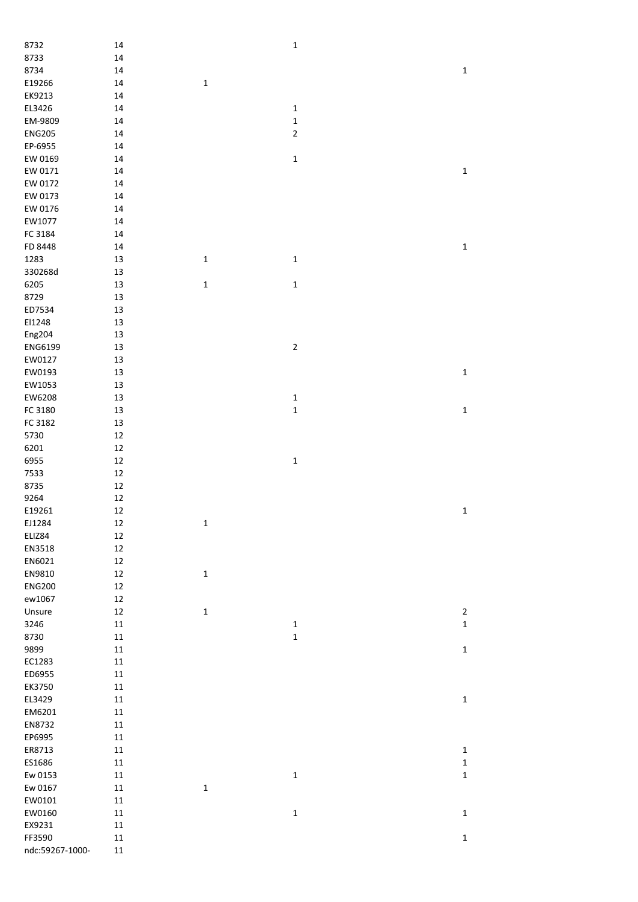| | | | | |
|---|---|---|---|---|
| 8732 | 14 | | 1 | |
| 8733 | 14 | | | |
| 8734 | 14 | | | 1 |
| E19266 | 14 | 1 | | |
| EK9213 | 14 | | | |
| EL3426 | 14 | | 1 | |
| EM-9809 | 14 | | 1 | |
| ENG205 | 14 | | 2 | |
| EP-6955 | 14 | | | |
| EW 0169 | 14 | | 1 | |
| EW 0171 | 14 | | | 1 |
| EW 0172 | 14 | | | |
| EW 0173 | 14 | | | |
| EW 0176 | 14 | | | |
| EW1077 | 14 | | | |
| FC 3184 | 14 | | | |
| FD 8448 | 14 | | | 1 |
| 1283 | 13 | 1 | 1 | |
| 330268d | 13 | | | |
| 6205 | 13 | 1 | 1 | |
| 8729 | 13 | | | |
| ED7534 | 13 | | | |
| El1248 | 13 | | | |
| Eng204 | 13 | | | |
| ENG6199 | 13 | | 2 | |
| EW0127 | 13 | | | |
| EW0193 | 13 | | | 1 |
| EW1053 | 13 | | | |
| EW6208 | 13 | | 1 | |
| FC 3180 | 13 | | 1 | 1 |
| FC 3182 | 13 | | | |
| 5730 | 12 | | | |
| 6201 | 12 | | | |
| 6955 | 12 | | 1 | |
| 7533 | 12 | | | |
| 8735 | 12 | | | |
| 9264 | 12 | | | |
| E19261 | 12 | | | 1 |
| EJ1284 | 12 | 1 | | |
| ELIZ84 | 12 | | | |
| EN3518 | 12 | | | |
| EN6021 | 12 | | | |
| EN9810 | 12 | 1 | | |
| ENG200 | 12 | | | |
| ew1067 | 12 | | | |
| Unsure | 12 | 1 | | 2 |
| 3246 | 11 | | 1 | 1 |
| 8730 | 11 | | 1 | |
| 9899 | 11 | | | 1 |
| EC1283 | 11 | | | |
| ED6955 | 11 | | | |
| EK3750 | 11 | | | |
| EL3429 | 11 | | | 1 |
| EM6201 | 11 | | | |
| EN8732 | 11 | | | |
| EP6995 | 11 | | | |
| ER8713 | 11 | | | 1 |
| ES1686 | 11 | | | 1 |
| Ew 0153 | 11 | | 1 | 1 |
| Ew 0167 | 11 | 1 | | |
| EW0101 | 11 | | | |
| EW0160 | 11 | | 1 | 1 |
| EX9231 | 11 | | | |
| FF3590 | 11 | | | 1 |
| ndc:59267-1000- | 11 | | | |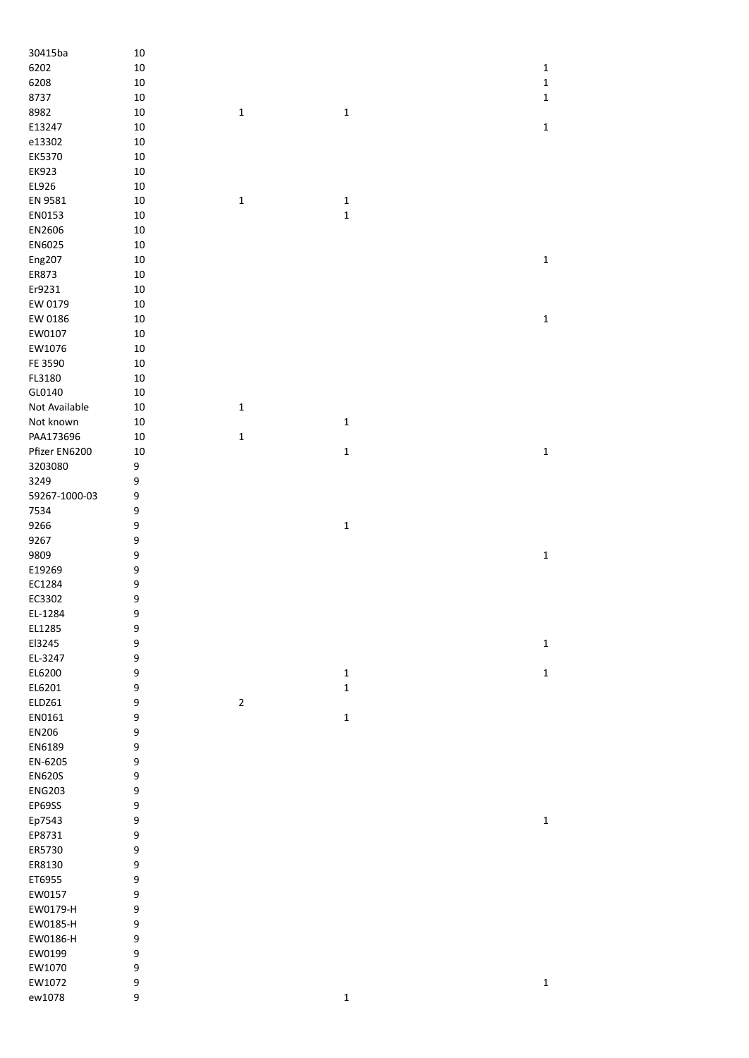| | | | | |
|---|---|---|---|---|
| 30415ba | 10 | | | |
| 6202 | 10 | | | 1 |
| 6208 | 10 | | | 1 |
| 8737 | 10 | | | 1 |
| 8982 | 10 | 1 | 1 | |
| E13247 | 10 | | | 1 |
| e13302 | 10 | | | |
| EK5370 | 10 | | | |
| EK923 | 10 | | | |
| EL926 | 10 | | | |
| EN 9581 | 10 | 1 | 1 | |
| EN0153 | 10 | | 1 | |
| EN2606 | 10 | | | |
| EN6025 | 10 | | | |
| Eng207 | 10 | | | 1 |
| ER873 | 10 | | | |
| Er9231 | 10 | | | |
| EW 0179 | 10 | | | |
| EW 0186 | 10 | | | 1 |
| EW0107 | 10 | | | |
| EW1076 | 10 | | | |
| FE 3590 | 10 | | | |
| FL3180 | 10 | | | |
| GL0140 | 10 | | | |
| Not Available | 10 | 1 | | |
| Not known | 10 | | 1 | |
| PAA173696 | 10 | 1 | | |
| Pfizer EN6200 | 10 | | 1 | 1 |
| 3203080 | 9 | | | |
| 3249 | 9 | | | |
| 59267-1000-03 | 9 | | | |
| 7534 | 9 | | | |
| 9266 | 9 | | 1 | |
| 9267 | 9 | | | |
| 9809 | 9 | | | 1 |
| E19269 | 9 | | | |
| EC1284 | 9 | | | |
| EC3302 | 9 | | | |
| EL-1284 | 9 | | | |
| EL1285 | 9 | | | |
| El3245 | 9 | | | 1 |
| EL-3247 | 9 | | | |
| EL6200 | 9 | | 1 | 1 |
| EL6201 | 9 | | 1 | |
| ELDZ61 | 9 | 2 | | |
| EN0161 | 9 | | 1 | |
| EN206 | 9 | | | |
| EN6189 | 9 | | | |
| EN-6205 | 9 | | | |
| EN620S | 9 | | | |
| ENG203 | 9 | | | |
| EP69SS | 9 | | | |
| Ep7543 | 9 | | | 1 |
| EP8731 | 9 | | | |
| ER5730 | 9 | | | |
| ER8130 | 9 | | | |
| ET6955 | 9 | | | |
| EW0157 | 9 | | | |
| EW0179-H | 9 | | | |
| EW0185-H | 9 | | | |
| EW0186-H | 9 | | | |
| EW0199 | 9 | | | |
| EW1070 | 9 | | | |
| EW1072 | 9 | | | 1 |
| ew1078 | 9 | | 1 | |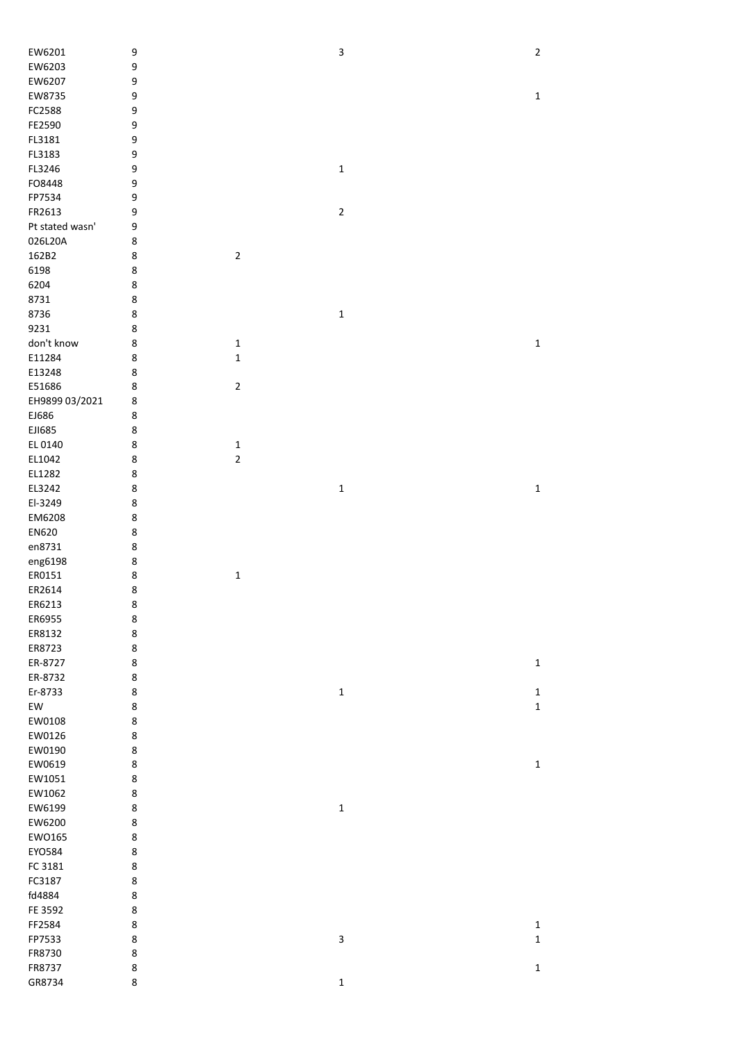| | | | | |
|---|---|---|---|---|
| EW6201 | 9 | | 3 | 2 |
| EW6203 | 9 | | | |
| EW6207 | 9 | | | |
| EW8735 | 9 | | | 1 |
| FC2588 | 9 | | | |
| FE2590 | 9 | | | |
| FL3181 | 9 | | | |
| FL3183 | 9 | | | |
| FL3246 | 9 | | 1 | |
| FO8448 | 9 | | | |
| FP7534 | 9 | | | |
| FR2613 | 9 | | 2 | |
| Pt stated wasn' | 9 | | | |
| 026L20A | 8 | | | |
| 162B2 | 8 | 2 | | |
| 6198 | 8 | | | |
| 6204 | 8 | | | |
| 8731 | 8 | | | |
| 8736 | 8 | | 1 | |
| 9231 | 8 | | | |
| don't know | 8 | 1 | | 1 |
| E11284 | 8 | 1 | | |
| E13248 | 8 | | | |
| E51686 | 8 | 2 | | |
| EH9899 03/2021 | 8 | | | |
| EJ686 | 8 | | | |
| EJI685 | 8 | | | |
| EL 0140 | 8 | 1 | | |
| EL1042 | 8 | 2 | | |
| EL1282 | 8 | | | |
| EL3242 | 8 | | 1 | 1 |
| El-3249 | 8 | | | |
| EM6208 | 8 | | | |
| EN620 | 8 | | | |
| en8731 | 8 | | | |
| eng6198 | 8 | | | |
| ER0151 | 8 | 1 | | |
| ER2614 | 8 | | | |
| ER6213 | 8 | | | |
| ER6955 | 8 | | | |
| ER8132 | 8 | | | |
| ER8723 | 8 | | | |
| ER-8727 | 8 | | | 1 |
| ER-8732 | 8 | | | |
| Er-8733 | 8 | | 1 | 1 |
| EW | 8 | | | 1 |
| EW0108 | 8 | | | |
| EW0126 | 8 | | | |
| EW0190 | 8 | | | |
| EW0619 | 8 | | | 1 |
| EW1051 | 8 | | | |
| EW1062 | 8 | | | |
| EW6199 | 8 | | 1 | |
| EW6200 | 8 | | | |
| EWO165 | 8 | | | |
| EYO584 | 8 | | | |
| FC 3181 | 8 | | | |
| FC3187 | 8 | | | |
| fd4884 | 8 | | | |
| FE 3592 | 8 | | | |
| FF2584 | 8 | | | 1 |
| FP7533 | 8 | | 3 | 1 |
| FR8730 | 8 | | | |
| FR8737 | 8 | | | 1 |
| GR8734 | 8 | | 1 | |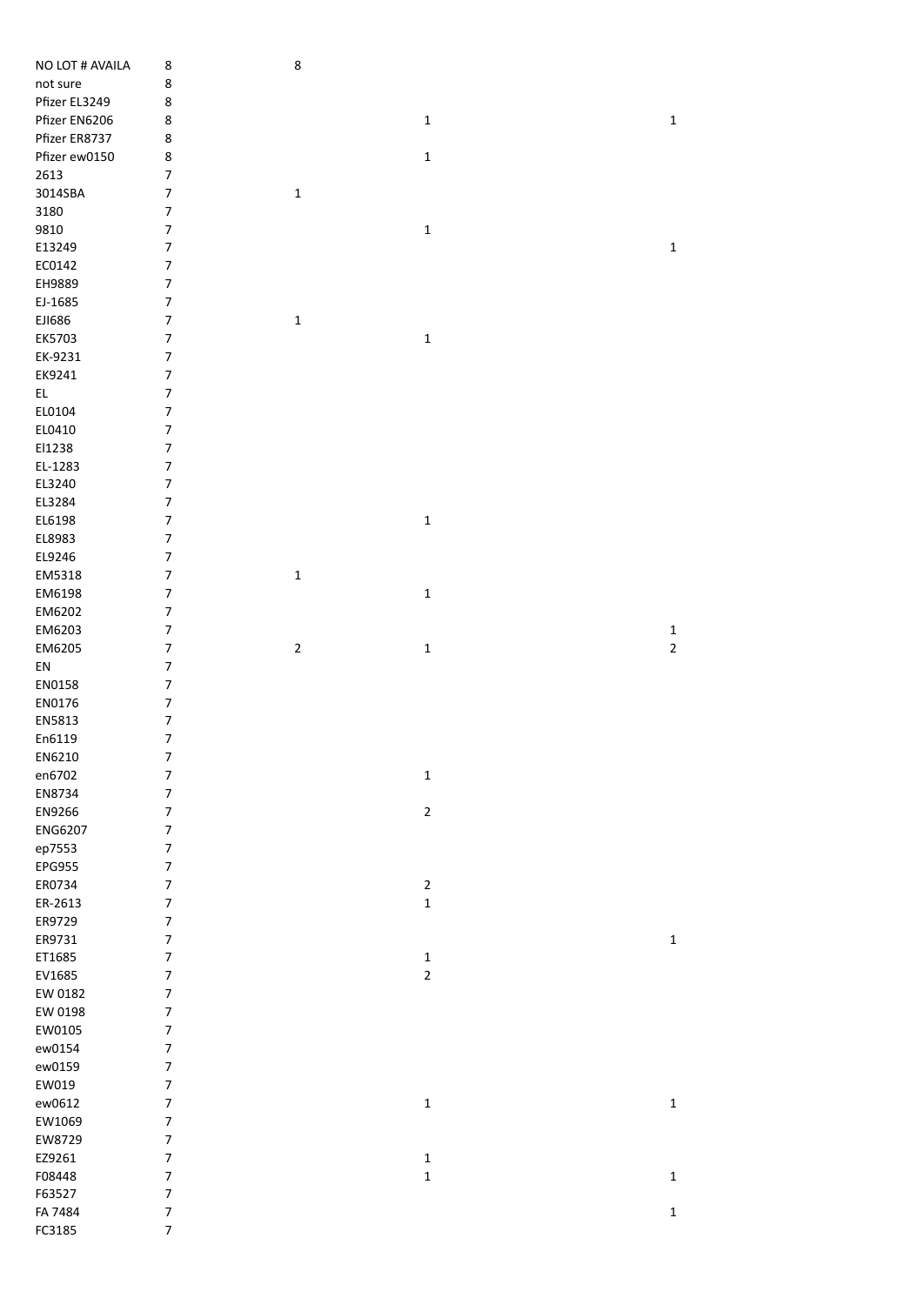| | | | | |
|---|---|---|---|---|
| NO LOT # AVAILA | 8 | 8 | | |
| not sure | 8 | | | |
| Pfizer EL3249 | 8 | | | |
| Pfizer EN6206 | 8 | | 1 | 1 |
| Pfizer ER8737 | 8 | | | |
| Pfizer ew0150 | 8 | | 1 | |
| 2613 | 7 | | | |
| 3014SBA | 7 | 1 | | |
| 3180 | 7 | | | |
| 9810 | 7 | | 1 | |
| E13249 | 7 | | | 1 |
| EC0142 | 7 | | | |
| EH9889 | 7 | | | |
| EJ-1685 | 7 | | | |
| EJI686 | 7 | 1 | | |
| EK5703 | 7 | | 1 | |
| EK-9231 | 7 | | | |
| EK9241 | 7 | | | |
| EL | 7 | | | |
| EL0104 | 7 | | | |
| EL0410 | 7 | | | |
| El1238 | 7 | | | |
| EL-1283 | 7 | | | |
| EL3240 | 7 | | | |
| EL3284 | 7 | | | |
| EL6198 | 7 | | 1 | |
| EL8983 | 7 | | | |
| EL9246 | 7 | | | |
| EM5318 | 7 | 1 | | |
| EM6198 | 7 | | 1 | |
| EM6202 | 7 | | | |
| EM6203 | 7 | | | 1 |
| EM6205 | 7 | 2 | 1 | 2 |
| EN | 7 | | | |
| EN0158 | 7 | | | |
| EN0176 | 7 | | | |
| EN5813 | 7 | | | |
| En6119 | 7 | | | |
| EN6210 | 7 | | | |
| en6702 | 7 | | 1 | |
| EN8734 | 7 | | | |
| EN9266 | 7 | | 2 | |
| ENG6207 | 7 | | | |
| ep7553 | 7 | | | |
| EPG955 | 7 | | | |
| ER0734 | 7 | | 2 | |
| ER-2613 | 7 | | 1 | |
| ER9729 | 7 | | | |
| ER9731 | 7 | | | 1 |
| ET1685 | 7 | | 1 | |
| EV1685 | 7 | | 2 | |
| EW 0182 | 7 | | | |
| EW 0198 | 7 | | | |
| EW0105 | 7 | | | |
| ew0154 | 7 | | | |
| ew0159 | 7 | | | |
| EW019 | 7 | | | |
| ew0612 | 7 | | 1 | 1 |
| EW1069 | 7 | | | |
| EW8729 | 7 | | | |
| EZ9261 | 7 | | 1 | |
| F08448 | 7 | | 1 | 1 |
| F63527 | 7 | | | |
| FA 7484 | 7 | | | 1 |
| FC3185 | 7 | | | |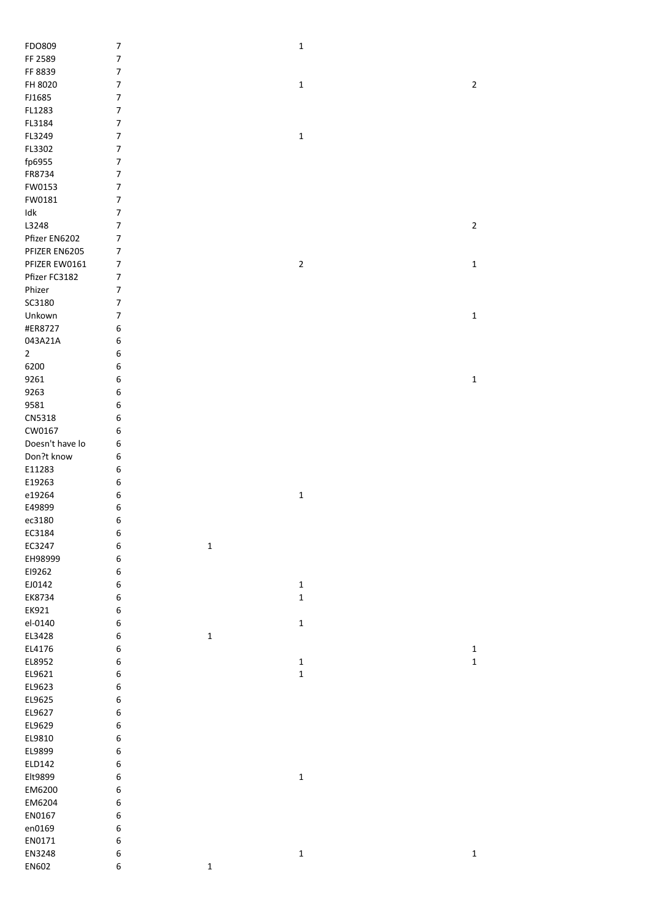| | | | | |
|---|---|---|---|---|
| FDO809 | 7 | | 1 | |
| FF 2589 | 7 | | | |
| FF 8839 | 7 | | | |
| FH 8020 | 7 | | 1 | 2 |
| FJ1685 | 7 | | | |
| FL1283 | 7 | | | |
| FL3184 | 7 | | | |
| FL3249 | 7 | | 1 | |
| FL3302 | 7 | | | |
| fp6955 | 7 | | | |
| FR8734 | 7 | | | |
| FW0153 | 7 | | | |
| FW0181 | 7 | | | |
| Idk | 7 | | | |
| L3248 | 7 | | | 2 |
| Pfizer EN6202 | 7 | | | |
| PFIZER EN6205 | 7 | | | |
| PFIZER EW0161 | 7 | | 2 | 1 |
| Pfizer FC3182 | 7 | | | |
| Phizer | 7 | | | |
| SC3180 | 7 | | | |
| Unkown | 7 | | | 1 |
| #ER8727 | 6 | | | |
| 043A21A | 6 | | | |
| 2 | 6 | | | |
| 6200 | 6 | | | |
| 9261 | 6 | | | 1 |
| 9263 | 6 | | | |
| 9581 | 6 | | | |
| CN5318 | 6 | | | |
| CW0167 | 6 | | | |
| Doesn't have lo | 6 | | | |
| Don?t know | 6 | | | |
| E11283 | 6 | | | |
| E19263 | 6 | | | |
| e19264 | 6 | | 1 | |
| E49899 | 6 | | | |
| ec3180 | 6 | | | |
| EC3184 | 6 | | | |
| EC3247 | 6 | 1 | | |
| EH98999 | 6 | | | |
| EI9262 | 6 | | | |
| EJ0142 | 6 | | 1 | |
| EK8734 | 6 | | 1 | |
| EK921 | 6 | | | |
| el-0140 | 6 | | 1 | |
| EL3428 | 6 | 1 | | |
| EL4176 | 6 | | | 1 |
| EL8952 | 6 | | 1 | 1 |
| EL9621 | 6 | | 1 | |
| EL9623 | 6 | | | |
| EL9625 | 6 | | | |
| EL9627 | 6 | | | |
| EL9629 | 6 | | | |
| EL9810 | 6 | | | |
| EL9899 | 6 | | | |
| ELD142 | 6 | | | |
| Elt9899 | 6 | | 1 | |
| EM6200 | 6 | | | |
| EM6204 | 6 | | | |
| EN0167 | 6 | | | |
| en0169 | 6 | | | |
| EN0171 | 6 | | | |
| EN3248 | 6 | | 1 | 1 |
| EN602 | 6 | 1 | | |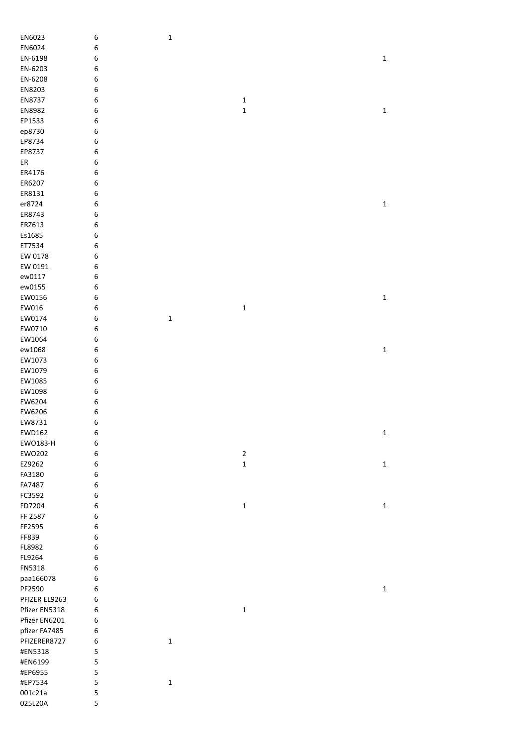| | | | | |
|---|---|---|---|---|
| EN6023 | 6 | 1 | | |
| EN6024 | 6 | | | |
| EN-6198 | 6 | | | 1 |
| EN-6203 | 6 | | | |
| EN-6208 | 6 | | | |
| EN8203 | 6 | | | |
| EN8737 | 6 | | 1 | |
| EN8982 | 6 | | 1 | 1 |
| EP1533 | 6 | | | |
| ep8730 | 6 | | | |
| EP8734 | 6 | | | |
| EP8737 | 6 | | | |
| ER | 6 | | | |
| ER4176 | 6 | | | |
| ER6207 | 6 | | | |
| ER8131 | 6 | | | |
| er8724 | 6 | | | 1 |
| ER8743 | 6 | | | |
| ERZ613 | 6 | | | |
| Es1685 | 6 | | | |
| ET7534 | 6 | | | |
| EW 0178 | 6 | | | |
| EW 0191 | 6 | | | |
| ew0117 | 6 | | | |
| ew0155 | 6 | | | |
| EW0156 | 6 | | | 1 |
| EW016 | 6 | | 1 | |
| EW0174 | 6 | 1 | | |
| EW0710 | 6 | | | |
| EW1064 | 6 | | | |
| ew1068 | 6 | | | 1 |
| EW1073 | 6 | | | |
| EW1079 | 6 | | | |
| EW1085 | 6 | | | |
| EW1098 | 6 | | | |
| EW6204 | 6 | | | |
| EW6206 | 6 | | | |
| EW8731 | 6 | | | |
| EWD162 | 6 | | | 1 |
| EWO183-H | 6 | | | |
| EWO202 | 6 | | 2 | |
| EZ9262 | 6 | | 1 | 1 |
| FA3180 | 6 | | | |
| FA7487 | 6 | | | |
| FC3592 | 6 | | | |
| FD7204 | 6 | | 1 | 1 |
| FF 2587 | 6 | | | |
| FF2595 | 6 | | | |
| FF839 | 6 | | | |
| FL8982 | 6 | | | |
| FL9264 | 6 | | | |
| FN5318 | 6 | | | |
| paa166078 | 6 | | | |
| PF2590 | 6 | | | 1 |
| PFIZER EL9263 | 6 | | | |
| Pfizer EN5318 | 6 | | 1 | |
| Pfizer EN6201 | 6 | | | |
| pfizer FA7485 | 6 | | | |
| PFIZERER8727 | 6 | 1 | | |
| #EN5318 | 5 | | | |
| #EN6199 | 5 | | | |
| #EP6955 | 5 | | | |
| #EP7534 | 5 | 1 | | |
| 001c21a | 5 | | | |
| 025L20A | 5 | | | |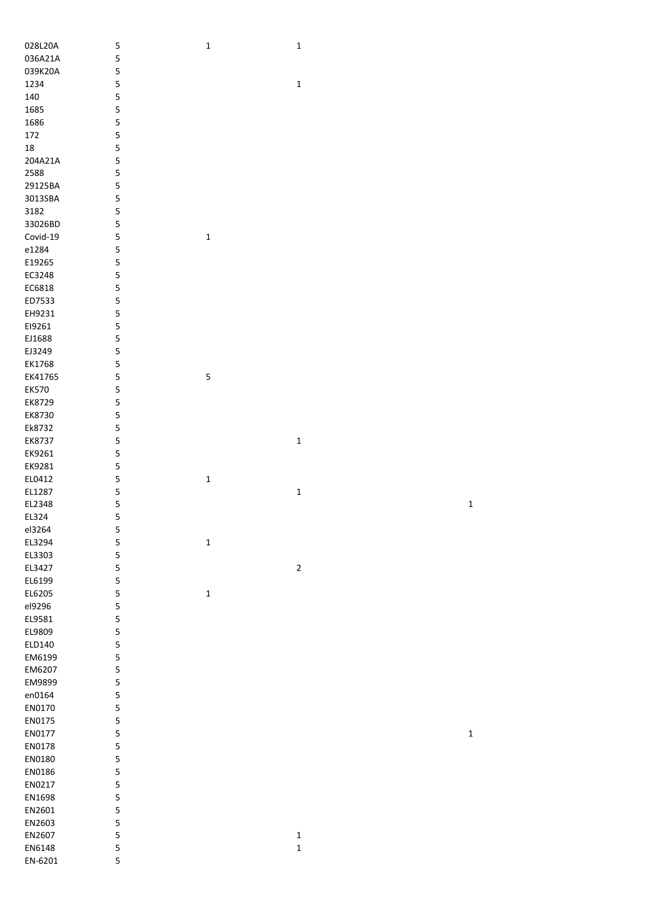| | | | | |
|---|---|---|---|---|
| 028L20A | 5 | 1 | 1 | |
| 036A21A | 5 | | | |
| 039K20A | 5 | | | |
| 1234 | 5 | | 1 | |
| 140 | 5 | | | |
| 1685 | 5 | | | |
| 1686 | 5 | | | |
| 172 | 5 | | | |
| 18 | 5 | | | |
| 204A21A | 5 | | | |
| 2588 | 5 | | | |
| 29125BA | 5 | | | |
| 3013SBA | 5 | | | |
| 3182 | 5 | | | |
| 33026BD | 5 | | | |
| Covid-19 | 5 | 1 | | |
| e1284 | 5 | | | |
| E19265 | 5 | | | |
| EC3248 | 5 | | | |
| EC6818 | 5 | | | |
| ED7533 | 5 | | | |
| EH9231 | 5 | | | |
| EI9261 | 5 | | | |
| EJ1688 | 5 | | | |
| EJ3249 | 5 | | | |
| EK1768 | 5 | | | |
| EK41765 | 5 | 5 | | |
| EK570 | 5 | | | |
| EK8729 | 5 | | | |
| EK8730 | 5 | | | |
| Ek8732 | 5 | | | |
| EK8737 | 5 | | 1 | |
| EK9261 | 5 | | | |
| EK9281 | 5 | | | |
| EL0412 | 5 | 1 | | |
| EL1287 | 5 | | 1 | |
| EL2348 | 5 | | | 1 |
| EL324 | 5 | | | |
| el3264 | 5 | | | |
| EL3294 | 5 | 1 | | |
| EL3303 | 5 | | | |
| EL3427 | 5 | | 2 | |
| EL6199 | 5 | | | |
| EL6205 | 5 | 1 | | |
| el9296 | 5 | | | |
| EL9581 | 5 | | | |
| EL9809 | 5 | | | |
| ELD140 | 5 | | | |
| EM6199 | 5 | | | |
| EM6207 | 5 | | | |
| EM9899 | 5 | | | |
| en0164 | 5 | | | |
| EN0170 | 5 | | | |
| EN0175 | 5 | | | |
| EN0177 | 5 | | | 1 |
| EN0178 | 5 | | | |
| EN0180 | 5 | | | |
| EN0186 | 5 | | | |
| EN0217 | 5 | | | |
| EN1698 | 5 | | | |
| EN2601 | 5 | | | |
| EN2603 | 5 | | | |
| EN2607 | 5 | | 1 | |
| EN6148 | 5 | | 1 | |
| EN-6201 | 5 | | | |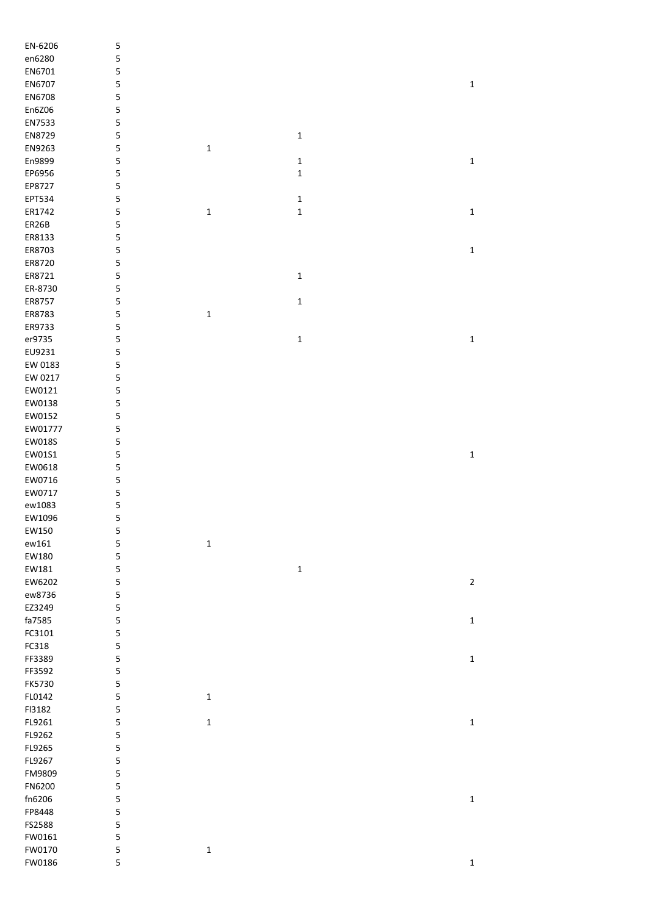| | | | | |
|---|---|---|---|---|
| EN-6206 | 5 | | | |
| en6280 | 5 | | | |
| EN6701 | 5 | | | |
| EN6707 | 5 | | | 1 |
| EN6708 | 5 | | | |
| En6Z06 | 5 | | | |
| EN7533 | 5 | | | |
| EN8729 | 5 | | 1 | |
| EN9263 | 5 | 1 | | |
| En9899 | 5 | | 1 | 1 |
| EP6956 | 5 | | 1 | |
| EP8727 | 5 | | | |
| EPT534 | 5 | | 1 | |
| ER1742 | 5 | 1 | 1 | 1 |
| ER26B | 5 | | | |
| ER8133 | 5 | | | |
| ER8703 | 5 | | | 1 |
| ER8720 | 5 | | | |
| ER8721 | 5 | | 1 | |
| ER-8730 | 5 | | | |
| ER8757 | 5 | | 1 | |
| ER8783 | 5 | 1 | | |
| ER9733 | 5 | | | |
| er9735 | 5 | | 1 | 1 |
| EU9231 | 5 | | | |
| EW 0183 | 5 | | | |
| EW 0217 | 5 | | | |
| EW0121 | 5 | | | |
| EW0138 | 5 | | | |
| EW0152 | 5 | | | |
| EW01777 | 5 | | | |
| EW018S | 5 | | | |
| EW01S1 | 5 | | | 1 |
| EW0618 | 5 | | | |
| EW0716 | 5 | | | |
| EW0717 | 5 | | | |
| ew1083 | 5 | | | |
| EW1096 | 5 | | | |
| EW150 | 5 | | | |
| ew161 | 5 | 1 | | |
| EW180 | 5 | | | |
| EW181 | 5 | | 1 | |
| EW6202 | 5 | | | 2 |
| ew8736 | 5 | | | |
| EZ3249 | 5 | | | |
| fa7585 | 5 | | | 1 |
| FC3101 | 5 | | | |
| FC318 | 5 | | | |
| FF3389 | 5 | | | 1 |
| FF3592 | 5 | | | |
| FK5730 | 5 | | | |
| FL0142 | 5 | 1 | | |
| Fl3182 | 5 | | | |
| FL9261 | 5 | 1 | | 1 |
| FL9262 | 5 | | | |
| FL9265 | 5 | | | |
| FL9267 | 5 | | | |
| FM9809 | 5 | | | |
| FN6200 | 5 | | | |
| fn6206 | 5 | | | 1 |
| FP8448 | 5 | | | |
| FS2588 | 5 | | | |
| FW0161 | 5 | | | |
| FW0170 | 5 | 1 | | |
| FW0186 | 5 | | | 1 |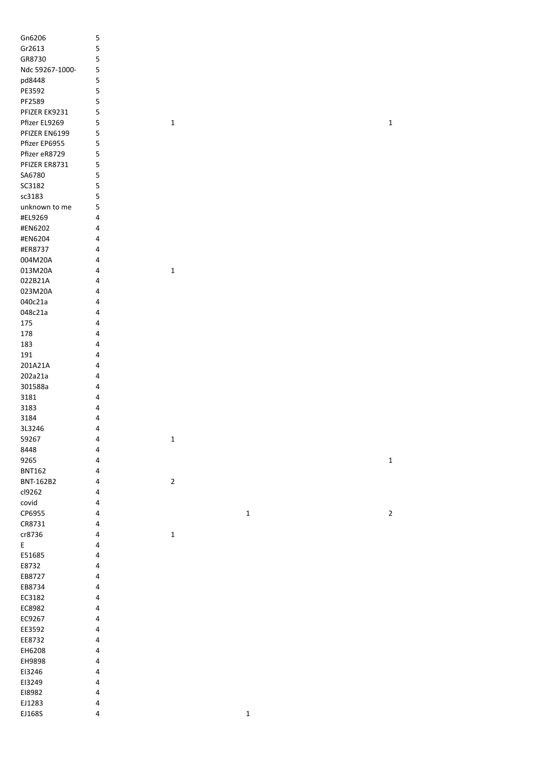| | | | | |
|---|---|---|---|---|
| Gn6206 | 5 | | | |
| Gr2613 | 5 | | | |
| GR8730 | 5 | | | |
| Ndc 59267-1000- | 5 | | | |
| pd8448 | 5 | | | |
| PE3592 | 5 | | | |
| PF2589 | 5 | | | |
| PFIZER EK9231 | 5 | | | |
| Pfizer EL9269 | 5 | 1 | | 1 |
| PFIZER EN6199 | 5 | | | |
| Pfizer EP6955 | 5 | | | |
| Pfizer eR8729 | 5 | | | |
| PFIZER ER8731 | 5 | | | |
| SA6780 | 5 | | | |
| SC3182 | 5 | | | |
| sc3183 | 5 | | | |
| unknown to me | 5 | | | |
| #EL9269 | 4 | | | |
| #EN6202 | 4 | | | |
| #EN6204 | 4 | | | |
| #ER8737 | 4 | | | |
| 004M20A | 4 | | | |
| 013M20A | 4 | 1 | | |
| 022B21A | 4 | | | |
| 023M20A | 4 | | | |
| 040c21a | 4 | | | |
| 048c21a | 4 | | | |
| 175 | 4 | | | |
| 178 | 4 | | | |
| 183 | 4 | | | |
| 191 | 4 | | | |
| 201A21A | 4 | | | |
| 202a21a | 4 | | | |
| 301588a | 4 | | | |
| 3181 | 4 | | | |
| 3183 | 4 | | | |
| 3184 | 4 | | | |
| 3L3246 | 4 | | | |
| 59267 | 4 | 1 | | |
| 8448 | 4 | | | |
| 9265 | 4 | | | 1 |
| BNT162 | 4 | | | |
| BNT-162B2 | 4 | 2 | | |
| cl9262 | 4 | | | |
| covid | 4 | | | |
| CP6955 | 4 | | 1 | 2 |
| CR8731 | 4 | | | |
| cr8736 | 4 | 1 | | |
| E | 4 | | | |
| E51685 | 4 | | | |
| E8732 | 4 | | | |
| EB8727 | 4 | | | |
| EB8734 | 4 | | | |
| EC3182 | 4 | | | |
| EC8982 | 4 | | | |
| EC9267 | 4 | | | |
| EE3592 | 4 | | | |
| EE8732 | 4 | | | |
| EH6208 | 4 | | | |
| EH9898 | 4 | | | |
| EI3246 | 4 | | | |
| EI3249 | 4 | | | |
| EI8982 | 4 | | | |
| EJ1283 | 4 | | | |
| EJ168S | 4 | | 1 | |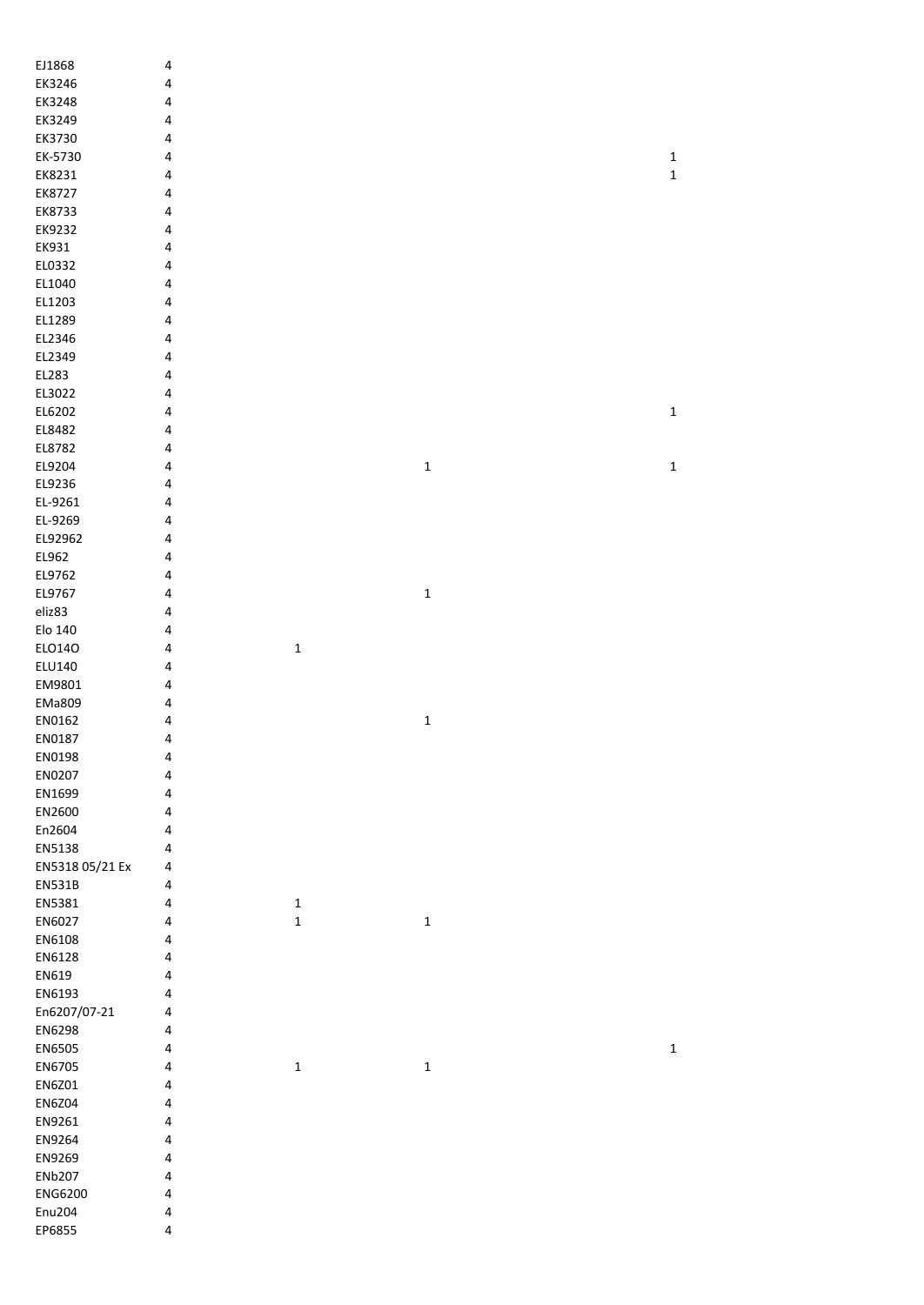| | | | | |
|---|---|---|---|---|
| EJ1868 | 4 | | | |
| EK3246 | 4 | | | |
| EK3248 | 4 | | | |
| EK3249 | 4 | | | |
| EK3730 | 4 | | | |
| EK-5730 | 4 | | | 1 |
| EK8231 | 4 | | | 1 |
| EK8727 | 4 | | | |
| EK8733 | 4 | | | |
| EK9232 | 4 | | | |
| EK931 | 4 | | | |
| EL0332 | 4 | | | |
| EL1040 | 4 | | | |
| EL1203 | 4 | | | |
| EL1289 | 4 | | | |
| EL2346 | 4 | | | |
| EL2349 | 4 | | | |
| EL283 | 4 | | | |
| EL3022 | 4 | | | |
| EL6202 | 4 | | | 1 |
| EL8482 | 4 | | | |
| EL8782 | 4 | | | |
| EL9204 | 4 | | 1 | 1 |
| EL9236 | 4 | | | |
| EL-9261 | 4 | | | |
| EL-9269 | 4 | | | |
| EL92962 | 4 | | | |
| EL962 | 4 | | | |
| EL9762 | 4 | | | |
| EL9767 | 4 | | 1 | |
| eliz83 | 4 | | | |
| Elo 140 | 4 | | | |
| ELO14O | 4 | 1 | | |
| ELU140 | 4 | | | |
| EM9801 | 4 | | | |
| EMa809 | 4 | | | |
| EN0162 | 4 | | 1 | |
| EN0187 | 4 | | | |
| EN0198 | 4 | | | |
| EN0207 | 4 | | | |
| EN1699 | 4 | | | |
| EN2600 | 4 | | | |
| En2604 | 4 | | | |
| EN5138 | 4 | | | |
| EN5318 05/21 Ex | 4 | | | |
| EN531B | 4 | | | |
| EN5381 | 4 | 1 | | |
| EN6027 | 4 | 1 | 1 | |
| EN6108 | 4 | | | |
| EN6128 | 4 | | | |
| EN619 | 4 | | | |
| EN6193 | 4 | | | |
| En6207/07-21 | 4 | | | |
| EN6298 | 4 | | | |
| EN6505 | 4 | | | 1 |
| EN6705 | 4 | 1 | 1 | |
| EN6Z01 | 4 | | | |
| EN6Z04 | 4 | | | |
| EN9261 | 4 | | | |
| EN9264 | 4 | | | |
| EN9269 | 4 | | | |
| ENb207 | 4 | | | |
| ENG6200 | 4 | | | |
| Enu204 | 4 | | | |
| EP6855 | 4 | | | |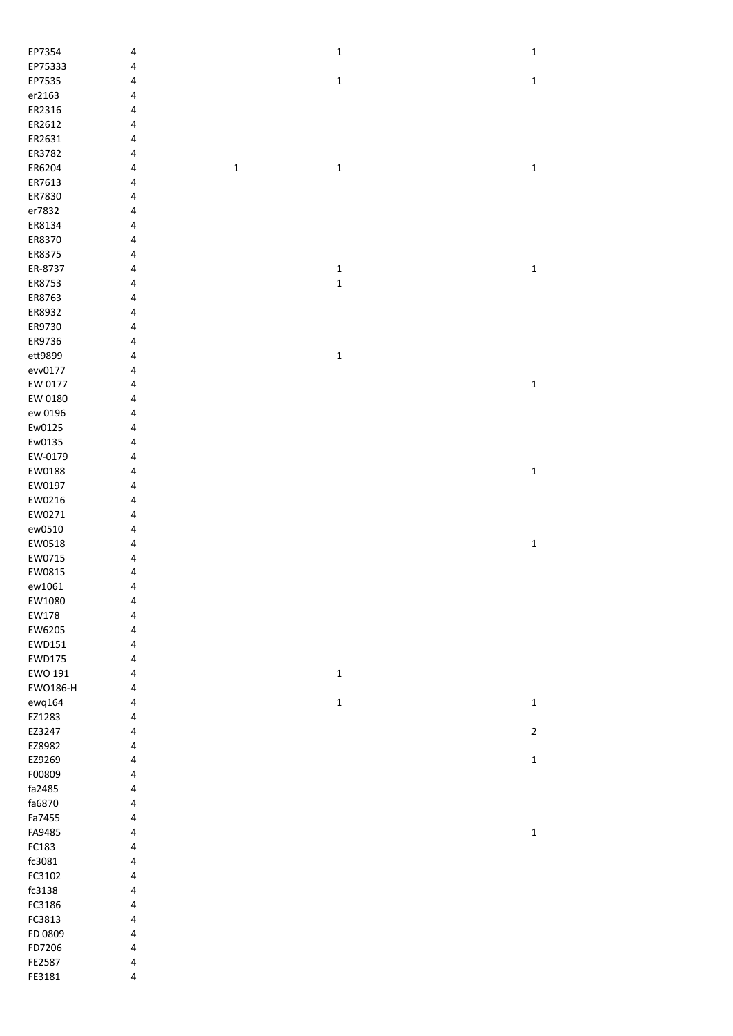| | | | | |
|---|---|---|---|---|
| EP7354 | 4 | | 1 | 1 |
| EP75333 | 4 | | | |
| EP7535 | 4 | | 1 | 1 |
| er2163 | 4 | | | |
| ER2316 | 4 | | | |
| ER2612 | 4 | | | |
| ER2631 | 4 | | | |
| ER3782 | 4 | | | |
| ER6204 | 4 | 1 | 1 | 1 |
| ER7613 | 4 | | | |
| ER7830 | 4 | | | |
| er7832 | 4 | | | |
| ER8134 | 4 | | | |
| ER8370 | 4 | | | |
| ER8375 | 4 | | | |
| ER-8737 | 4 | | 1 | 1 |
| ER8753 | 4 | | 1 | |
| ER8763 | 4 | | | |
| ER8932 | 4 | | | |
| ER9730 | 4 | | | |
| ER9736 | 4 | | | |
| ett9899 | 4 | | 1 | |
| evv0177 | 4 | | | |
| EW 0177 | 4 | | | 1 |
| EW 0180 | 4 | | | |
| ew 0196 | 4 | | | |
| Ew0125 | 4 | | | |
| Ew0135 | 4 | | | |
| EW-0179 | 4 | | | |
| EW0188 | 4 | | | 1 |
| EW0197 | 4 | | | |
| EW0216 | 4 | | | |
| EW0271 | 4 | | | |
| ew0510 | 4 | | | |
| EW0518 | 4 | | | 1 |
| EW0715 | 4 | | | |
| EW0815 | 4 | | | |
| ew1061 | 4 | | | |
| EW1080 | 4 | | | |
| EW178 | 4 | | | |
| EW6205 | 4 | | | |
| EWD151 | 4 | | | |
| EWD175 | 4 | | | |
| EWO 191 | 4 | | 1 | |
| EWO186-H | 4 | | | |
| ewq164 | 4 | | 1 | 1 |
| EZ1283 | 4 | | | |
| EZ3247 | 4 | | | 2 |
| EZ8982 | 4 | | | |
| EZ9269 | 4 | | | 1 |
| F00809 | 4 | | | |
| fa2485 | 4 | | | |
| fa6870 | 4 | | | |
| Fa7455 | 4 | | | |
| FA9485 | 4 | | | 1 |
| FC183 | 4 | | | |
| fc3081 | 4 | | | |
| FC3102 | 4 | | | |
| fc3138 | 4 | | | |
| FC3186 | 4 | | | |
| FC3813 | 4 | | | |
| FD 0809 | 4 | | | |
| FD7206 | 4 | | | |
| FE2587 | 4 | | | |
| FE3181 | 4 | | | |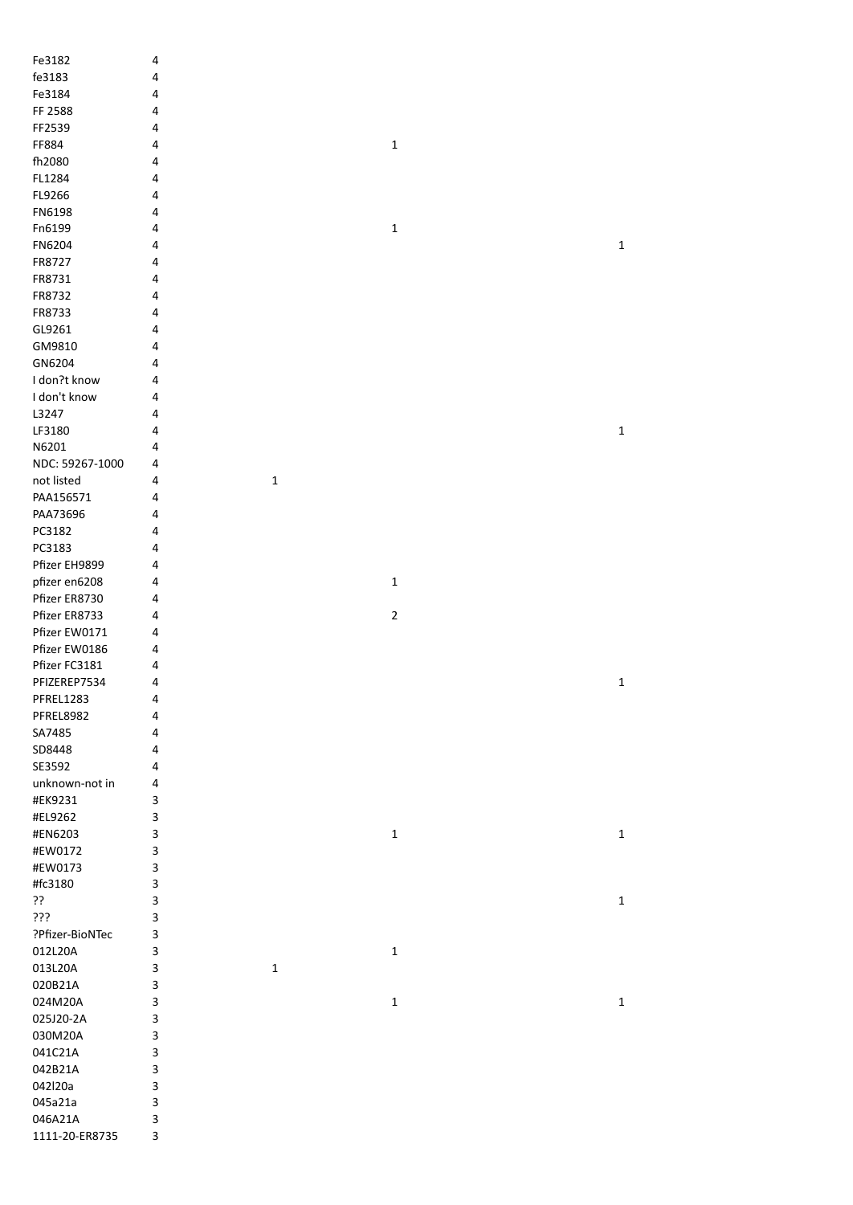| | | | | |
|---|---|---|---|---|
| Fe3182 | 4 | | | |
| fe3183 | 4 | | | |
| Fe3184 | 4 | | | |
| FF 2588 | 4 | | | |
| FF2539 | 4 | | | |
| FF884 | 4 | | 1 | |
| fh2080 | 4 | | | |
| FL1284 | 4 | | | |
| FL9266 | 4 | | | |
| FN6198 | 4 | | | |
| Fn6199 | 4 | | 1 | |
| FN6204 | 4 | | | 1 |
| FR8727 | 4 | | | |
| FR8731 | 4 | | | |
| FR8732 | 4 | | | |
| FR8733 | 4 | | | |
| GL9261 | 4 | | | |
| GM9810 | 4 | | | |
| GN6204 | 4 | | | |
| I don?t know | 4 | | | |
| I don't know | 4 | | | |
| L3247 | 4 | | | |
| LF3180 | 4 | | | 1 |
| N6201 | 4 | | | |
| NDC: 59267-1000 | 4 | | | |
| not listed | 4 | 1 | | |
| PAA156571 | 4 | | | |
| PAA73696 | 4 | | | |
| PC3182 | 4 | | | |
| PC3183 | 4 | | | |
| Pfizer EH9899 | 4 | | | |
| pfizer en6208 | 4 | | 1 | |
| Pfizer ER8730 | 4 | | | |
| Pfizer ER8733 | 4 | | 2 | |
| Pfizer EW0171 | 4 | | | |
| Pfizer EW0186 | 4 | | | |
| Pfizer FC3181 | 4 | | | |
| PFIZEREP7534 | 4 | | | 1 |
| PFREL1283 | 4 | | | |
| PFREL8982 | 4 | | | |
| SA7485 | 4 | | | |
| SD8448 | 4 | | | |
| SE3592 | 4 | | | |
| unknown-not in | 4 | | | |
| #EK9231 | 3 | | | |
| #EL9262 | 3 | | | |
| #EN6203 | 3 | | 1 | 1 |
| #EW0172 | 3 | | | |
| #EW0173 | 3 | | | |
| #fc3180 | 3 | | | |
| ?? | 3 | | | 1 |
| ??? | 3 | | | |
| ?Pfizer-BioNTec | 3 | | | |
| 012L20A | 3 | | 1 | |
| 013L20A | 3 | 1 | | |
| 020B21A | 3 | | | |
| 024M20A | 3 | | 1 | 1 |
| 025J20-2A | 3 | | | |
| 030M20A | 3 | | | |
| 041C21A | 3 | | | |
| 042B21A | 3 | | | |
| 042l20a | 3 | | | |
| 045a21a | 3 | | | |
| 046A21A | 3 | | | |
| 1111-20-ER8735 | 3 | | | |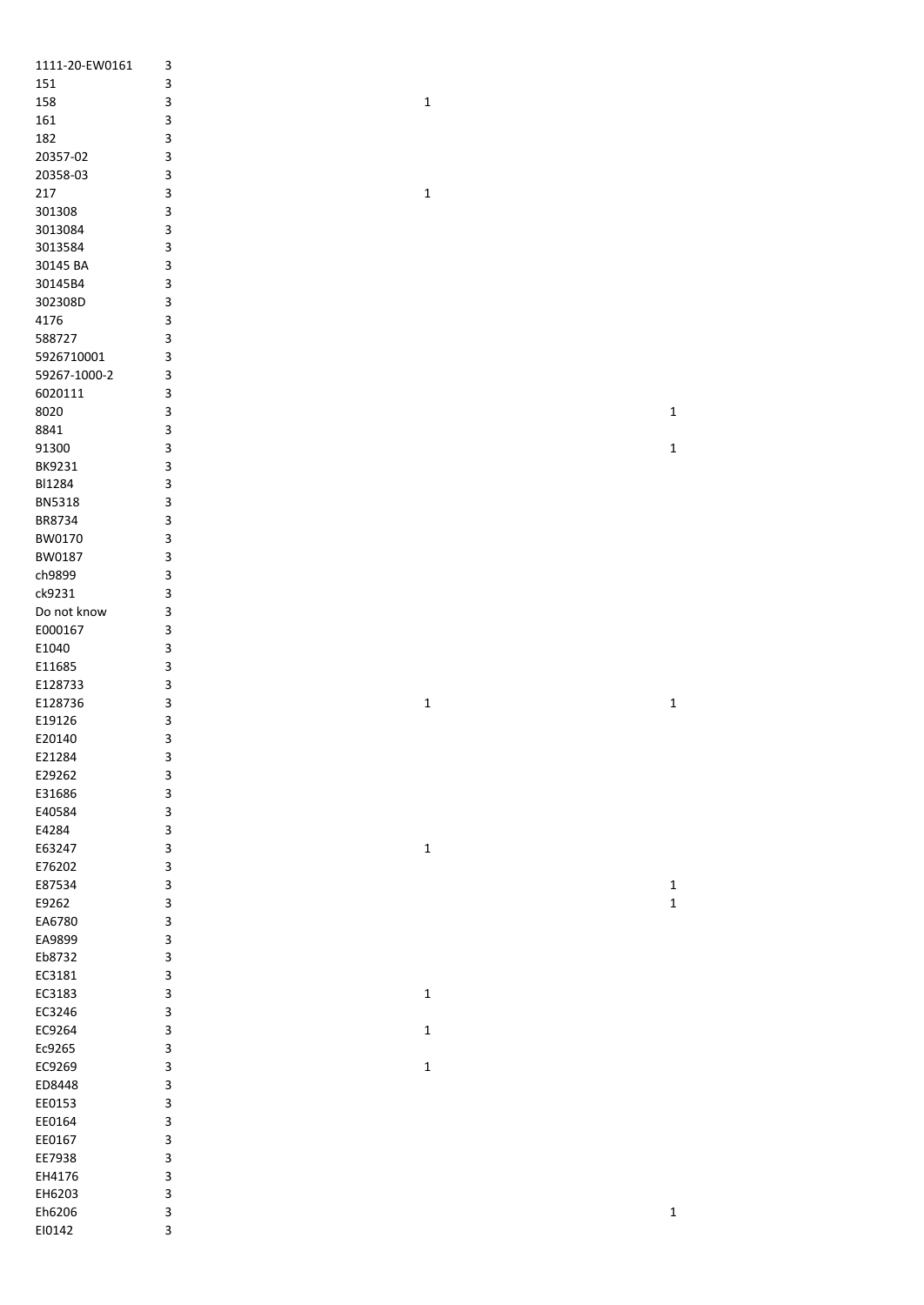| | | | |
|---|---|---|---|
| 1111-20-EW0161 | 3 | | |
| 151 | 3 | | |
| 158 | 3 | 1 | |
| 161 | 3 | | |
| 182 | 3 | | |
| 20357-02 | 3 | | |
| 20358-03 | 3 | | |
| 217 | 3 | 1 | |
| 301308 | 3 | | |
| 3013084 | 3 | | |
| 3013584 | 3 | | |
| 30145 BA | 3 | | |
| 30145B4 | 3 | | |
| 302308D | 3 | | |
| 4176 | 3 | | |
| 588727 | 3 | | |
| 5926710001 | 3 | | |
| 59267-1000-2 | 3 | | |
| 6020111 | 3 | | |
| 8020 | 3 | | 1 |
| 8841 | 3 | | |
| 91300 | 3 | | 1 |
| BK9231 | 3 | | |
| BI1284 | 3 | | |
| BN5318 | 3 | | |
| BR8734 | 3 | | |
| BW0170 | 3 | | |
| BW0187 | 3 | | |
| ch9899 | 3 | | |
| ck9231 | 3 | | |
| Do not know | 3 | | |
| E000167 | 3 | | |
| E1040 | 3 | | |
| E11685 | 3 | | |
| E128733 | 3 | | |
| E128736 | 3 | 1 | 1 |
| E19126 | 3 | | |
| E20140 | 3 | | |
| E21284 | 3 | | |
| E29262 | 3 | | |
| E31686 | 3 | | |
| E40584 | 3 | | |
| E4284 | 3 | | |
| E63247 | 3 | 1 | |
| E76202 | 3 | | |
| E87534 | 3 | | 1 |
| E9262 | 3 | | 1 |
| EA6780 | 3 | | |
| EA9899 | 3 | | |
| Eb8732 | 3 | | |
| EC3181 | 3 | | |
| EC3183 | 3 | 1 | |
| EC3246 | 3 | | |
| EC9264 | 3 | 1 | |
| Ec9265 | 3 | | |
| EC9269 | 3 | 1 | |
| ED8448 | 3 | | |
| EE0153 | 3 | | |
| EE0164 | 3 | | |
| EE0167 | 3 | | |
| EE7938 | 3 | | |
| EH4176 | 3 | | |
| EH6203 | 3 | | |
| Eh6206 | 3 | | 1 |
| EI0142 | 3 | | |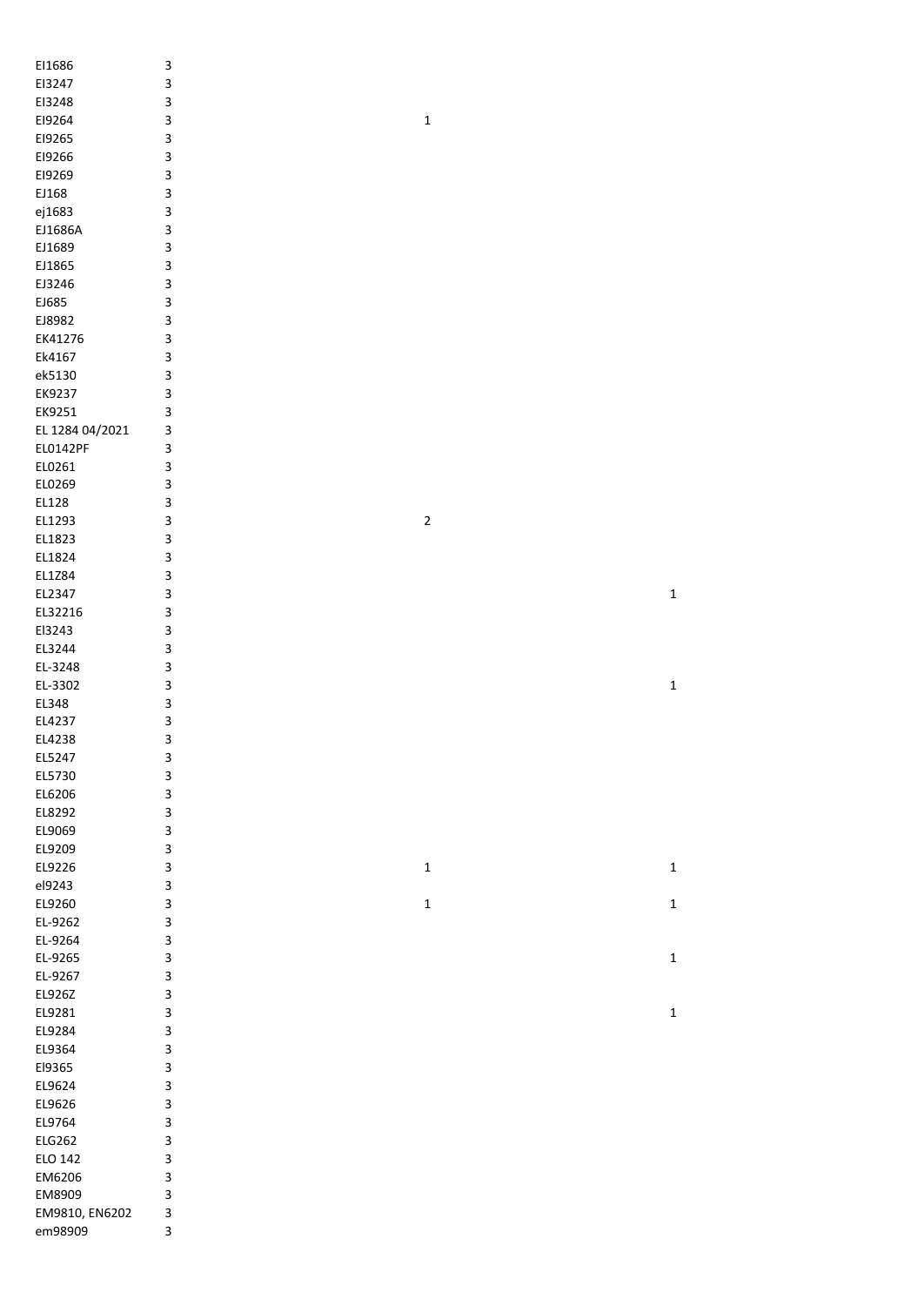| | | | |
|---|---|---|---|
| EI1686 | 3 | | |
| EI3247 | 3 | | |
| EI3248 | 3 | | |
| EI9264 | 3 | 1 | |
| EI9265 | 3 | | |
| EI9266 | 3 | | |
| EI9269 | 3 | | |
| EJ168 | 3 | | |
| ej1683 | 3 | | |
| EJ1686A | 3 | | |
| EJ1689 | 3 | | |
| EJ1865 | 3 | | |
| EJ3246 | 3 | | |
| EJ685 | 3 | | |
| EJ8982 | 3 | | |
| EK41276 | 3 | | |
| Ek4167 | 3 | | |
| ek5130 | 3 | | |
| EK9237 | 3 | | |
| EK9251 | 3 | | |
| EL 1284 04/2021 | 3 | | |
| EL0142PF | 3 | | |
| EL0261 | 3 | | |
| EL0269 | 3 | | |
| EL128 | 3 | | |
| EL1293 | 3 | 2 | |
| EL1823 | 3 | | |
| EL1824 | 3 | | |
| EL1Z84 | 3 | | |
| EL2347 | 3 | | 1 |
| EL32216 | 3 | | |
| El3243 | 3 | | |
| EL3244 | 3 | | |
| EL-3248 | 3 | | |
| EL-3302 | 3 | | 1 |
| EL348 | 3 | | |
| EL4237 | 3 | | |
| EL4238 | 3 | | |
| EL5247 | 3 | | |
| EL5730 | 3 | | |
| EL6206 | 3 | | |
| EL8292 | 3 | | |
| EL9069 | 3 | | |
| EL9209 | 3 | | |
| EL9226 | 3 | 1 | 1 |
| el9243 | 3 | | |
| EL9260 | 3 | 1 | 1 |
| EL-9262 | 3 | | |
| EL-9264 | 3 | | |
| EL-9265 | 3 | | 1 |
| EL-9267 | 3 | | |
| EL926Z | 3 | | |
| EL9281 | 3 | | 1 |
| EL9284 | 3 | | |
| EL9364 | 3 | | |
| El9365 | 3 | | |
| EL9624 | 3 | | |
| EL9626 | 3 | | |
| EL9764 | 3 | | |
| ELG262 | 3 | | |
| ELO 142 | 3 | | |
| EM6206 | 3 | | |
| EM8909 | 3 | | |
| EM9810, EN6202 | 3 | | |
| em98909 | 3 | | |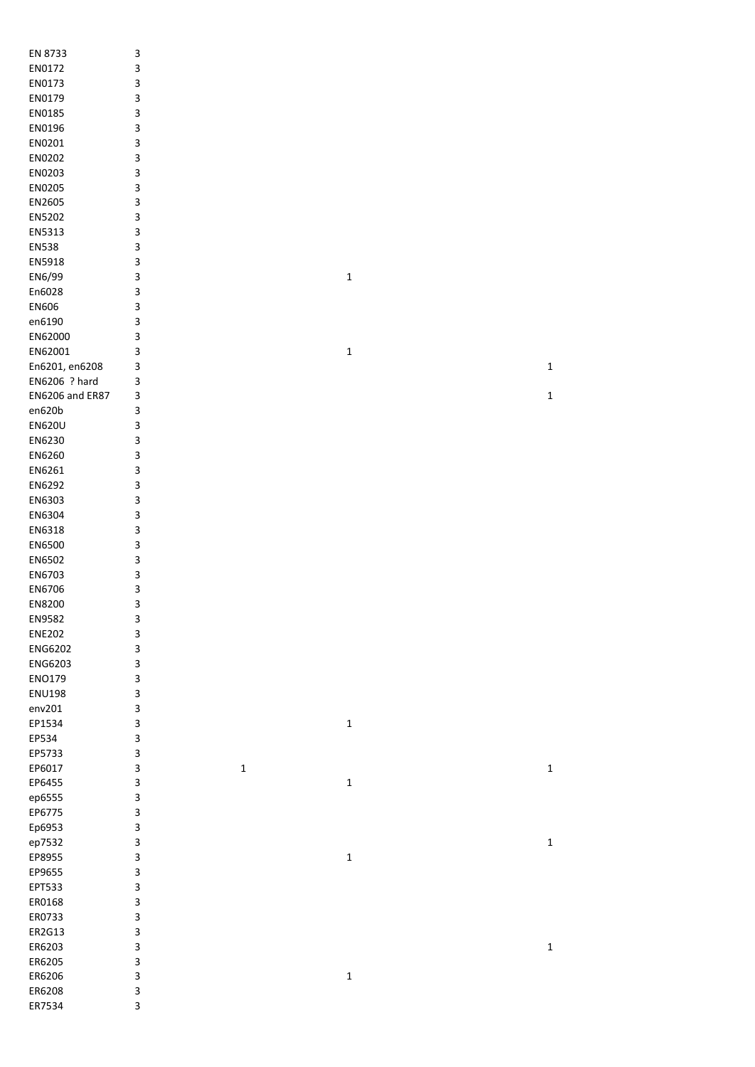| | | | | |
|---|---|---|---|---|
| EN 8733 | 3 | | | |
| EN0172 | 3 | | | |
| EN0173 | 3 | | | |
| EN0179 | 3 | | | |
| EN0185 | 3 | | | |
| EN0196 | 3 | | | |
| EN0201 | 3 | | | |
| EN0202 | 3 | | | |
| EN0203 | 3 | | | |
| EN0205 | 3 | | | |
| EN2605 | 3 | | | |
| EN5202 | 3 | | | |
| EN5313 | 3 | | | |
| EN538 | 3 | | | |
| EN5918 | 3 | | | |
| EN6/99 | 3 | | 1 | |
| En6028 | 3 | | | |
| EN606 | 3 | | | |
| en6190 | 3 | | | |
| EN62000 | 3 | | | |
| EN62001 | 3 | | 1 | |
| En6201, en6208 | 3 | | | 1 |
| EN6206 ? hard | 3 | | | |
| EN6206 and ER87 | 3 | | | 1 |
| en620b | 3 | | | |
| EN620U | 3 | | | |
| EN6230 | 3 | | | |
| EN6260 | 3 | | | |
| EN6261 | 3 | | | |
| EN6292 | 3 | | | |
| EN6303 | 3 | | | |
| EN6304 | 3 | | | |
| EN6318 | 3 | | | |
| EN6500 | 3 | | | |
| EN6502 | 3 | | | |
| EN6703 | 3 | | | |
| EN6706 | 3 | | | |
| EN8200 | 3 | | | |
| EN9582 | 3 | | | |
| ENE202 | 3 | | | |
| ENG6202 | 3 | | | |
| ENG6203 | 3 | | | |
| ENO179 | 3 | | | |
| ENU198 | 3 | | | |
| env201 | 3 | | | |
| EP1534 | 3 | | 1 | |
| EP534 | 3 | | | |
| EP5733 | 3 | | | |
| EP6017 | 3 | 1 | | 1 |
| EP6455 | 3 | | 1 | |
| ep6555 | 3 | | | |
| EP6775 | 3 | | | |
| Ep6953 | 3 | | | |
| ep7532 | 3 | | | 1 |
| EP8955 | 3 | | 1 | |
| EP9655 | 3 | | | |
| EPT533 | 3 | | | |
| ER0168 | 3 | | | |
| ER0733 | 3 | | | |
| ER2G13 | 3 | | | |
| ER6203 | 3 | | | 1 |
| ER6205 | 3 | | | |
| ER6206 | 3 | | 1 | |
| ER6208 | 3 | | | |
| ER7534 | 3 | | | |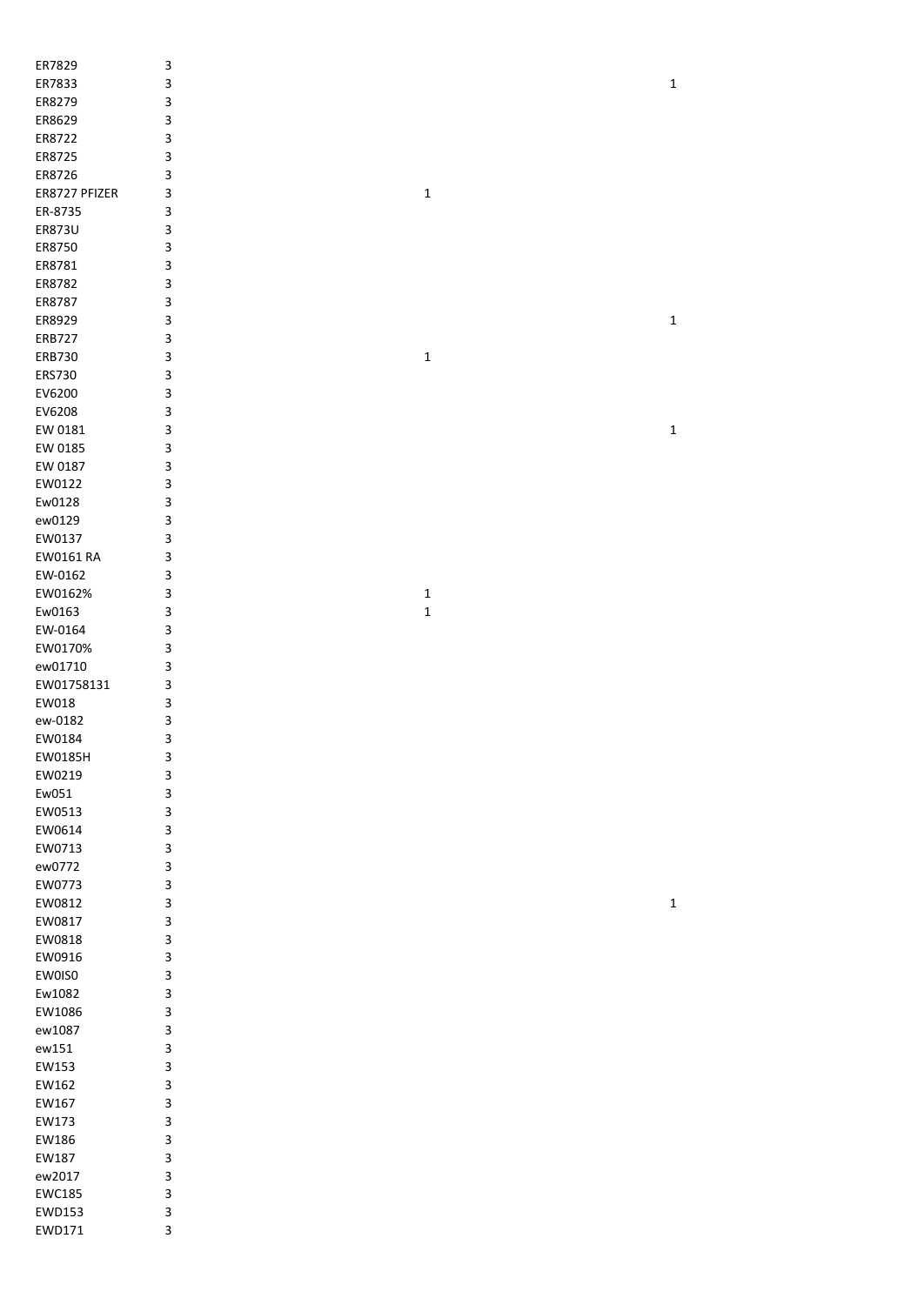| | | | |
|---|---|---|---|
| ER7829 | 3 | | |
| ER7833 | 3 | | 1 |
| ER8279 | 3 | | |
| ER8629 | 3 | | |
| ER8722 | 3 | | |
| ER8725 | 3 | | |
| ER8726 | 3 | | |
| ER8727 PFIZER | 3 | 1 | |
| ER-8735 | 3 | | |
| ER873U | 3 | | |
| ER8750 | 3 | | |
| ER8781 | 3 | | |
| ER8782 | 3 | | |
| ER8787 | 3 | | |
| ER8929 | 3 | | 1 |
| ERB727 | 3 | | |
| ERB730 | 3 | 1 | |
| ERS730 | 3 | | |
| EV6200 | 3 | | |
| EV6208 | 3 | | |
| EW 0181 | 3 | | 1 |
| EW 0185 | 3 | | |
| EW 0187 | 3 | | |
| EW0122 | 3 | | |
| Ew0128 | 3 | | |
| ew0129 | 3 | | |
| EW0137 | 3 | | |
| EW0161 RA | 3 | | |
| EW-0162 | 3 | | |
| EW0162% | 3 | 1 | |
| Ew0163 | 3 | 1 | |
| EW-0164 | 3 | | |
| EW0170% | 3 | | |
| ew01710 | 3 | | |
| EW01758131 | 3 | | |
| EW018 | 3 | | |
| ew-0182 | 3 | | |
| EW0184 | 3 | | |
| EW0185H | 3 | | |
| EW0219 | 3 | | |
| Ew051 | 3 | | |
| EW0513 | 3 | | |
| EW0614 | 3 | | |
| EW0713 | 3 | | |
| ew0772 | 3 | | |
| EW0773 | 3 | | |
| EW0812 | 3 | | 1 |
| EW0817 | 3 | | |
| EW0818 | 3 | | |
| EW0916 | 3 | | |
| EW0IS0 | 3 | | |
| Ew1082 | 3 | | |
| EW1086 | 3 | | |
| ew1087 | 3 | | |
| ew151 | 3 | | |
| EW153 | 3 | | |
| EW162 | 3 | | |
| EW167 | 3 | | |
| EW173 | 3 | | |
| EW186 | 3 | | |
| EW187 | 3 | | |
| ew2017 | 3 | | |
| EWC185 | 3 | | |
| EWD153 | 3 | | |
| EWD171 | 3 | | |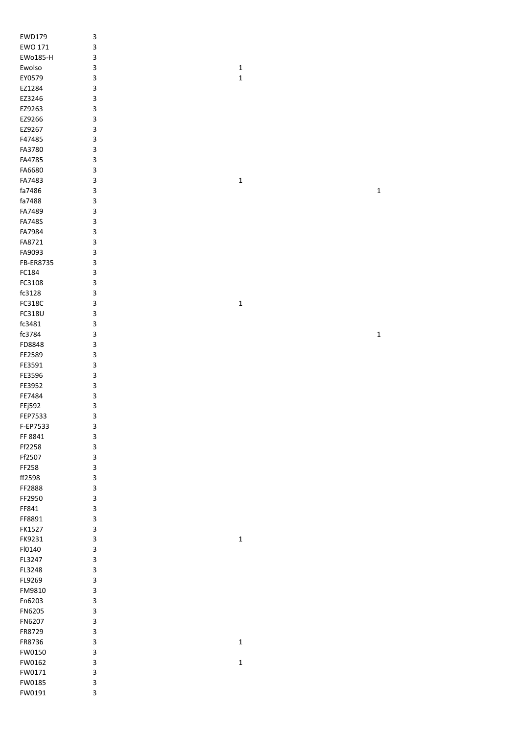| | | | |
|---|---|---|---|
| EWD179 | 3 | | |
| EWO 171 | 3 | | |
| EWo185-H | 3 | | |
| Ewolso | 3 | 1 | |
| EY0579 | 3 | 1 | |
| EZ1284 | 3 | | |
| EZ3246 | 3 | | |
| EZ9263 | 3 | | |
| EZ9266 | 3 | | |
| EZ9267 | 3 | | |
| F47485 | 3 | | |
| FA3780 | 3 | | |
| FA4785 | 3 | | |
| FA6680 | 3 | | |
| FA7483 | 3 | 1 | |
| fa7486 | 3 | | 1 |
| fa7488 | 3 | | |
| FA7489 | 3 | | |
| FA748S | 3 | | |
| FA7984 | 3 | | |
| FA8721 | 3 | | |
| FA9093 | 3 | | |
| FB-ER8735 | 3 | | |
| FC184 | 3 | | |
| FC3108 | 3 | | |
| fc3128 | 3 | | |
| FC318C | 3 | 1 | |
| FC318U | 3 | | |
| fc3481 | 3 | | |
| fc3784 | 3 | | 1 |
| FD8848 | 3 | | |
| FE2589 | 3 | | |
| FE3591 | 3 | | |
| FE3596 | 3 | | |
| FE3952 | 3 | | |
| FE7484 | 3 | | |
| FEj592 | 3 | | |
| FEP7533 | 3 | | |
| F-EP7533 | 3 | | |
| FF 8841 | 3 | | |
| Ff2258 | 3 | | |
| Ff2507 | 3 | | |
| FF258 | 3 | | |
| ff2598 | 3 | | |
| FF2888 | 3 | | |
| FF2950 | 3 | | |
| FF841 | 3 | | |
| FF8891 | 3 | | |
| FK1527 | 3 | | |
| FK9231 | 3 | 1 | |
| Fl0140 | 3 | | |
| FL3247 | 3 | | |
| FL3248 | 3 | | |
| FL9269 | 3 | | |
| FM9810 | 3 | | |
| Fn6203 | 3 | | |
| FN6205 | 3 | | |
| FN6207 | 3 | | |
| FR8729 | 3 | | |
| FR8736 | 3 | 1 | |
| FW0150 | 3 | | |
| FW0162 | 3 | 1 | |
| FW0171 | 3 | | |
| FW0185 | 3 | | |
| FW0191 | 3 | | |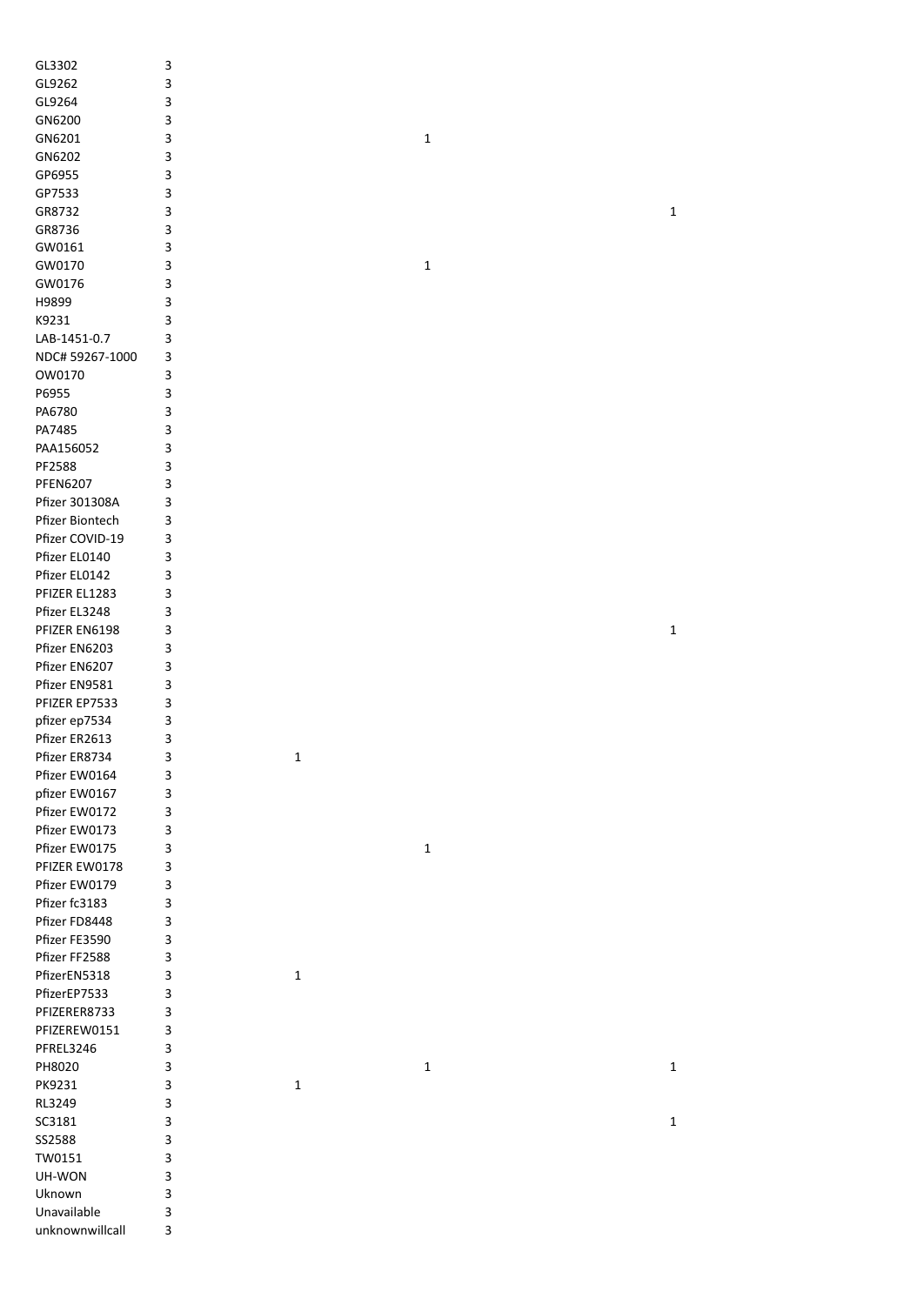| | | | | |
|---|---|---|---|---|
| GL3302 | 3 | | | |
| GL9262 | 3 | | | |
| GL9264 | 3 | | | |
| GN6200 | 3 | | | |
| GN6201 | 3 | | 1 | |
| GN6202 | 3 | | | |
| GP6955 | 3 | | | |
| GP7533 | 3 | | | |
| GR8732 | 3 | | | 1 |
| GR8736 | 3 | | | |
| GW0161 | 3 | | | |
| GW0170 | 3 | | 1 | |
| GW0176 | 3 | | | |
| H9899 | 3 | | | |
| K9231 | 3 | | | |
| LAB-1451-0.7 | 3 | | | |
| NDC# 59267-1000 | 3 | | | |
| OW0170 | 3 | | | |
| P6955 | 3 | | | |
| PA6780 | 3 | | | |
| PA7485 | 3 | | | |
| PAA156052 | 3 | | | |
| PF2588 | 3 | | | |
| PFEN6207 | 3 | | | |
| Pfizer 301308A | 3 | | | |
| Pfizer Biontech | 3 | | | |
| Pfizer COVID-19 | 3 | | | |
| Pfizer EL0140 | 3 | | | |
| Pfizer EL0142 | 3 | | | |
| PFIZER EL1283 | 3 | | | |
| Pfizer EL3248 | 3 | | | |
| PFIZER EN6198 | 3 | | | 1 |
| Pfizer EN6203 | 3 | | | |
| Pfizer EN6207 | 3 | | | |
| Pfizer EN9581 | 3 | | | |
| PFIZER EP7533 | 3 | | | |
| pfizer ep7534 | 3 | | | |
| Pfizer ER2613 | 3 | | | |
| Pfizer ER8734 | 3 | 1 | | |
| Pfizer EW0164 | 3 | | | |
| pfizer EW0167 | 3 | | | |
| Pfizer EW0172 | 3 | | | |
| Pfizer EW0173 | 3 | | | |
| Pfizer EW0175 | 3 | | 1 | |
| PFIZER EW0178 | 3 | | | |
| Pfizer EW0179 | 3 | | | |
| Pfizer fc3183 | 3 | | | |
| Pfizer FD8448 | 3 | | | |
| Pfizer FE3590 | 3 | | | |
| Pfizer FF2588 | 3 | | | |
| PfizerEN5318 | 3 | 1 | | |
| PfizerEP7533 | 3 | | | |
| PFIZERER8733 | 3 | | | |
| PFIZEREW0151 | 3 | | | |
| PFREL3246 | 3 | | | |
| PH8020 | 3 | | 1 | 1 |
| PK9231 | 3 | 1 | | |
| RL3249 | 3 | | | |
| SC3181 | 3 | | | 1 |
| SS2588 | 3 | | | |
| TW0151 | 3 | | | |
| UH-WON | 3 | | | |
| Uknown | 3 | | | |
| Unavailable | 3 | | | |
| unknownwillcall | 3 | | | |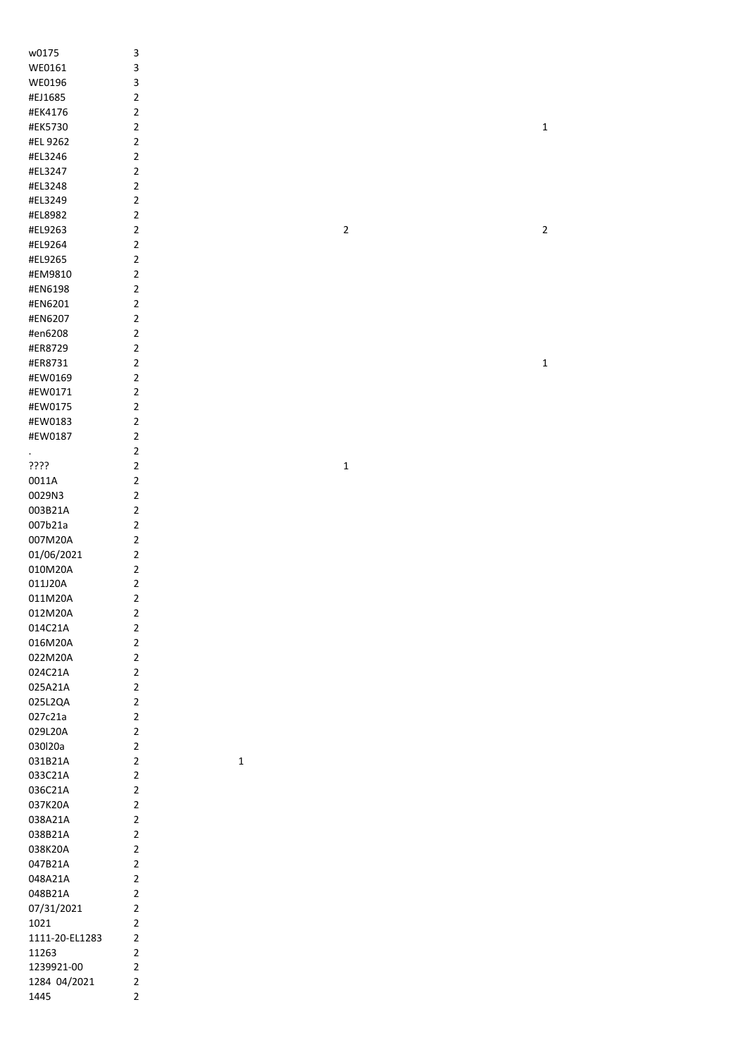| | | | | |
|---|---|---|---|---|
| w0175 | 3 | | | |
| WE0161 | 3 | | | |
| WE0196 | 3 | | | |
| #EJ1685 | 2 | | | |
| #EK4176 | 2 | | | |
| #EK5730 | 2 | | | 1 |
| #EL 9262 | 2 | | | |
| #EL3246 | 2 | | | |
| #EL3247 | 2 | | | |
| #EL3248 | 2 | | | |
| #EL3249 | 2 | | | |
| #EL8982 | 2 | | | |
| #EL9263 | 2 | | 2 | 2 |
| #EL9264 | 2 | | | |
| #EL9265 | 2 | | | |
| #EM9810 | 2 | | | |
| #EN6198 | 2 | | | |
| #EN6201 | 2 | | | |
| #EN6207 | 2 | | | |
| #en6208 | 2 | | | |
| #ER8729 | 2 | | | |
| #ER8731 | 2 | | | 1 |
| #EW0169 | 2 | | | |
| #EW0171 | 2 | | | |
| #EW0175 | 2 | | | |
| #EW0183 | 2 | | | |
| #EW0187 | 2 | | | |
| . | 2 | | | |
| ???? | 2 | | 1 | |
| 0011A | 2 | | | |
| 0029N3 | 2 | | | |
| 003B21A | 2 | | | |
| 007b21a | 2 | | | |
| 007M20A | 2 | | | |
| 01/06/2021 | 2 | | | |
| 010M20A | 2 | | | |
| 011J20A | 2 | | | |
| 011M20A | 2 | | | |
| 012M20A | 2 | | | |
| 014C21A | 2 | | | |
| 016M20A | 2 | | | |
| 022M20A | 2 | | | |
| 024C21A | 2 | | | |
| 025A21A | 2 | | | |
| 025L2QA | 2 | | | |
| 027c21a | 2 | | | |
| 029L20A | 2 | | | |
| 030l20a | 2 | | | |
| 031B21A | 2 | 1 | | |
| 033C21A | 2 | | | |
| 036C21A | 2 | | | |
| 037K20A | 2 | | | |
| 038A21A | 2 | | | |
| 038B21A | 2 | | | |
| 038K20A | 2 | | | |
| 047B21A | 2 | | | |
| 048A21A | 2 | | | |
| 048B21A | 2 | | | |
| 07/31/2021 | 2 | | | |
| 1021 | 2 | | | |
| 1111-20-EL1283 | 2 | | | |
| 11263 | 2 | | | |
| 1239921-00 | 2 | | | |
| 1284 04/2021 | 2 | | | |
| 1445 | 2 | | | |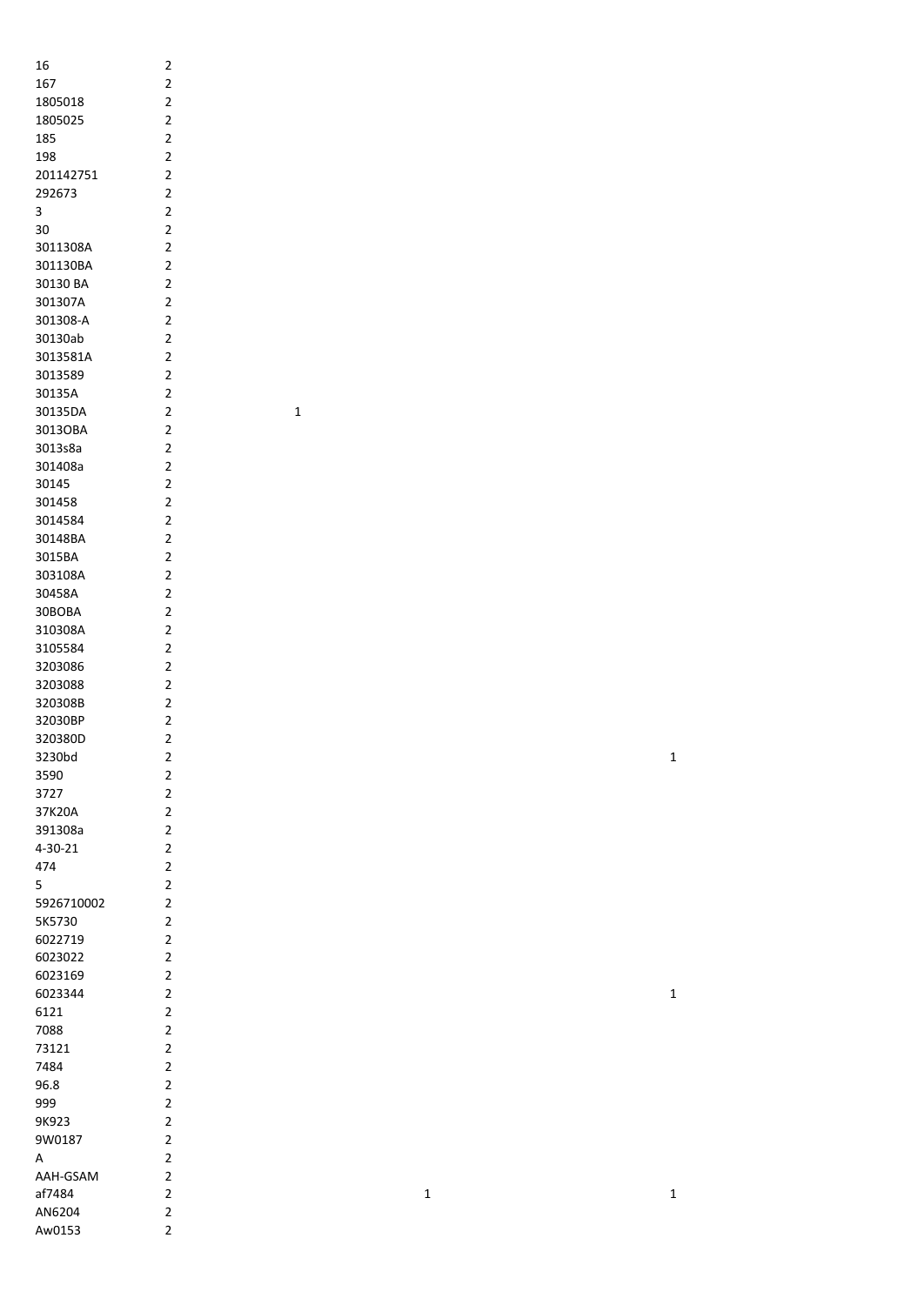| | | | | |
|---|---|---|---|---|
| 16 | 2 | | | |
| 167 | 2 | | | |
| 1805018 | 2 | | | |
| 1805025 | 2 | | | |
| 185 | 2 | | | |
| 198 | 2 | | | |
| 201142751 | 2 | | | |
| 292673 | 2 | | | |
| 3 | 2 | | | |
| 30 | 2 | | | |
| 3011308A | 2 | | | |
| 301130BA | 2 | | | |
| 30130 BA | 2 | | | |
| 301307A | 2 | | | |
| 301308-A | 2 | | | |
| 30130ab | 2 | | | |
| 3013581A | 2 | | | |
| 3013589 | 2 | | | |
| 30135A | 2 | | | |
| 30135DA | 2 | 1 | | |
| 3013OBA | 2 | | | |
| 3013s8a | 2 | | | |
| 301408a | 2 | | | |
| 30145 | 2 | | | |
| 301458 | 2 | | | |
| 3014584 | 2 | | | |
| 30148BA | 2 | | | |
| 3015BA | 2 | | | |
| 303108A | 2 | | | |
| 30458A | 2 | | | |
| 30BOBA | 2 | | | |
| 310308A | 2 | | | |
| 3105584 | 2 | | | |
| 3203086 | 2 | | | |
| 3203088 | 2 | | | |
| 320308B | 2 | | | |
| 32030BP | 2 | | | |
| 320380D | 2 | | | |
| 3230bd | 2 | | | 1 |
| 3590 | 2 | | | |
| 3727 | 2 | | | |
| 37K20A | 2 | | | |
| 391308a | 2 | | | |
| 4-30-21 | 2 | | | |
| 474 | 2 | | | |
| 5 | 2 | | | |
| 5926710002 | 2 | | | |
| 5K5730 | 2 | | | |
| 6022719 | 2 | | | |
| 6023022 | 2 | | | |
| 6023169 | 2 | | | |
| 6023344 | 2 | | | 1 |
| 6121 | 2 | | | |
| 7088 | 2 | | | |
| 73121 | 2 | | | |
| 7484 | 2 | | | |
| 96.8 | 2 | | | |
| 999 | 2 | | | |
| 9K923 | 2 | | | |
| 9W0187 | 2 | | | |
| A | 2 | | | |
| AAH-GSAM | 2 | | | |
| af7484 | 2 | | 1 | 1 |
| AN6204 | 2 | | | |
| Aw0153 | 2 | | | |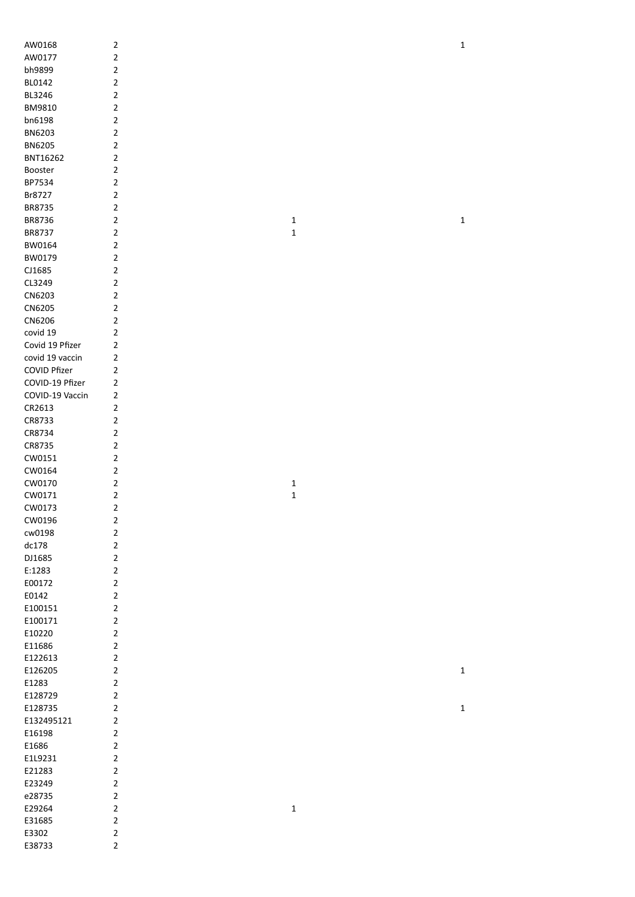| | | | |
|---|---|---|---|
| AW0168 | 2 | | 1 |
| AW0177 | 2 | | |
| bh9899 | 2 | | |
| BL0142 | 2 | | |
| BL3246 | 2 | | |
| BM9810 | 2 | | |
| bn6198 | 2 | | |
| BN6203 | 2 | | |
| BN6205 | 2 | | |
| BNT16262 | 2 | | |
| Booster | 2 | | |
| BP7534 | 2 | | |
| Br8727 | 2 | | |
| BR8735 | 2 | | |
| BR8736 | 2 | 1 | 1 |
| BR8737 | 2 | 1 | |
| BW0164 | 2 | | |
| BW0179 | 2 | | |
| CJ1685 | 2 | | |
| CL3249 | 2 | | |
| CN6203 | 2 | | |
| CN6205 | 2 | | |
| CN6206 | 2 | | |
| covid 19 | 2 | | |
| Covid 19 Pfizer | 2 | | |
| covid 19 vaccin | 2 | | |
| COVID Pfizer | 2 | | |
| COVID-19 Pfizer | 2 | | |
| COVID-19 Vaccin | 2 | | |
| CR2613 | 2 | | |
| CR8733 | 2 | | |
| CR8734 | 2 | | |
| CR8735 | 2 | | |
| CW0151 | 2 | | |
| CW0164 | 2 | | |
| CW0170 | 2 | 1 | |
| CW0171 | 2 | 1 | |
| CW0173 | 2 | | |
| CW0196 | 2 | | |
| cw0198 | 2 | | |
| dc178 | 2 | | |
| DJ1685 | 2 | | |
| E:1283 | 2 | | |
| E00172 | 2 | | |
| E0142 | 2 | | |
| E100151 | 2 | | |
| E100171 | 2 | | |
| E10220 | 2 | | |
| E11686 | 2 | | |
| E122613 | 2 | | |
| E126205 | 2 | | 1 |
| E1283 | 2 | | |
| E128729 | 2 | | |
| E128735 | 2 | | 1 |
| E132495121 | 2 | | |
| E16198 | 2 | | |
| E1686 | 2 | | |
| E1L9231 | 2 | | |
| E21283 | 2 | | |
| E23249 | 2 | | |
| e28735 | 2 | | |
| E29264 | 2 | 1 | |
| E31685 | 2 | | |
| E3302 | 2 | | |
| E38733 | 2 | | |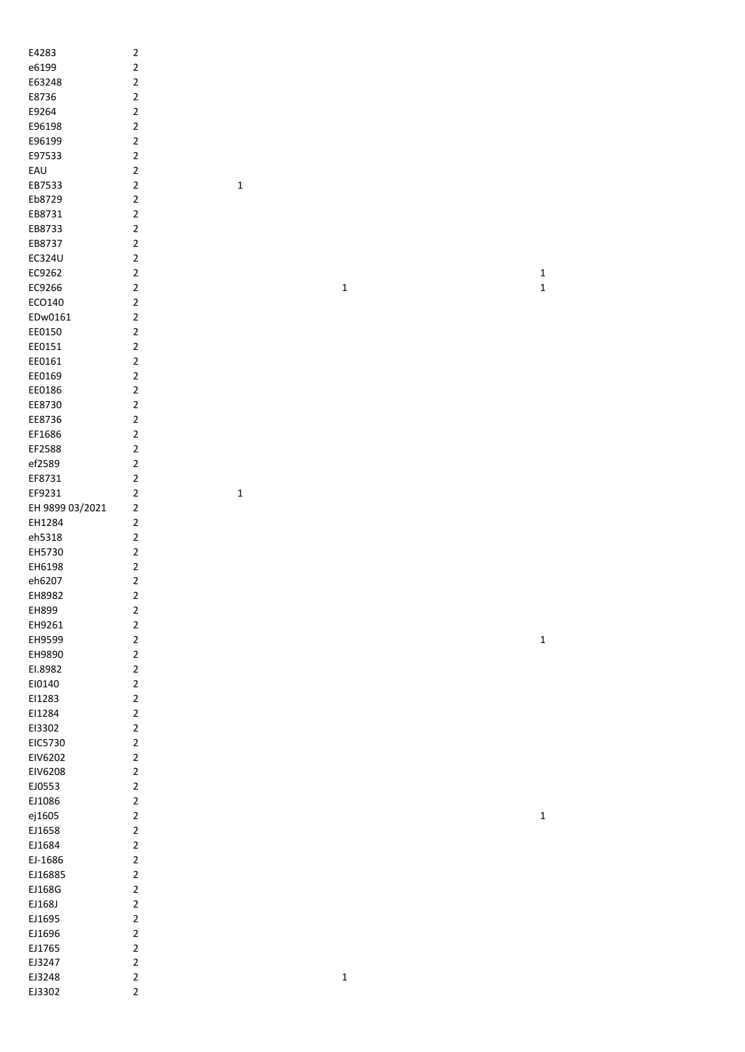| | | | | |
|---|---|---|---|---|
| E4283 | 2 | | | |
| e6199 | 2 | | | |
| E63248 | 2 | | | |
| E8736 | 2 | | | |
| E9264 | 2 | | | |
| E96198 | 2 | | | |
| E96199 | 2 | | | |
| E97533 | 2 | | | |
| EAU | 2 | | | |
| EB7533 | 2 | 1 | | |
| Eb8729 | 2 | | | |
| EB8731 | 2 | | | |
| EB8733 | 2 | | | |
| EB8737 | 2 | | | |
| EC324U | 2 | | | |
| EC9262 | 2 | | | 1 |
| EC9266 | 2 | | 1 | 1 |
| ECO140 | 2 | | | |
| EDw0161 | 2 | | | |
| EE0150 | 2 | | | |
| EE0151 | 2 | | | |
| EE0161 | 2 | | | |
| EE0169 | 2 | | | |
| EE0186 | 2 | | | |
| EE8730 | 2 | | | |
| EE8736 | 2 | | | |
| EF1686 | 2 | | | |
| EF2588 | 2 | | | |
| ef2589 | 2 | | | |
| EF8731 | 2 | | | |
| EF9231 | 2 | 1 | | |
| EH 9899 03/2021 | 2 | | | |
| EH1284 | 2 | | | |
| eh5318 | 2 | | | |
| EH5730 | 2 | | | |
| EH6198 | 2 | | | |
| eh6207 | 2 | | | |
| EH8982 | 2 | | | |
| EH899 | 2 | | | |
| EH9261 | 2 | | | |
| EH9599 | 2 | | | 1 |
| EH9890 | 2 | | | |
| EI.8982 | 2 | | | |
| EI0140 | 2 | | | |
| EI1283 | 2 | | | |
| EI1284 | 2 | | | |
| EI3302 | 2 | | | |
| EIC5730 | 2 | | | |
| EIV6202 | 2 | | | |
| EIV6208 | 2 | | | |
| EJ0553 | 2 | | | |
| EJ1086 | 2 | | | |
| ej1605 | 2 | | | 1 |
| EJ1658 | 2 | | | |
| EJ1684 | 2 | | | |
| EJ-1686 | 2 | | | |
| EJ16885 | 2 | | | |
| EJ168G | 2 | | | |
| EJ168J | 2 | | | |
| EJ1695 | 2 | | | |
| EJ1696 | 2 | | | |
| EJ1765 | 2 | | | |
| EJ3247 | 2 | | | |
| EJ3248 | 2 | | 1 | |
| EJ3302 | 2 | | | |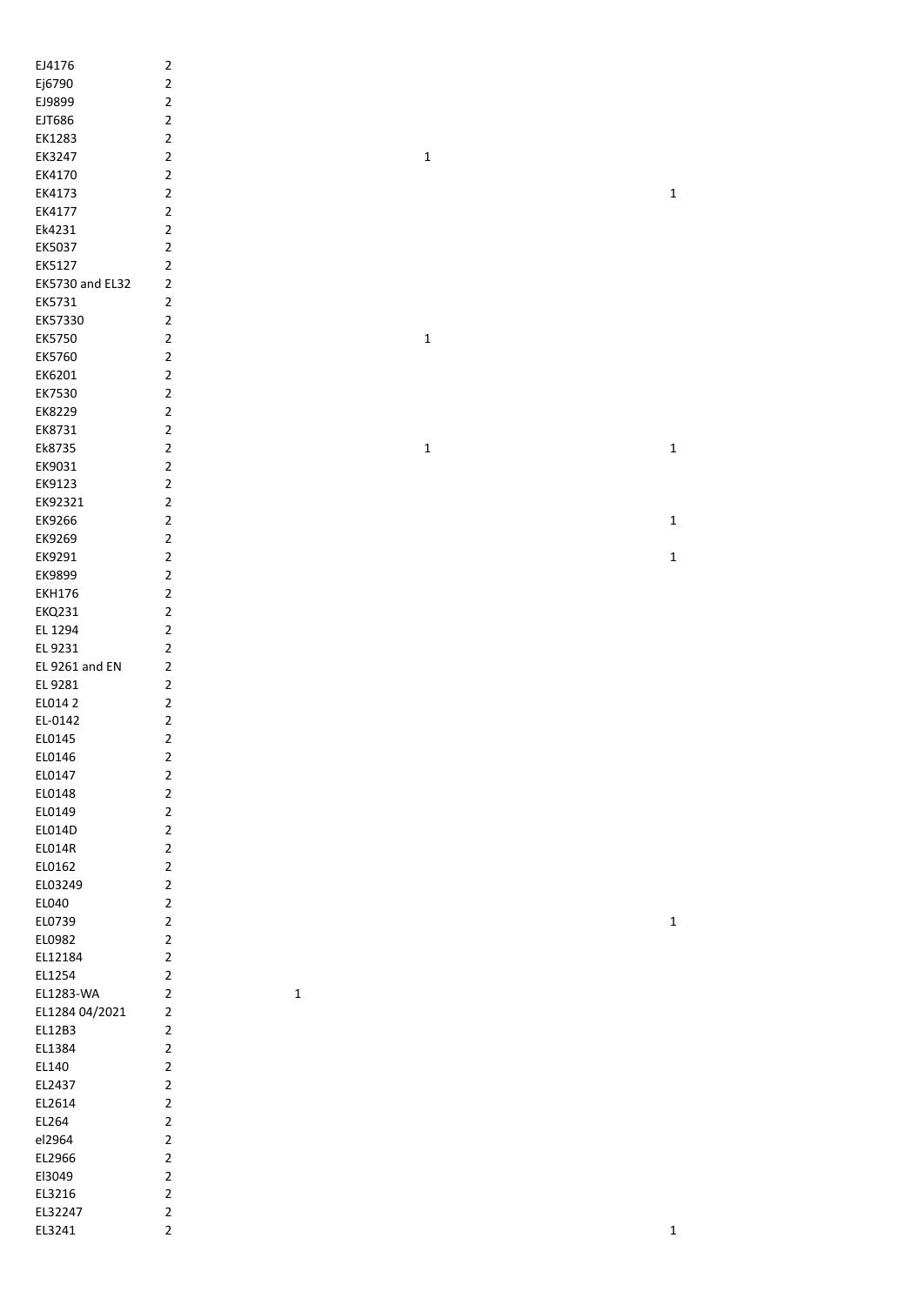| | | | | |
|---|---|---|---|---|
| EJ4176 | 2 | | | |
| Ej6790 | 2 | | | |
| EJ9899 | 2 | | | |
| EJT686 | 2 | | | |
| EK1283 | 2 | | | |
| EK3247 | 2 | | 1 | |
| EK4170 | 2 | | | |
| EK4173 | 2 | | | 1 |
| EK4177 | 2 | | | |
| Ek4231 | 2 | | | |
| EK5037 | 2 | | | |
| EK5127 | 2 | | | |
| EK5730 and EL32 | 2 | | | |
| EK5731 | 2 | | | |
| EK57330 | 2 | | | |
| EK5750 | 2 | | 1 | |
| EK5760 | 2 | | | |
| EK6201 | 2 | | | |
| EK7530 | 2 | | | |
| EK8229 | 2 | | | |
| EK8731 | 2 | | | |
| Ek8735 | 2 | | 1 | 1 |
| EK9031 | 2 | | | |
| EK9123 | 2 | | | |
| EK92321 | 2 | | | |
| EK9266 | 2 | | | 1 |
| EK9269 | 2 | | | |
| EK9291 | 2 | | | 1 |
| EK9899 | 2 | | | |
| EKH176 | 2 | | | |
| EKQ231 | 2 | | | |
| EL 1294 | 2 | | | |
| EL 9231 | 2 | | | |
| EL 9261 and EN | 2 | | | |
| EL 9281 | 2 | | | |
| EL014 2 | 2 | | | |
| EL-0142 | 2 | | | |
| EL0145 | 2 | | | |
| EL0146 | 2 | | | |
| EL0147 | 2 | | | |
| EL0148 | 2 | | | |
| EL0149 | 2 | | | |
| EL014D | 2 | | | |
| EL014R | 2 | | | |
| EL0162 | 2 | | | |
| EL03249 | 2 | | | |
| EL040 | 2 | | | |
| EL0739 | 2 | | | 1 |
| EL0982 | 2 | | | |
| EL12184 | 2 | | | |
| EL1254 | 2 | | | |
| EL1283-WA | 2 | 1 | | |
| EL1284 04/2021 | 2 | | | |
| EL12B3 | 2 | | | |
| EL1384 | 2 | | | |
| EL140 | 2 | | | |
| EL2437 | 2 | | | |
| EL2614 | 2 | | | |
| EL264 | 2 | | | |
| el2964 | 2 | | | |
| EL2966 | 2 | | | |
| El3049 | 2 | | | |
| EL3216 | 2 | | | |
| EL32247 | 2 | | | |
| EL3241 | 2 | | | 1 |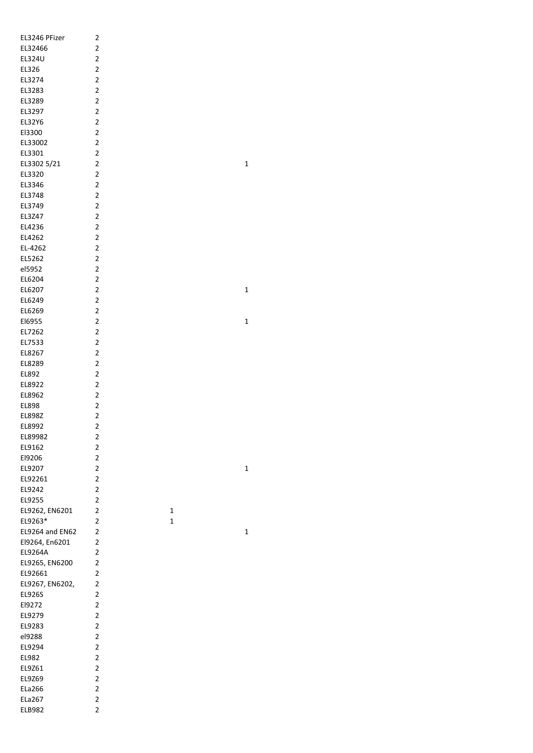| | | | |
|---|---|---|---|
| EL3246 PFizer | 2 | | |
| EL32466 | 2 | | |
| EL324U | 2 | | |
| EL326 | 2 | | |
| EL3274 | 2 | | |
| EL3283 | 2 | | |
| EL3289 | 2 | | |
| EL3297 | 2 | | |
| EL32Y6 | 2 | | |
| El3300 | 2 | | |
| EL33002 | 2 | | |
| EL3301 | 2 | | |
| EL3302 5/21 | 2 | | 1 |
| EL3320 | 2 | | |
| EL3346 | 2 | | |
| EL3748 | 2 | | |
| EL3749 | 2 | | |
| EL3Z47 | 2 | | |
| EL4236 | 2 | | |
| EL4262 | 2 | | |
| EL-4262 | 2 | | |
| EL5262 | 2 | | |
| el5952 | 2 | | |
| EL6204 | 2 | | |
| EL6207 | 2 | | 1 |
| EL6249 | 2 | | |
| EL6269 | 2 | | |
| El6955 | 2 | | 1 |
| EL7262 | 2 | | |
| EL7533 | 2 | | |
| EL8267 | 2 | | |
| EL8289 | 2 | | |
| EL892 | 2 | | |
| EL8922 | 2 | | |
| EL8962 | 2 | | |
| EL898 | 2 | | |
| EL898Z | 2 | | |
| EL8992 | 2 | | |
| EL89982 | 2 | | |
| EL9162 | 2 | | |
| El9206 | 2 | | |
| EL9207 | 2 | | 1 |
| EL92261 | 2 | | |
| EL9242 | 2 | | |
| EL9255 | 2 | | |
| EL9262, EN6201 | 2 | 1 | |
| EL9263* | 2 | 1 | |
| EL9264 and EN62 | 2 | | 1 |
| El9264, En6201 | 2 | | |
| EL9264A | 2 | | |
| EL9265, EN6200 | 2 | | |
| EL92661 | 2 | | |
| EL9267, EN6202, | 2 | | |
| EL926S | 2 | | |
| El9272 | 2 | | |
| EL9279 | 2 | | |
| EL9283 | 2 | | |
| el9288 | 2 | | |
| EL9294 | 2 | | |
| EL982 | 2 | | |
| EL9Z61 | 2 | | |
| EL9Z69 | 2 | | |
| ELa266 | 2 | | |
| ELa267 | 2 | | |
| ELB982 | 2 | | |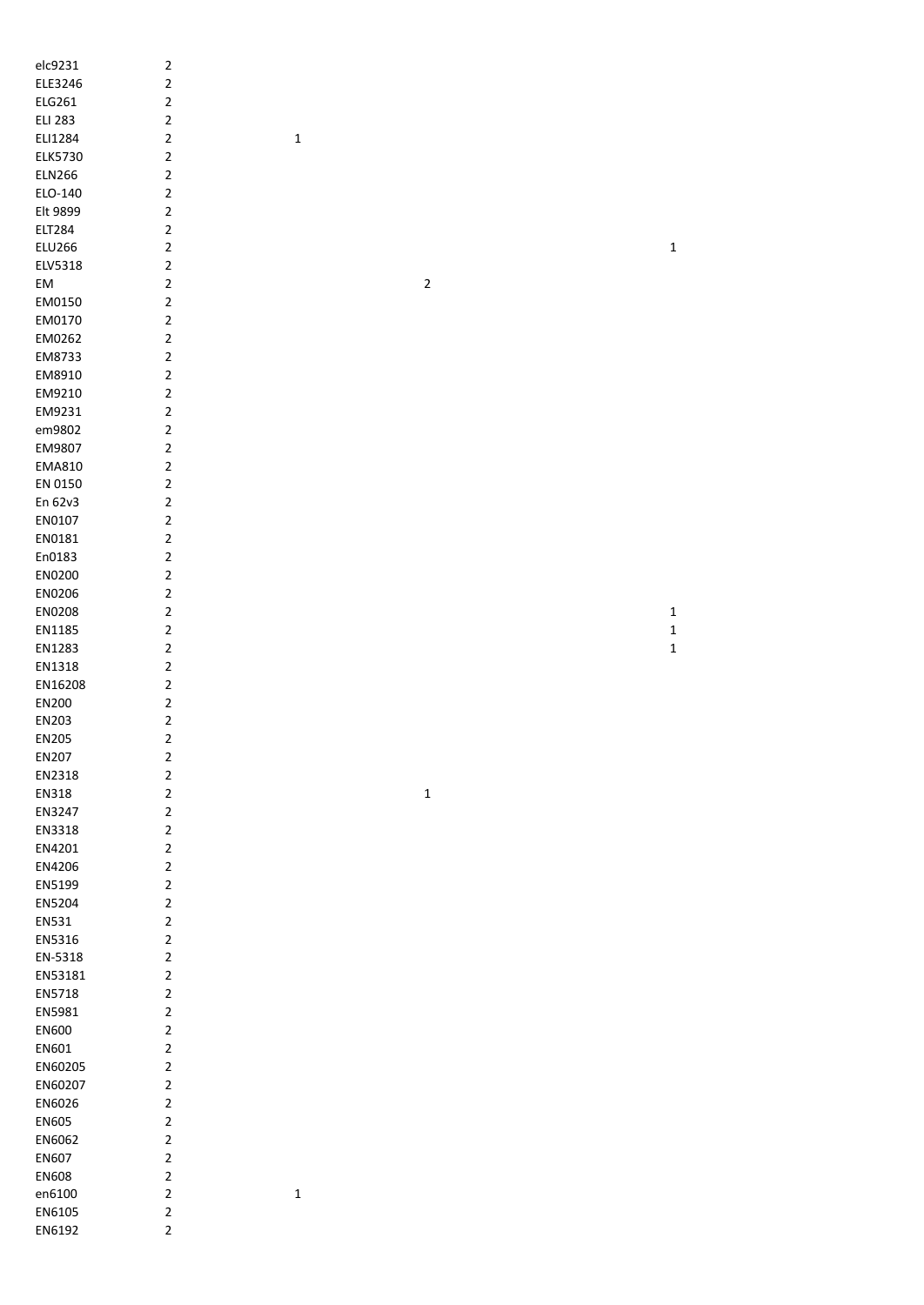| | | | | |
|---|---|---|---|---|
| elc9231 | 2 | | | |
| ELE3246 | 2 | | | |
| ELG261 | 2 | | | |
| ELI 283 | 2 | | | |
| ELI1284 | 2 | 1 | | |
| ELK5730 | 2 | | | |
| ELN266 | 2 | | | |
| ELO-140 | 2 | | | |
| Elt 9899 | 2 | | | |
| ELT284 | 2 | | | |
| ELU266 | 2 | | | 1 |
| ELV5318 | 2 | | | |
| EM | 2 | | 2 | |
| EM0150 | 2 | | | |
| EM0170 | 2 | | | |
| EM0262 | 2 | | | |
| EM8733 | 2 | | | |
| EM8910 | 2 | | | |
| EM9210 | 2 | | | |
| EM9231 | 2 | | | |
| em9802 | 2 | | | |
| EM9807 | 2 | | | |
| EMA810 | 2 | | | |
| EN 0150 | 2 | | | |
| En 62v3 | 2 | | | |
| EN0107 | 2 | | | |
| EN0181 | 2 | | | |
| En0183 | 2 | | | |
| EN0200 | 2 | | | |
| EN0206 | 2 | | | |
| EN0208 | 2 | | | 1 |
| EN1185 | 2 | | | 1 |
| EN1283 | 2 | | | 1 |
| EN1318 | 2 | | | |
| EN16208 | 2 | | | |
| EN200 | 2 | | | |
| EN203 | 2 | | | |
| EN205 | 2 | | | |
| EN207 | 2 | | | |
| EN2318 | 2 | | | |
| EN318 | 2 | | 1 | |
| EN3247 | 2 | | | |
| EN3318 | 2 | | | |
| EN4201 | 2 | | | |
| EN4206 | 2 | | | |
| EN5199 | 2 | | | |
| EN5204 | 2 | | | |
| EN531 | 2 | | | |
| EN5316 | 2 | | | |
| EN-5318 | 2 | | | |
| EN53181 | 2 | | | |
| EN5718 | 2 | | | |
| EN5981 | 2 | | | |
| EN600 | 2 | | | |
| EN601 | 2 | | | |
| EN60205 | 2 | | | |
| EN60207 | 2 | | | |
| EN6026 | 2 | | | |
| EN605 | 2 | | | |
| EN6062 | 2 | | | |
| EN607 | 2 | | | |
| EN608 | 2 | | | |
| en6100 | 2 | 1 | | |
| EN6105 | 2 | | | |
| EN6192 | 2 | | | |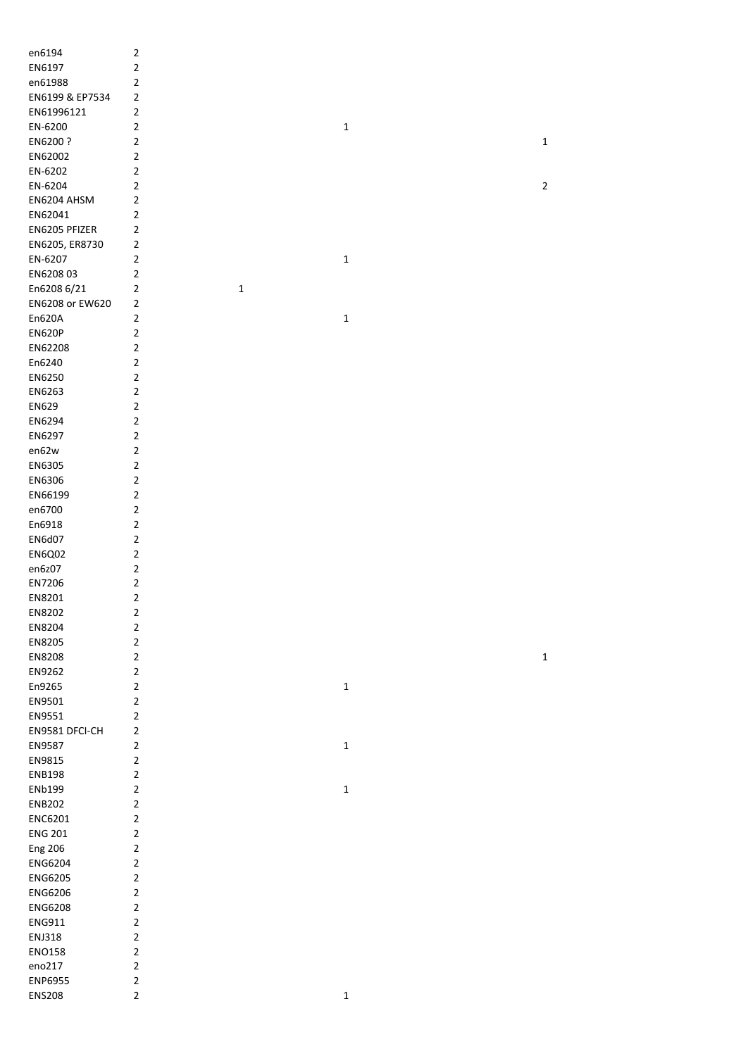| | | | | |
|---|---|---|---|---|
| en6194 | 2 | | | |
| EN6197 | 2 | | | |
| en61988 | 2 | | | |
| EN6199 & EP7534 | 2 | | | |
| EN61996121 | 2 | | | |
| EN-6200 | 2 | | 1 | |
| EN6200 ? | 2 | | | 1 |
| EN62002 | 2 | | | |
| EN-6202 | 2 | | | |
| EN-6204 | 2 | | | 2 |
| EN6204 AHSM | 2 | | | |
| EN62041 | 2 | | | |
| EN6205 PFIZER | 2 | | | |
| EN6205, ER8730 | 2 | | | |
| EN-6207 | 2 | | 1 | |
| EN6208 03 | 2 | | | |
| En6208 6/21 | 2 | 1 | | |
| EN6208 or EW620 | 2 | | | |
| En620A | 2 | | 1 | |
| EN620P | 2 | | | |
| EN62208 | 2 | | | |
| En6240 | 2 | | | |
| EN6250 | 2 | | | |
| EN6263 | 2 | | | |
| EN629 | 2 | | | |
| EN6294 | 2 | | | |
| EN6297 | 2 | | | |
| en62w | 2 | | | |
| EN6305 | 2 | | | |
| EN6306 | 2 | | | |
| EN66199 | 2 | | | |
| en6700 | 2 | | | |
| En6918 | 2 | | | |
| EN6d07 | 2 | | | |
| EN6Q02 | 2 | | | |
| en6z07 | 2 | | | |
| EN7206 | 2 | | | |
| EN8201 | 2 | | | |
| EN8202 | 2 | | | |
| EN8204 | 2 | | | |
| EN8205 | 2 | | | |
| EN8208 | 2 | | | 1 |
| EN9262 | 2 | | | |
| En9265 | 2 | | 1 | |
| EN9501 | 2 | | | |
| EN9551 | 2 | | | |
| EN9581 DFCI-CH | 2 | | | |
| EN9587 | 2 | | 1 | |
| EN9815 | 2 | | | |
| ENB198 | 2 | | | |
| ENb199 | 2 | | 1 | |
| ENB202 | 2 | | | |
| ENC6201 | 2 | | | |
| ENG 201 | 2 | | | |
| Eng 206 | 2 | | | |
| ENG6204 | 2 | | | |
| ENG6205 | 2 | | | |
| ENG6206 | 2 | | | |
| ENG6208 | 2 | | | |
| ENG911 | 2 | | | |
| ENJ318 | 2 | | | |
| ENO158 | 2 | | | |
| eno217 | 2 | | | |
| ENP6955 | 2 | | | |
| ENS208 | 2 | | 1 | |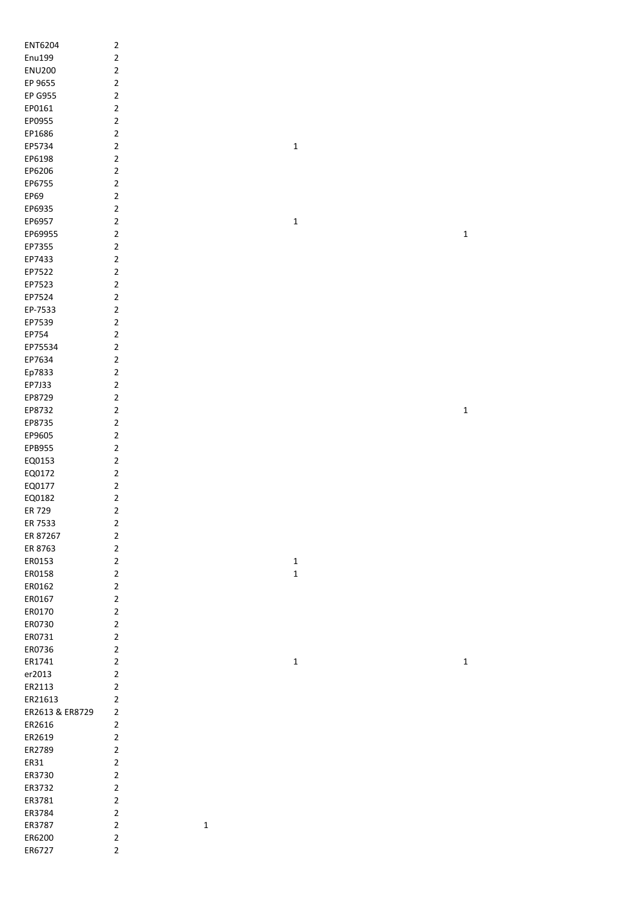| | | | | |
|---|---|---|---|---|
| ENT6204 | 2 | | | |
| Enu199 | 2 | | | |
| ENU200 | 2 | | | |
| EP 9655 | 2 | | | |
| EP G955 | 2 | | | |
| EP0161 | 2 | | | |
| EP0955 | 2 | | | |
| EP1686 | 2 | | | |
| EP5734 | 2 | | 1 | |
| EP6198 | 2 | | | |
| EP6206 | 2 | | | |
| EP6755 | 2 | | | |
| EP69 | 2 | | | |
| EP6935 | 2 | | | |
| EP6957 | 2 | | 1 | |
| EP69955 | 2 | | | 1 |
| EP7355 | 2 | | | |
| EP7433 | 2 | | | |
| EP7522 | 2 | | | |
| EP7523 | 2 | | | |
| EP7524 | 2 | | | |
| EP-7533 | 2 | | | |
| EP7539 | 2 | | | |
| EP754 | 2 | | | |
| EP75534 | 2 | | | |
| EP7634 | 2 | | | |
| Ep7833 | 2 | | | |
| EP7J33 | 2 | | | |
| EP8729 | 2 | | | |
| EP8732 | 2 | | | 1 |
| EP8735 | 2 | | | |
| EP9605 | 2 | | | |
| EPB955 | 2 | | | |
| EQ0153 | 2 | | | |
| EQ0172 | 2 | | | |
| EQ0177 | 2 | | | |
| EQ0182 | 2 | | | |
| ER 729 | 2 | | | |
| ER 7533 | 2 | | | |
| ER 87267 | 2 | | | |
| ER 8763 | 2 | | | |
| ER0153 | 2 | | 1 | |
| ER0158 | 2 | | 1 | |
| ER0162 | 2 | | | |
| ER0167 | 2 | | | |
| ER0170 | 2 | | | |
| ER0730 | 2 | | | |
| ER0731 | 2 | | | |
| ER0736 | 2 | | | |
| ER1741 | 2 | | 1 | 1 |
| er2013 | 2 | | | |
| ER2113 | 2 | | | |
| ER21613 | 2 | | | |
| ER2613 & ER8729 | 2 | | | |
| ER2616 | 2 | | | |
| ER2619 | 2 | | | |
| ER2789 | 2 | | | |
| ER31 | 2 | | | |
| ER3730 | 2 | | | |
| ER3732 | 2 | | | |
| ER3781 | 2 | | | |
| ER3784 | 2 | | | |
| ER3787 | 2 | 1 | | |
| ER6200 | 2 | | | |
| ER6727 | 2 | | | |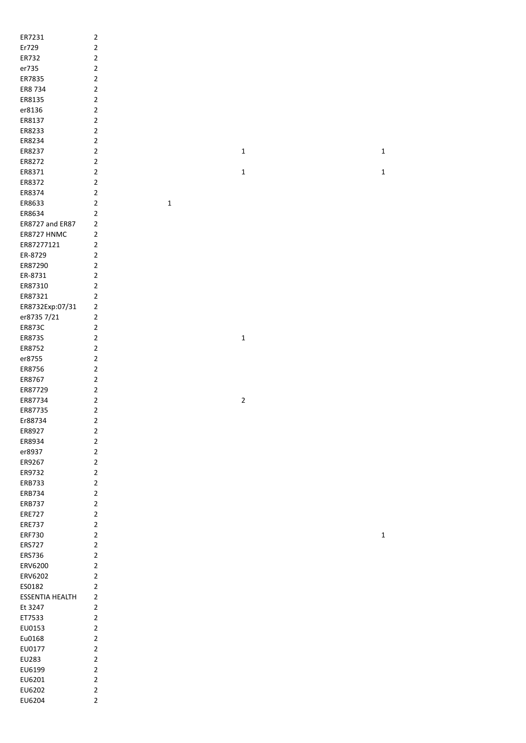| | | | | |
|---|---|---|---|---|
| ER7231 | 2 | | | |
| Er729 | 2 | | | |
| ER732 | 2 | | | |
| er735 | 2 | | | |
| ER7835 | 2 | | | |
| ER8 734 | 2 | | | |
| ER8135 | 2 | | | |
| er8136 | 2 | | | |
| ER8137 | 2 | | | |
| ER8233 | 2 | | | |
| ER8234 | 2 | | | |
| ER8237 | 2 | | 1 | 1 |
| ER8272 | 2 | | | |
| ER8371 | 2 | | 1 | 1 |
| ER8372 | 2 | | | |
| ER8374 | 2 | | | |
| ER8633 | 2 | 1 | | |
| ER8634 | 2 | | | |
| ER8727 and ER87 | 2 | | | |
| ER8727 HNMC | 2 | | | |
| ER87277121 | 2 | | | |
| ER-8729 | 2 | | | |
| ER87290 | 2 | | | |
| ER-8731 | 2 | | | |
| ER87310 | 2 | | | |
| ER87321 | 2 | | | |
| ER8732Exp:07/31 | 2 | | | |
| er8735 7/21 | 2 | | | |
| ER873C | 2 | | | |
| ER873S | 2 | | 1 | |
| ER8752 | 2 | | | |
| er8755 | 2 | | | |
| ER8756 | 2 | | | |
| ER8767 | 2 | | | |
| ER87729 | 2 | | | |
| ER87734 | 2 | | 2 | |
| ER87735 | 2 | | | |
| Er88734 | 2 | | | |
| ER8927 | 2 | | | |
| ER8934 | 2 | | | |
| er8937 | 2 | | | |
| ER9267 | 2 | | | |
| ER9732 | 2 | | | |
| ERB733 | 2 | | | |
| ERB734 | 2 | | | |
| ERB737 | 2 | | | |
| ERE727 | 2 | | | |
| ERE737 | 2 | | | |
| ERF730 | 2 | | | 1 |
| ERS727 | 2 | | | |
| ERS736 | 2 | | | |
| ERV6200 | 2 | | | |
| ERV6202 | 2 | | | |
| ES0182 | 2 | | | |
| ESSENTIA HEALTH | 2 | | | |
| Et 3247 | 2 | | | |
| ET7533 | 2 | | | |
| EU0153 | 2 | | | |
| Eu0168 | 2 | | | |
| EU0177 | 2 | | | |
| EU283 | 2 | | | |
| EU6199 | 2 | | | |
| EU6201 | 2 | | | |
| EU6202 | 2 | | | |
| EU6204 | 2 | | | |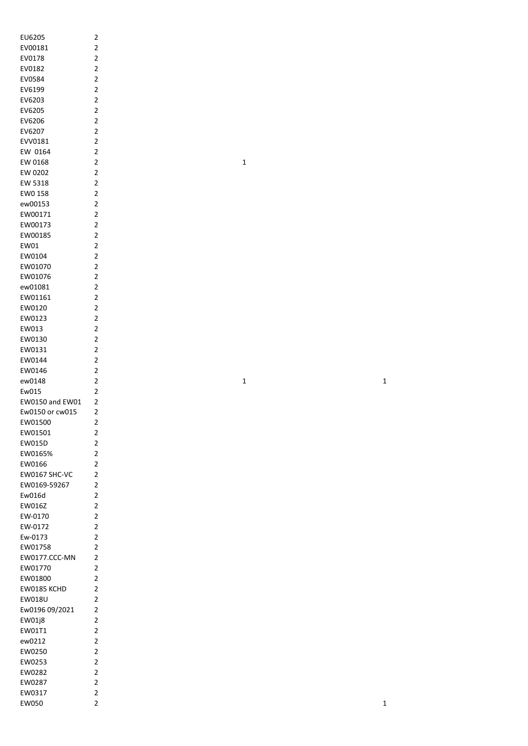| | | | |
|---|---|---|---|
| EU6205 | 2 | | |
| EV00181 | 2 | | |
| EV0178 | 2 | | |
| EV0182 | 2 | | |
| EV0584 | 2 | | |
| EV6199 | 2 | | |
| EV6203 | 2 | | |
| EV6205 | 2 | | |
| EV6206 | 2 | | |
| EV6207 | 2 | | |
| EVV0181 | 2 | | |
| EW  0164 | 2 | | |
| EW 0168 | 2 | 1 | |
| EW 0202 | 2 | | |
| EW 5318 | 2 | | |
| EW0 158 | 2 | | |
| ew00153 | 2 | | |
| EW00171 | 2 | | |
| EW00173 | 2 | | |
| EW00185 | 2 | | |
| EW01 | 2 | | |
| EW0104 | 2 | | |
| EW01070 | 2 | | |
| EW01076 | 2 | | |
| ew01081 | 2 | | |
| EW01161 | 2 | | |
| EW0120 | 2 | | |
| EW0123 | 2 | | |
| EW013 | 2 | | |
| EW0130 | 2 | | |
| EW0131 | 2 | | |
| EW0144 | 2 | | |
| EW0146 | 2 | | |
| ew0148 | 2 | 1 | 1 |
| Ew015 | 2 | | |
| EW0150 and EW01 | 2 | | |
| Ew0150 or cw015 | 2 | | |
| EW01500 | 2 | | |
| EW01501 | 2 | | |
| EW015D | 2 | | |
| EW0165% | 2 | | |
| EW0166 | 2 | | |
| EW0167 SHC-VC | 2 | | |
| EW0169-59267 | 2 | | |
| Ew016d | 2 | | |
| EW016Z | 2 | | |
| EW-0170 | 2 | | |
| EW-0172 | 2 | | |
| Ew-0173 | 2 | | |
| EW01758 | 2 | | |
| EW0177.CCC-MN | 2 | | |
| EW01770 | 2 | | |
| EW01800 | 2 | | |
| EW0185 KCHD | 2 | | |
| EW018U | 2 | | |
| Ew0196 09/2021 | 2 | | |
| EW01j8 | 2 | | |
| EW01T1 | 2 | | |
| ew0212 | 2 | | |
| EW0250 | 2 | | |
| EW0253 | 2 | | |
| EW0282 | 2 | | |
| EW0287 | 2 | | |
| EW0317 | 2 | | |
| EW050 | 2 | | 1 |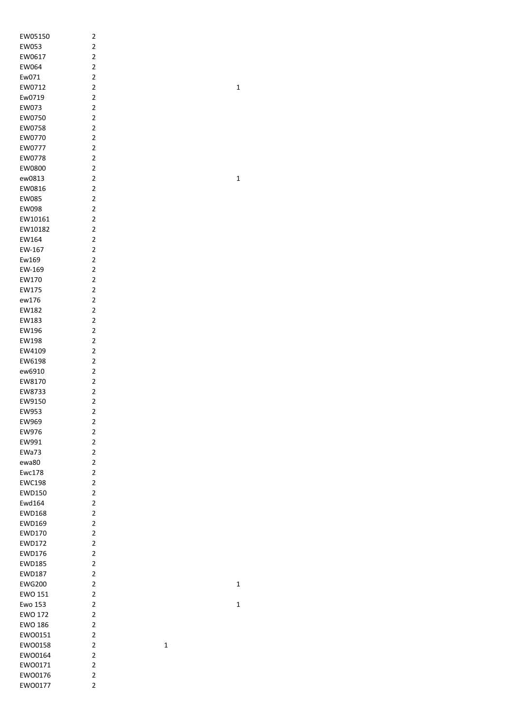| | | | |
|---|---|---|---|
| EW05150 | 2 | | |
| EW053 | 2 | | |
| EW0617 | 2 | | |
| EW064 | 2 | | |
| Ew071 | 2 | | |
| EW0712 | 2 | | 1 |
| Ew0719 | 2 | | |
| EW073 | 2 | | |
| EW0750 | 2 | | |
| EW0758 | 2 | | |
| EW0770 | 2 | | |
| EW0777 | 2 | | |
| EW0778 | 2 | | |
| EW0800 | 2 | | |
| ew0813 | 2 | | 1 |
| EW0816 | 2 | | |
| EW085 | 2 | | |
| EW098 | 2 | | |
| EW10161 | 2 | | |
| EW10182 | 2 | | |
| EW164 | 2 | | |
| EW-167 | 2 | | |
| Ew169 | 2 | | |
| EW-169 | 2 | | |
| EW170 | 2 | | |
| EW175 | 2 | | |
| ew176 | 2 | | |
| EW182 | 2 | | |
| EW183 | 2 | | |
| EW196 | 2 | | |
| EW198 | 2 | | |
| EW4109 | 2 | | |
| EW6198 | 2 | | |
| ew6910 | 2 | | |
| EW8170 | 2 | | |
| EW8733 | 2 | | |
| EW9150 | 2 | | |
| EW953 | 2 | | |
| EW969 | 2 | | |
| EW976 | 2 | | |
| EW991 | 2 | | |
| EWa73 | 2 | | |
| ewa80 | 2 | | |
| Ewc178 | 2 | | |
| EWC198 | 2 | | |
| EWD150 | 2 | | |
| Ewd164 | 2 | | |
| EWD168 | 2 | | |
| EWD169 | 2 | | |
| EWD170 | 2 | | |
| EWD172 | 2 | | |
| EWD176 | 2 | | |
| EWD185 | 2 | | |
| EWD187 | 2 | | |
| EWG200 | 2 | | 1 |
| EWO 151 | 2 | | |
| Ewo 153 | 2 | | 1 |
| EWO 172 | 2 | | |
| EWO 186 | 2 | | |
| EWO0151 | 2 | | |
| EWO0158 | 2 | 1 | |
| EWO0164 | 2 | | |
| EWO0171 | 2 | | |
| EWO0176 | 2 | | |
| EWO0177 | 2 | | |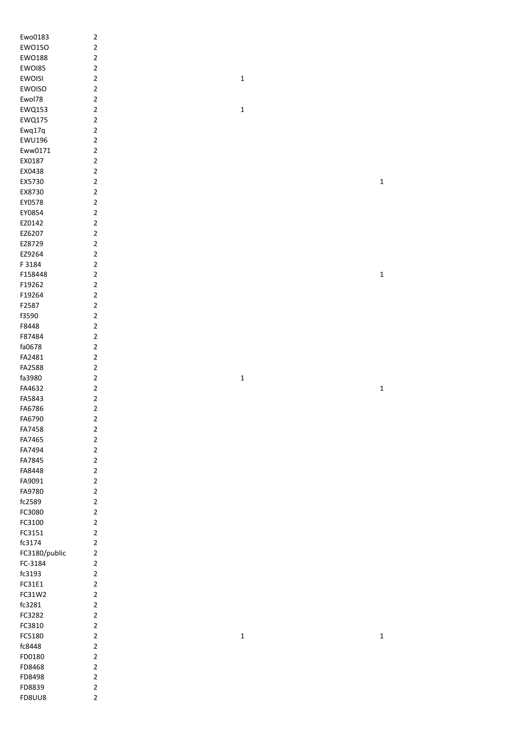| | | | |
|---|---|---|---|
| Ewo0183 | 2 | | |
| EWO15O | 2 | | |
| EWO188 | 2 | | |
| EWOI85 | 2 | | |
| EWOISI | 2 | 1 | |
| EWOISO | 2 | | |
| Ewol78 | 2 | | |
| EWQ153 | 2 | 1 | |
| EWQ175 | 2 | | |
| Ewq17q | 2 | | |
| EWU196 | 2 | | |
| Eww0171 | 2 | | |
| EX0187 | 2 | | |
| EX0438 | 2 | | |
| EX5730 | 2 | | 1 |
| EX8730 | 2 | | |
| EY0578 | 2 | | |
| EY0854 | 2 | | |
| EZ0142 | 2 | | |
| EZ6207 | 2 | | |
| EZ8729 | 2 | | |
| EZ9264 | 2 | | |
| F 3184 | 2 | | |
| F158448 | 2 | | 1 |
| F19262 | 2 | | |
| F19264 | 2 | | |
| F2587 | 2 | | |
| f3590 | 2 | | |
| F8448 | 2 | | |
| F87484 | 2 | | |
| fa0678 | 2 | | |
| FA2481 | 2 | | |
| FA2588 | 2 | | |
| fa3980 | 2 | 1 | |
| FA4632 | 2 | | 1 |
| FA5843 | 2 | | |
| FA6786 | 2 | | |
| FA6790 | 2 | | |
| FA7458 | 2 | | |
| FA7465 | 2 | | |
| FA7494 | 2 | | |
| FA7845 | 2 | | |
| FA8448 | 2 | | |
| FA9091 | 2 | | |
| FA9780 | 2 | | |
| fc2589 | 2 | | |
| FC3080 | 2 | | |
| FC3100 | 2 | | |
| FC3151 | 2 | | |
| fc3174 | 2 | | |
| FC3180/public | 2 | | |
| FC-3184 | 2 | | |
| fc3193 | 2 | | |
| FC31E1 | 2 | | |
| FC31W2 | 2 | | |
| fc3281 | 2 | | |
| FC3282 | 2 | | |
| FC3810 | 2 | | |
| FC5180 | 2 | 1 | 1 |
| fc8448 | 2 | | |
| FD0180 | 2 | | |
| FD8468 | 2 | | |
| FD8498 | 2 | | |
| FD8839 | 2 | | |
| FD8UU8 | 2 | | |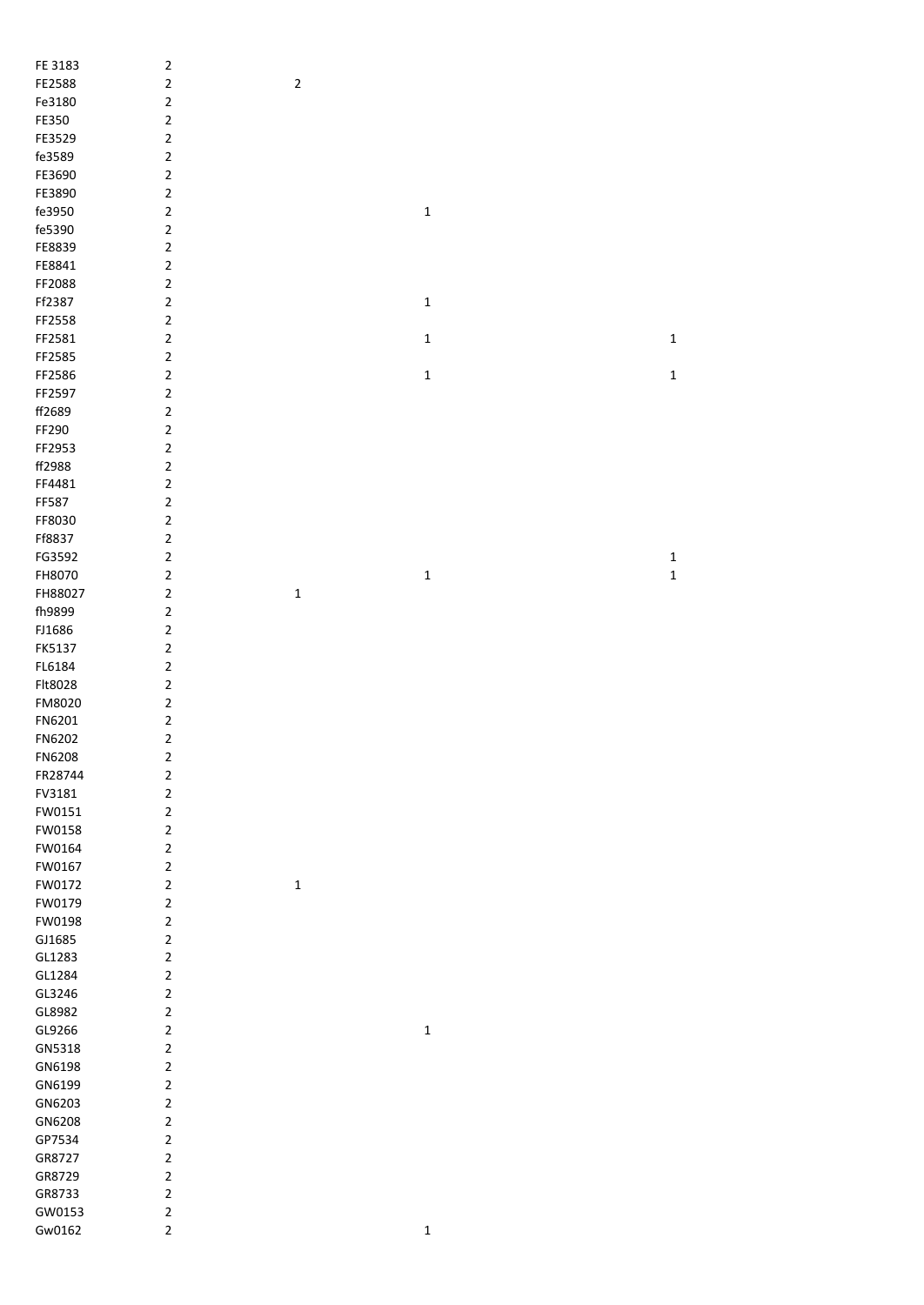| | | | | |
|---|---|---|---|---|
| FE 3183 | 2 | | | |
| FE2588 | 2 | 2 | | |
| Fe3180 | 2 | | | |
| FE350 | 2 | | | |
| FE3529 | 2 | | | |
| fe3589 | 2 | | | |
| FE3690 | 2 | | | |
| FE3890 | 2 | | | |
| fe3950 | 2 | | 1 | |
| fe5390 | 2 | | | |
| FE8839 | 2 | | | |
| FE8841 | 2 | | | |
| FF2088 | 2 | | | |
| Ff2387 | 2 | | 1 | |
| FF2558 | 2 | | | |
| FF2581 | 2 | | 1 | 1 |
| FF2585 | 2 | | | |
| FF2586 | 2 | | 1 | 1 |
| FF2597 | 2 | | | |
| ff2689 | 2 | | | |
| FF290 | 2 | | | |
| FF2953 | 2 | | | |
| ff2988 | 2 | | | |
| FF4481 | 2 | | | |
| FF587 | 2 | | | |
| FF8030 | 2 | | | |
| Ff8837 | 2 | | | |
| FG3592 | 2 | | | 1 |
| FH8070 | 2 | | 1 | 1 |
| FH88027 | 2 | 1 | | |
| fh9899 | 2 | | | |
| FJ1686 | 2 | | | |
| FK5137 | 2 | | | |
| FL6184 | 2 | | | |
| Flt8028 | 2 | | | |
| FM8020 | 2 | | | |
| FN6201 | 2 | | | |
| FN6202 | 2 | | | |
| FN6208 | 2 | | | |
| FR28744 | 2 | | | |
| FV3181 | 2 | | | |
| FW0151 | 2 | | | |
| FW0158 | 2 | | | |
| FW0164 | 2 | | | |
| FW0167 | 2 | | | |
| FW0172 | 2 | 1 | | |
| FW0179 | 2 | | | |
| FW0198 | 2 | | | |
| GJ1685 | 2 | | | |
| GL1283 | 2 | | | |
| GL1284 | 2 | | | |
| GL3246 | 2 | | | |
| GL8982 | 2 | | | |
| GL9266 | 2 | | 1 | |
| GN5318 | 2 | | | |
| GN6198 | 2 | | | |
| GN6199 | 2 | | | |
| GN6203 | 2 | | | |
| GN6208 | 2 | | | |
| GP7534 | 2 | | | |
| GR8727 | 2 | | | |
| GR8729 | 2 | | | |
| GR8733 | 2 | | | |
| GW0153 | 2 | | | |
| Gw0162 | 2 | | 1 | |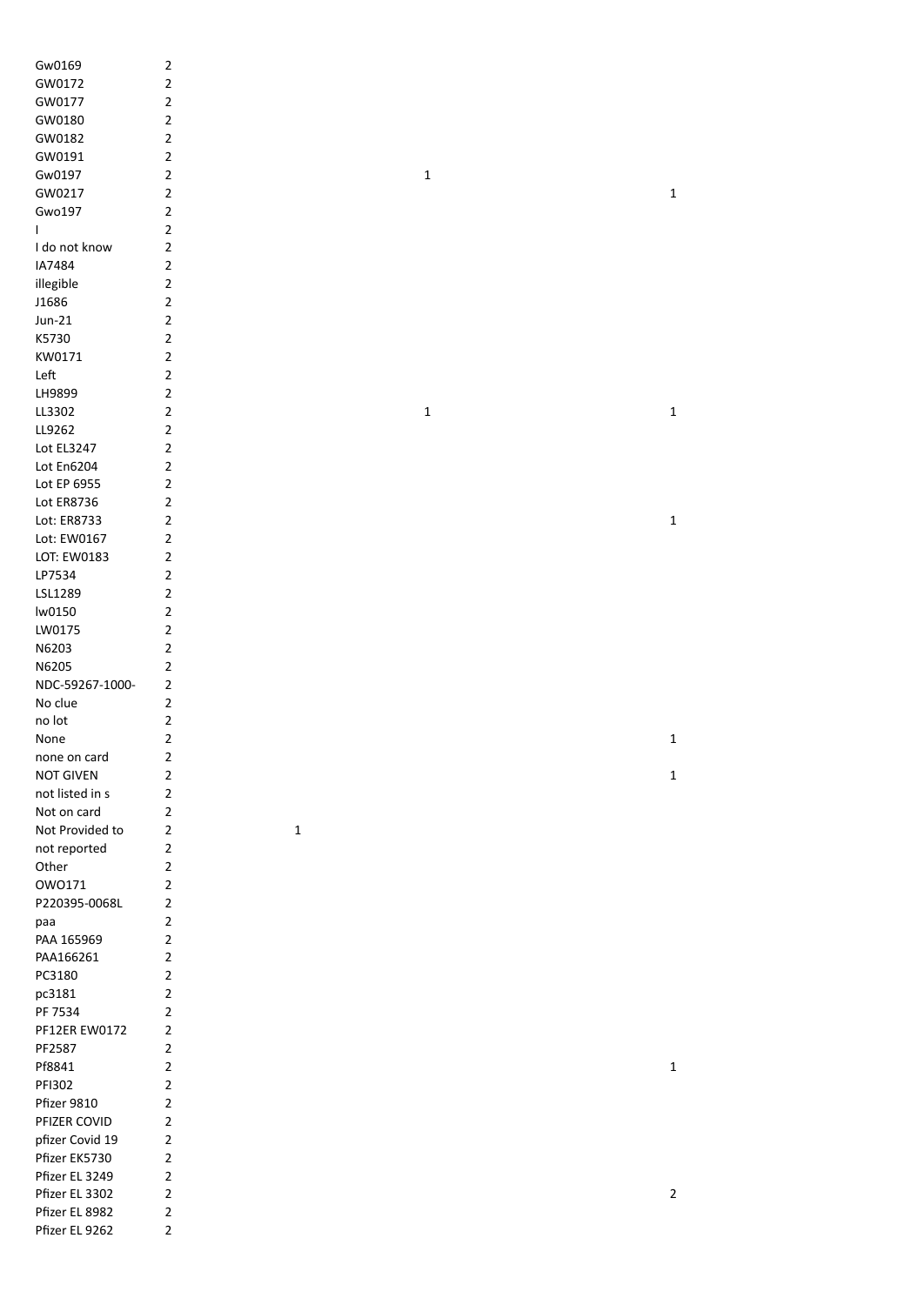| | | | | |
|---|---|---|---|---|
| Gw0169 | 2 | | | |
| GW0172 | 2 | | | |
| GW0177 | 2 | | | |
| GW0180 | 2 | | | |
| GW0182 | 2 | | | |
| GW0191 | 2 | | | |
| Gw0197 | 2 | | 1 | |
| GW0217 | 2 | | | 1 |
| Gwo197 | 2 | | | |
| I | 2 | | | |
| I do not know | 2 | | | |
| IA7484 | 2 | | | |
| illegible | 2 | | | |
| J1686 | 2 | | | |
| Jun-21 | 2 | | | |
| K5730 | 2 | | | |
| KW0171 | 2 | | | |
| Left | 2 | | | |
| LH9899 | 2 | | | |
| LL3302 | 2 | | 1 | 1 |
| LL9262 | 2 | | | |
| Lot EL3247 | 2 | | | |
| Lot En6204 | 2 | | | |
| Lot EP 6955 | 2 | | | |
| Lot ER8736 | 2 | | | |
| Lot: ER8733 | 2 | | | 1 |
| Lot: EW0167 | 2 | | | |
| LOT: EW0183 | 2 | | | |
| LP7534 | 2 | | | |
| LSL1289 | 2 | | | |
| lw0150 | 2 | | | |
| LW0175 | 2 | | | |
| N6203 | 2 | | | |
| N6205 | 2 | | | |
| NDC-59267-1000- | 2 | | | |
| No clue | 2 | | | |
| no lot | 2 | | | |
| None | 2 | | | 1 |
| none on card | 2 | | | |
| NOT GIVEN | 2 | | | 1 |
| not listed in s | 2 | | | |
| Not on card | 2 | | | |
| Not Provided to | 2 | 1 | | |
| not reported | 2 | | | |
| Other | 2 | | | |
| OWO171 | 2 | | | |
| P220395-0068L | 2 | | | |
| paa | 2 | | | |
| PAA 165969 | 2 | | | |
| PAA166261 | 2 | | | |
| PC3180 | 2 | | | |
| pc3181 | 2 | | | |
| PF 7534 | 2 | | | |
| PF12ER EW0172 | 2 | | | |
| PF2587 | 2 | | | |
| Pf8841 | 2 | | | 1 |
| PFI302 | 2 | | | |
| Pfizer 9810 | 2 | | | |
| PFIZER COVID | 2 | | | |
| pfizer Covid 19 | 2 | | | |
| Pfizer EK5730 | 2 | | | |
| Pfizer EL 3249 | 2 | | | |
| Pfizer EL 3302 | 2 | | | 2 |
| Pfizer EL 8982 | 2 | | | |
| Pfizer EL 9262 | 2 | | | |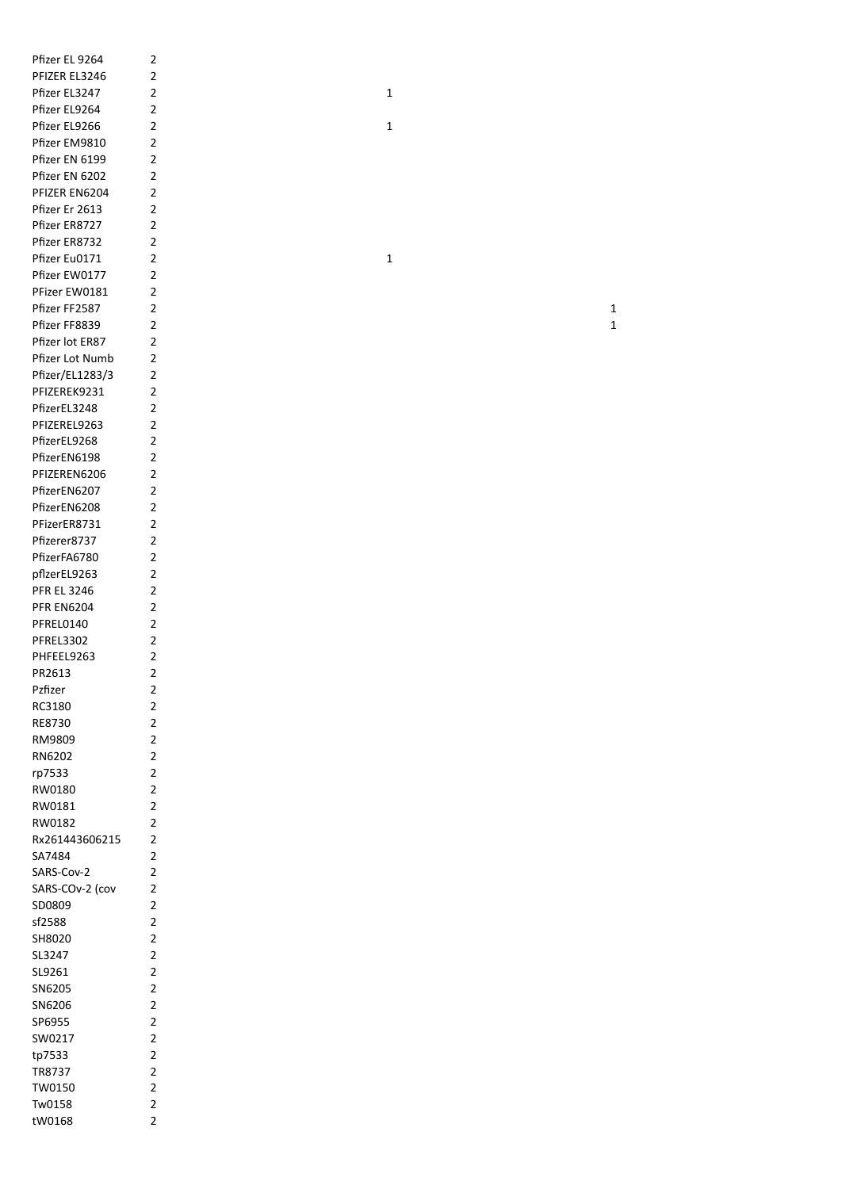| | | | |
|---|---|---|---|
| Pfizer EL 9264 | 2 | | |
| PFIZER EL3246 | 2 | | |
| Pfizer EL3247 | 2 | 1 | |
| Pfizer EL9264 | 2 | | |
| Pfizer EL9266 | 2 | 1 | |
| Pfizer EM9810 | 2 | | |
| Pfizer EN 6199 | 2 | | |
| Pfizer EN 6202 | 2 | | |
| PFIZER EN6204 | 2 | | |
| Pfizer Er 2613 | 2 | | |
| Pfizer ER8727 | 2 | | |
| Pfizer ER8732 | 2 | | |
| Pfizer Eu0171 | 2 | 1 | |
| Pfizer EW0177 | 2 | | |
| PFizer EW0181 | 2 | | |
| Pfizer FF2587 | 2 | | 1 |
| Pfizer FF8839 | 2 | | 1 |
| Pfizer lot ER87 | 2 | | |
| Pfizer Lot Numb | 2 | | |
| Pfizer/EL1283/3 | 2 | | |
| PFIZEREK9231 | 2 | | |
| PfizerEL3248 | 2 | | |
| PFIZEREL9263 | 2 | | |
| PfizerEL9268 | 2 | | |
| PfizerEN6198 | 2 | | |
| PFIZEREN6206 | 2 | | |
| PfizerEN6207 | 2 | | |
| PfizerEN6208 | 2 | | |
| PFizerER8731 | 2 | | |
| Pfizerer8737 | 2 | | |
| PfizerFA6780 | 2 | | |
| pflzerEL9263 | 2 | | |
| PFR EL 3246 | 2 | | |
| PFR EN6204 | 2 | | |
| PFREL0140 | 2 | | |
| PFREL3302 | 2 | | |
| PHFEEL9263 | 2 | | |
| PR2613 | 2 | | |
| Pzfizer | 2 | | |
| RC3180 | 2 | | |
| RE8730 | 2 | | |
| RM9809 | 2 | | |
| RN6202 | 2 | | |
| rp7533 | 2 | | |
| RW0180 | 2 | | |
| RW0181 | 2 | | |
| RW0182 | 2 | | |
| Rx261443606215 | 2 | | |
| SA7484 | 2 | | |
| SARS-Cov-2 | 2 | | |
| SARS-COv-2 (cov | 2 | | |
| SD0809 | 2 | | |
| sf2588 | 2 | | |
| SH8020 | 2 | | |
| SL3247 | 2 | | |
| SL9261 | 2 | | |
| SN6205 | 2 | | |
| SN6206 | 2 | | |
| SP6955 | 2 | | |
| SW0217 | 2 | | |
| tp7533 | 2 | | |
| TR8737 | 2 | | |
| TW0150 | 2 | | |
| Tw0158 | 2 | | |
| tW0168 | 2 | | |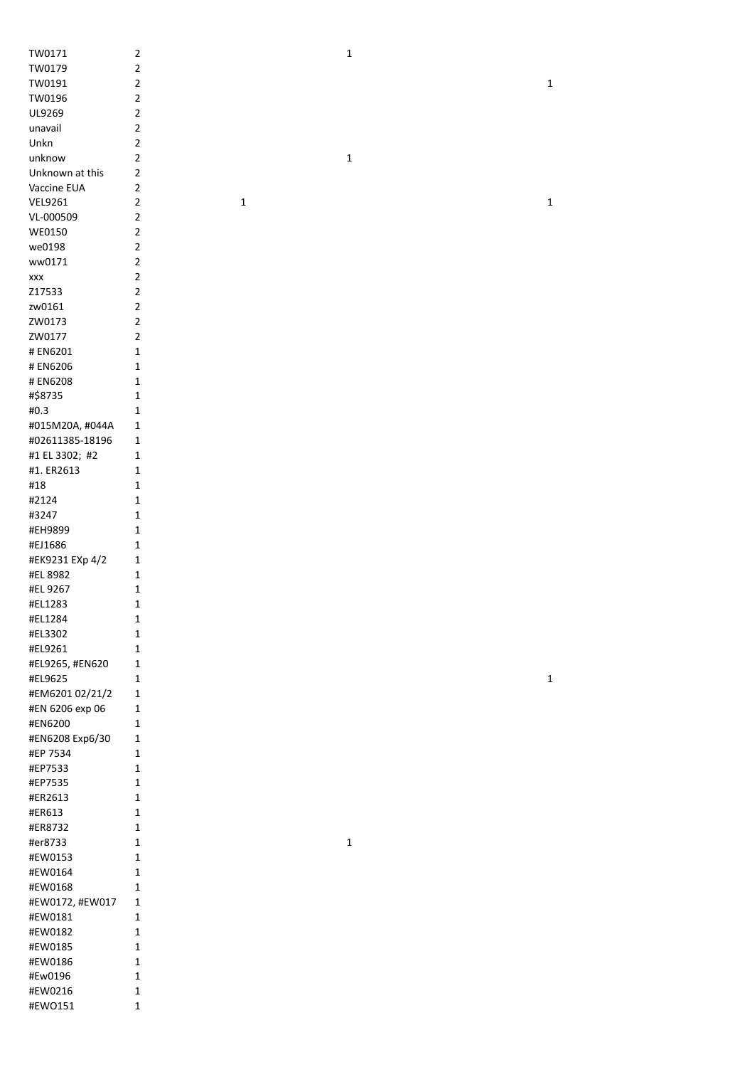| | | | | |
|---|---|---|---|---|
| TW0171 | 2 | | 1 | |
| TW0179 | 2 | | | |
| TW0191 | 2 | | | 1 |
| TW0196 | 2 | | | |
| UL9269 | 2 | | | |
| unavail | 2 | | | |
| Unkn | 2 | | | |
| unknow | 2 | | 1 | |
| Unknown at this | 2 | | | |
| Vaccine EUA | 2 | | | |
| VEL9261 | 2 | 1 | | 1 |
| VL-000509 | 2 | | | |
| WE0150 | 2 | | | |
| we0198 | 2 | | | |
| ww0171 | 2 | | | |
| xxx | 2 | | | |
| Z17533 | 2 | | | |
| zw0161 | 2 | | | |
| ZW0173 | 2 | | | |
| ZW0177 | 2 | | | |
| # EN6201 | 1 | | | |
| # EN6206 | 1 | | | |
| # EN6208 | 1 | | | |
| #$8735 | 1 | | | |
| #0.3 | 1 | | | |
| #015M20A, #044A | 1 | | | |
| #02611385-18196 | 1 | | | |
| #1 EL 3302; #2 | 1 | | | |
| #1. ER2613 | 1 | | | |
| #18 | 1 | | | |
| #2124 | 1 | | | |
| #3247 | 1 | | | |
| #EH9899 | 1 | | | |
| #EJ1686 | 1 | | | |
| #EK9231 EXp 4/2 | 1 | | | |
| #EL 8982 | 1 | | | |
| #EL 9267 | 1 | | | |
| #EL1283 | 1 | | | |
| #EL1284 | 1 | | | |
| #EL3302 | 1 | | | |
| #EL9261 | 1 | | | |
| #EL9265, #EN620 | 1 | | | |
| #EL9625 | 1 | | | 1 |
| #EM6201 02/21/2 | 1 | | | |
| #EN 6206 exp 06 | 1 | | | |
| #EN6200 | 1 | | | |
| #EN6208 Exp6/30 | 1 | | | |
| #EP 7534 | 1 | | | |
| #EP7533 | 1 | | | |
| #EP7535 | 1 | | | |
| #ER2613 | 1 | | | |
| #ER613 | 1 | | | |
| #ER8732 | 1 | | | |
| #er8733 | 1 | | 1 | |
| #EW0153 | 1 | | | |
| #EW0164 | 1 | | | |
| #EW0168 | 1 | | | |
| #EW0172, #EW017 | 1 | | | |
| #EW0181 | 1 | | | |
| #EW0182 | 1 | | | |
| #EW0185 | 1 | | | |
| #EW0186 | 1 | | | |
| #Ew0196 | 1 | | | |
| #EW0216 | 1 | | | |
| #EWO151 | 1 | | | |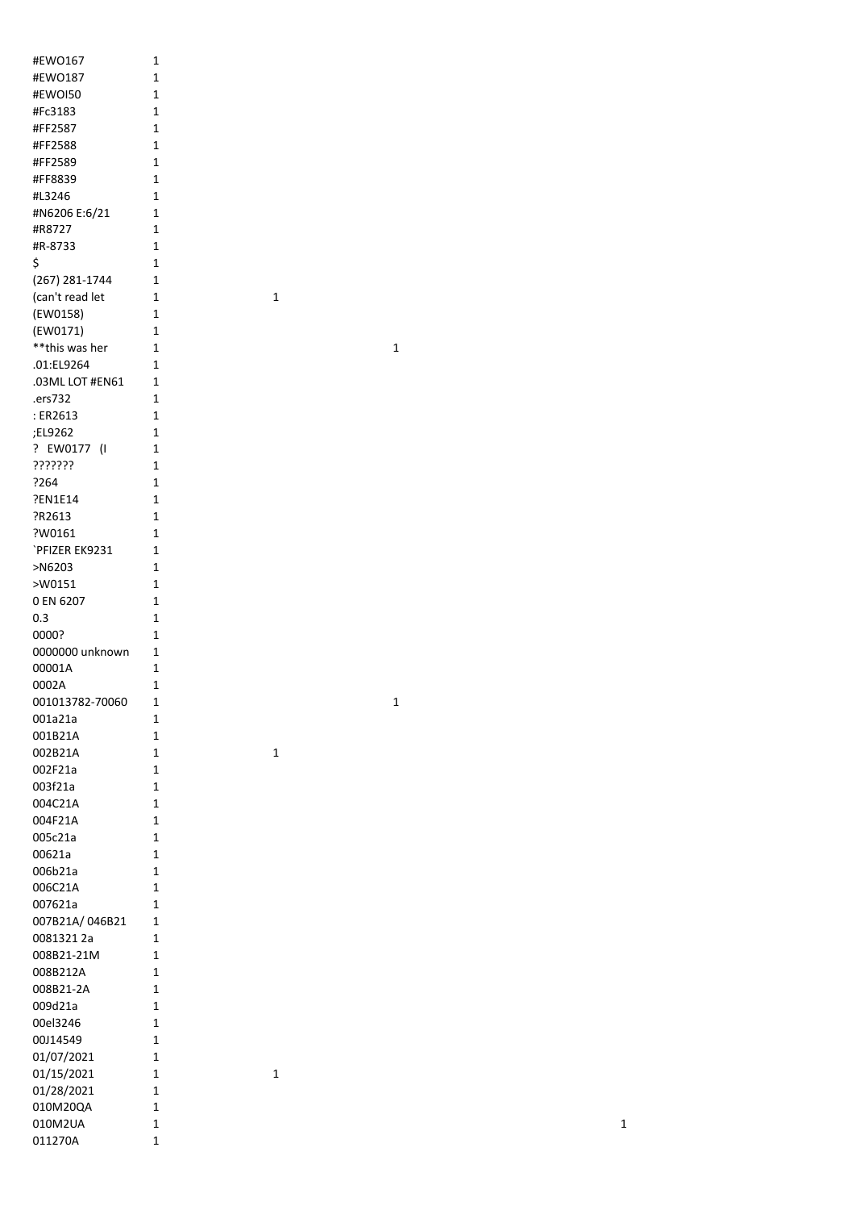| | | | | |
|---|---|---|---|---|
| #EWO167 | 1 | | | |
| #EWO187 | 1 | | | |
| #EWOI50 | 1 | | | |
| #Fc3183 | 1 | | | |
| #FF2587 | 1 | | | |
| #FF2588 | 1 | | | |
| #FF2589 | 1 | | | |
| #FF8839 | 1 | | | |
| #L3246 | 1 | | | |
| #N6206 E:6/21 | 1 | | | |
| #R8727 | 1 | | | |
| #R-8733 | 1 | | | |
| $ | 1 | | | |
| (267) 281-1744 | 1 | | | |
| (can't read let | 1 | 1 | | |
| (EW0158) | 1 | | | |
| (EW0171) | 1 | | | |
| **this was her | 1 | | 1 | |
| .01:EL9264 | 1 | | | |
| .03ML LOT #EN61 | 1 | | | |
| .ers732 | 1 | | | |
| : ER2613 | 1 | | | |
| ;EL9262 | 1 | | | |
| ? EW0177 (I | 1 | | | |
| ??????? | 1 | | | |
| ?264 | 1 | | | |
| ?EN1E14 | 1 | | | |
| ?R2613 | 1 | | | |
| ?W0161 | 1 | | | |
| `PFIZER EK9231 | 1 | | | |
| >N6203 | 1 | | | |
| >W0151 | 1 | | | |
| 0 EN 6207 | 1 | | | |
| 0.3 | 1 | | | |
| 0000? | 1 | | | |
| 0000000 unknown | 1 | | | |
| 00001A | 1 | | | |
| 0002A | 1 | | | |
| 001013782-70060 | 1 | | 1 | |
| 001a21a | 1 | | | |
| 001B21A | 1 | | | |
| 002B21A | 1 | 1 | | |
| 002F21a | 1 | | | |
| 003f21a | 1 | | | |
| 004C21A | 1 | | | |
| 004F21A | 1 | | | |
| 005c21a | 1 | | | |
| 00621a | 1 | | | |
| 006b21a | 1 | | | |
| 006C21A | 1 | | | |
| 007621a | 1 | | | |
| 007B21A/ 046B21 | 1 | | | |
| 0081321 2a | 1 | | | |
| 008B21-21M | 1 | | | |
| 008B212A | 1 | | | |
| 008B21-2A | 1 | | | |
| 009d21a | 1 | | | |
| 00el3246 | 1 | | | |
| 00J14549 | 1 | | | |
| 01/07/2021 | 1 | | | |
| 01/15/2021 | 1 | 1 | | |
| 01/28/2021 | 1 | | | |
| 010M20QA | 1 | | | |
| 010M2UA | 1 | | | 1 |
| 011270A | 1 | | | |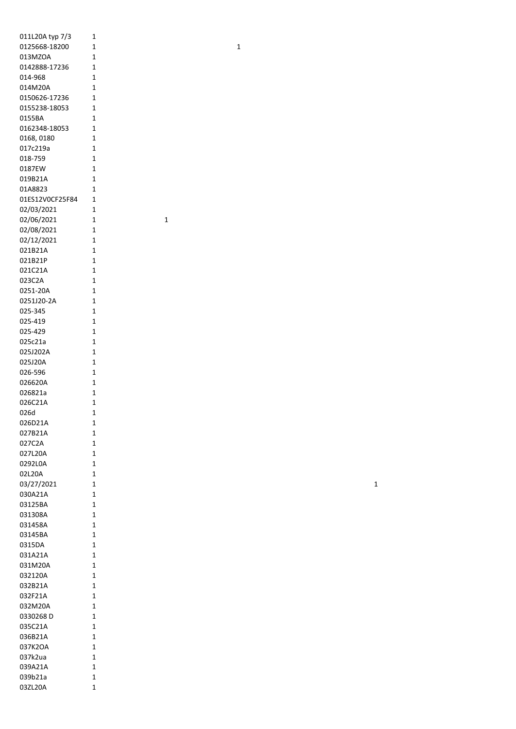| | | | | |
|---|---|---|---|---|
| 011L20A typ 7/3 | 1 | | | |
| 0125668-18200 | 1 | | 1 | |
| 013MZOA | 1 | | | |
| 0142888-17236 | 1 | | | |
| 014-968 | 1 | | | |
| 014M20A | 1 | | | |
| 0150626-17236 | 1 | | | |
| 0155238-18053 | 1 | | | |
| 0155BA | 1 | | | |
| 0162348-18053 | 1 | | | |
| 0168, 0180 | 1 | | | |
| 017c219a | 1 | | | |
| 018-759 | 1 | | | |
| 0187EW | 1 | | | |
| 019B21A | 1 | | | |
| 01A8823 | 1 | | | |
| 01ES12V0CF25F84 | 1 | | | |
| 02/03/2021 | 1 | | | |
| 02/06/2021 | 1 | 1 | | |
| 02/08/2021 | 1 | | | |
| 02/12/2021 | 1 | | | |
| 021B21A | 1 | | | |
| 021B21P | 1 | | | |
| 021C21A | 1 | | | |
| 023C2A | 1 | | | |
| 0251-20A | 1 | | | |
| 0251J20-2A | 1 | | | |
| 025-345 | 1 | | | |
| 025-419 | 1 | | | |
| 025-429 | 1 | | | |
| 025c21a | 1 | | | |
| 025J202A | 1 | | | |
| 025J20A | 1 | | | |
| 026-596 | 1 | | | |
| 026620A | 1 | | | |
| 026821a | 1 | | | |
| 026C21A | 1 | | | |
| 026d | 1 | | | |
| 026D21A | 1 | | | |
| 027B21A | 1 | | | |
| 027C2A | 1 | | | |
| 027L20A | 1 | | | |
| 0292L0A | 1 | | | |
| 02L20A | 1 | | | |
| 03/27/2021 | 1 | | | 1 |
| 030A21A | 1 | | | |
| 03125BA | 1 | | | |
| 031308A | 1 | | | |
| 031458A | 1 | | | |
| 03145BA | 1 | | | |
| 0315DA | 1 | | | |
| 031A21A | 1 | | | |
| 031M20A | 1 | | | |
| 032120A | 1 | | | |
| 032B21A | 1 | | | |
| 032F21A | 1 | | | |
| 032M20A | 1 | | | |
| 0330268 D | 1 | | | |
| 035C21A | 1 | | | |
| 036B21A | 1 | | | |
| 037K2OA | 1 | | | |
| 037k2ua | 1 | | | |
| 039A21A | 1 | | | |
| 039b21a | 1 | | | |
| 03ZL20A | 1 | | | |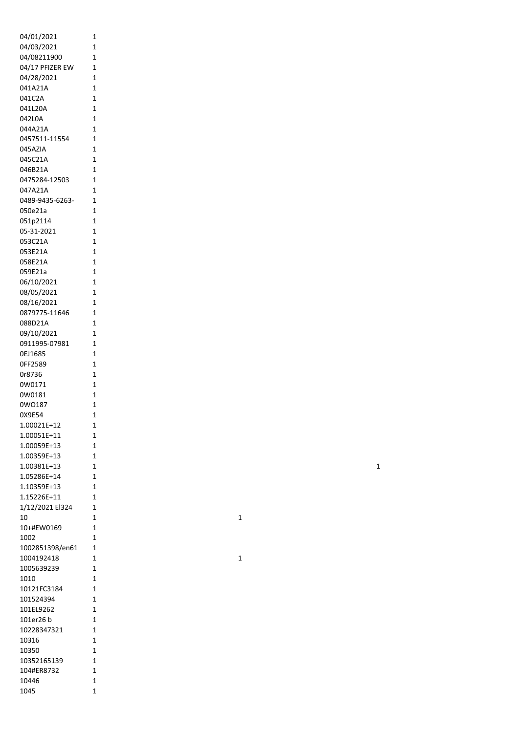| | | | |
|---|---|---|---|
| 04/01/2021 | 1 | | |
| 04/03/2021 | 1 | | |
| 04/08211900 | 1 | | |
| 04/17 PFIZER EW | 1 | | |
| 04/28/2021 | 1 | | |
| 041A21A | 1 | | |
| 041C2A | 1 | | |
| 041L20A | 1 | | |
| 042L0A | 1 | | |
| 044A21A | 1 | | |
| 0457511-11554 | 1 | | |
| 045AZIA | 1 | | |
| 045C21A | 1 | | |
| 046B21A | 1 | | |
| 0475284-12503 | 1 | | |
| 047A21A | 1 | | |
| 0489-9435-6263- | 1 | | |
| 050e21a | 1 | | |
| 051p2114 | 1 | | |
| 05-31-2021 | 1 | | |
| 053C21A | 1 | | |
| 053E21A | 1 | | |
| 058E21A | 1 | | |
| 059E21a | 1 | | |
| 06/10/2021 | 1 | | |
| 08/05/2021 | 1 | | |
| 08/16/2021 | 1 | | |
| 0879775-11646 | 1 | | |
| 088D21A | 1 | | |
| 09/10/2021 | 1 | | |
| 0911995-07981 | 1 | | |
| 0EJ1685 | 1 | | |
| 0FF2589 | 1 | | |
| 0r8736 | 1 | | |
| 0W0171 | 1 | | |
| 0W0181 | 1 | | |
| 0WO187 | 1 | | |
| 0X9E54 | 1 | | |
| 1.00021E+12 | 1 | | |
| 1.00051E+11 | 1 | | |
| 1.00059E+13 | 1 | | |
| 1.00359E+13 | 1 | | |
| 1.00381E+13 | 1 | | 1 |
| 1.05286E+14 | 1 | | |
| 1.10359E+13 | 1 | | |
| 1.15226E+11 | 1 | | |
| 1/12/2021 El324 | 1 | | |
| 10 | 1 | 1 | |
| 10+#EW0169 | 1 | | |
| 1002 | 1 | | |
| 1002851398/en61 | 1 | | |
| 1004192418 | 1 | 1 | |
| 1005639239 | 1 | | |
| 1010 | 1 | | |
| 10121FC3184 | 1 | | |
| 101524394 | 1 | | |
| 101EL9262 | 1 | | |
| 101er26 b | 1 | | |
| 10228347321 | 1 | | |
| 10316 | 1 | | |
| 10350 | 1 | | |
| 10352165139 | 1 | | |
| 104#ER8732 | 1 | | |
| 10446 | 1 | | |
| 1045 | 1 | | |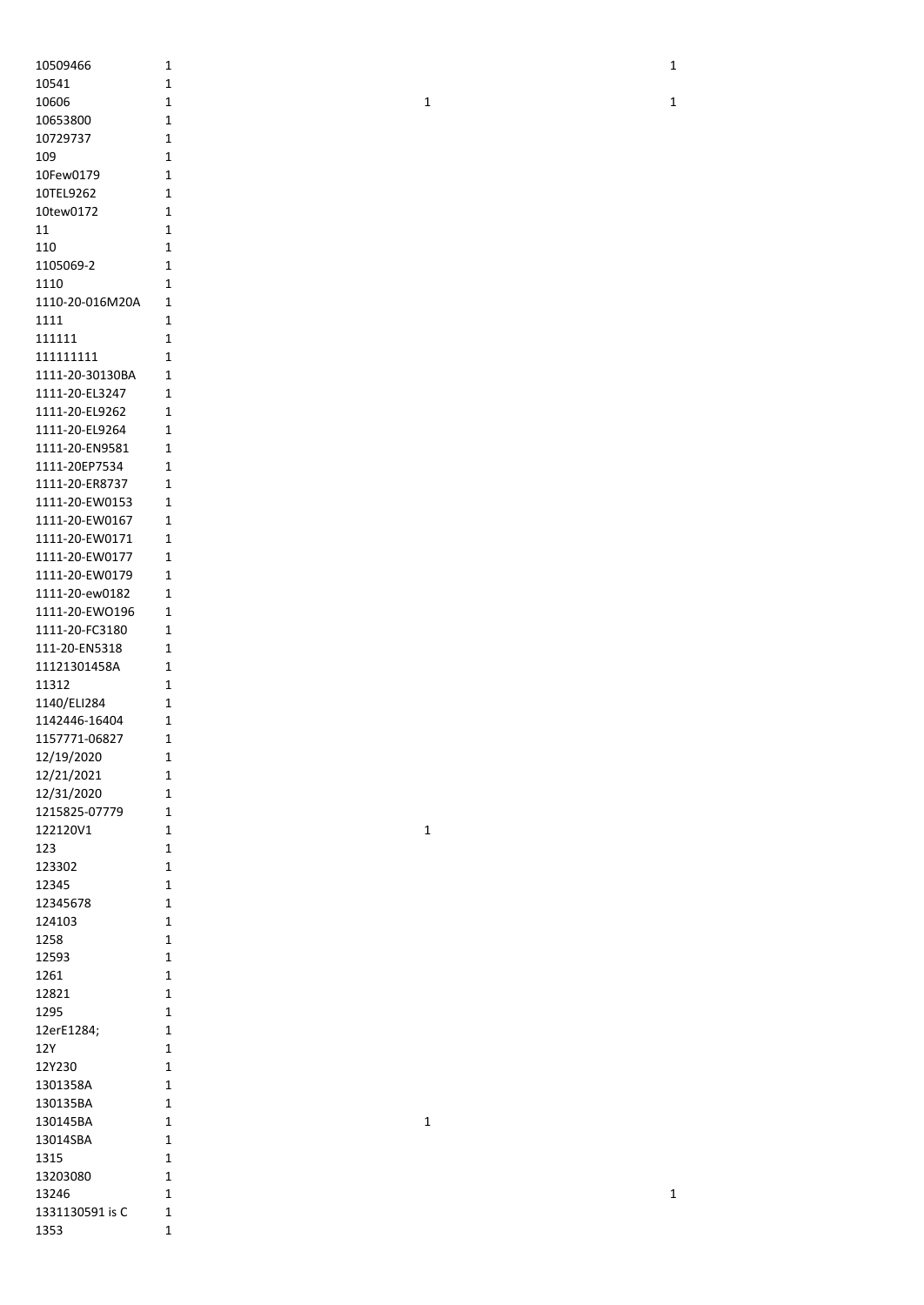| | | | |
|---|---|---|---|
| 10509466 | 1 | | 1 |
| 10541 | 1 | | |
| 10606 | 1 | 1 | 1 |
| 10653800 | 1 | | |
| 10729737 | 1 | | |
| 109 | 1 | | |
| 10Few0179 | 1 | | |
| 10TEL9262 | 1 | | |
| 10tew0172 | 1 | | |
| 11 | 1 | | |
| 110 | 1 | | |
| 1105069-2 | 1 | | |
| 1110 | 1 | | |
| 1110-20-016M20A | 1 | | |
| 1111 | 1 | | |
| 111111 | 1 | | |
| 111111111 | 1 | | |
| 1111-20-30130BA | 1 | | |
| 1111-20-EL3247 | 1 | | |
| 1111-20-EL9262 | 1 | | |
| 1111-20-EL9264 | 1 | | |
| 1111-20-EN9581 | 1 | | |
| 1111-20EP7534 | 1 | | |
| 1111-20-ER8737 | 1 | | |
| 1111-20-EW0153 | 1 | | |
| 1111-20-EW0167 | 1 | | |
| 1111-20-EW0171 | 1 | | |
| 1111-20-EW0177 | 1 | | |
| 1111-20-EW0179 | 1 | | |
| 1111-20-ew0182 | 1 | | |
| 1111-20-EWO196 | 1 | | |
| 1111-20-FC3180 | 1 | | |
| 111-20-EN5318 | 1 | | |
| 11121301458A | 1 | | |
| 11312 | 1 | | |
| 1140/ELI284 | 1 | | |
| 1142446-16404 | 1 | | |
| 1157771-06827 | 1 | | |
| 12/19/2020 | 1 | | |
| 12/21/2021 | 1 | | |
| 12/31/2020 | 1 | | |
| 1215825-07779 | 1 | | |
| 122120V1 | 1 | 1 | |
| 123 | 1 | | |
| 123302 | 1 | | |
| 12345 | 1 | | |
| 12345678 | 1 | | |
| 124103 | 1 | | |
| 1258 | 1 | | |
| 12593 | 1 | | |
| 1261 | 1 | | |
| 12821 | 1 | | |
| 1295 | 1 | | |
| 12erE1284; | 1 | | |
| 12Y | 1 | | |
| 12Y230 | 1 | | |
| 1301358A | 1 | | |
| 130135BA | 1 | | |
| 130145BA | 1 | 1 | |
| 13014SBA | 1 | | |
| 1315 | 1 | | |
| 13203080 | 1 | | |
| 13246 | 1 | | 1 |
| 1331130591 is C | 1 | | |
| 1353 | 1 | | |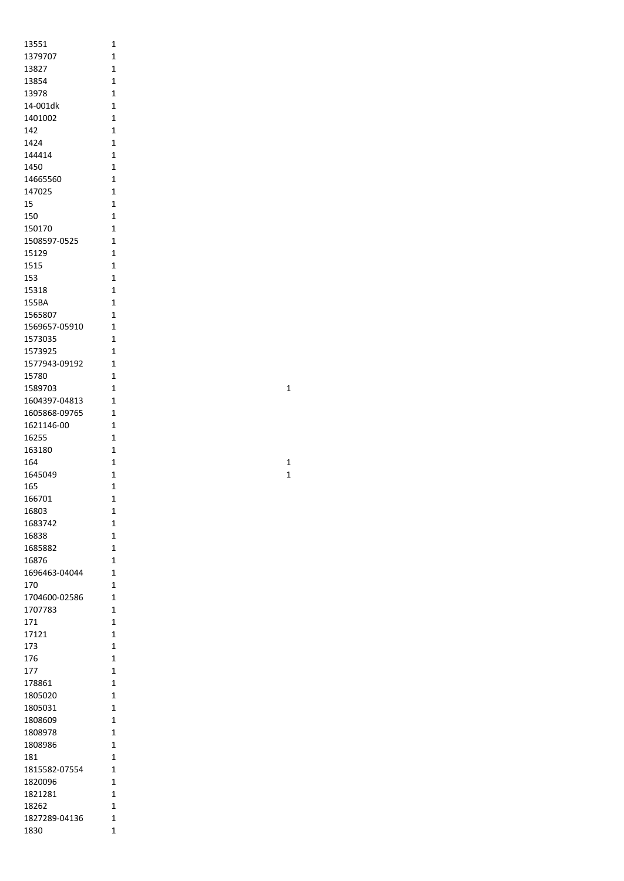| | | |
|---|---|---|
| 13551 | 1 | |
| 1379707 | 1 | |
| 13827 | 1 | |
| 13854 | 1 | |
| 13978 | 1 | |
| 14-001dk | 1 | |
| 1401002 | 1 | |
| 142 | 1 | |
| 1424 | 1 | |
| 144414 | 1 | |
| 1450 | 1 | |
| 14665560 | 1 | |
| 147025 | 1 | |
| 15 | 1 | |
| 150 | 1 | |
| 150170 | 1 | |
| 1508597-0525 | 1 | |
| 15129 | 1 | |
| 1515 | 1 | |
| 153 | 1 | |
| 15318 | 1 | |
| 155BA | 1 | |
| 1565807 | 1 | |
| 1569657-05910 | 1 | |
| 1573035 | 1 | |
| 1573925 | 1 | |
| 1577943-09192 | 1 | |
| 15780 | 1 | |
| 1589703 | 1 | 1 |
| 1604397-04813 | 1 | |
| 1605868-09765 | 1 | |
| 1621146-00 | 1 | |
| 16255 | 1 | |
| 163180 | 1 | |
| 164 | 1 | 1 |
| 1645049 | 1 | 1 |
| 165 | 1 | |
| 166701 | 1 | |
| 16803 | 1 | |
| 1683742 | 1 | |
| 16838 | 1 | |
| 1685882 | 1 | |
| 16876 | 1 | |
| 1696463-04044 | 1 | |
| 170 | 1 | |
| 1704600-02586 | 1 | |
| 1707783 | 1 | |
| 171 | 1 | |
| 17121 | 1 | |
| 173 | 1 | |
| 176 | 1 | |
| 177 | 1 | |
| 178861 | 1 | |
| 1805020 | 1 | |
| 1805031 | 1 | |
| 1808609 | 1 | |
| 1808978 | 1 | |
| 1808986 | 1 | |
| 181 | 1 | |
| 1815582-07554 | 1 | |
| 1820096 | 1 | |
| 1821281 | 1 | |
| 18262 | 1 | |
| 1827289-04136 | 1 | |
| 1830 | 1 | |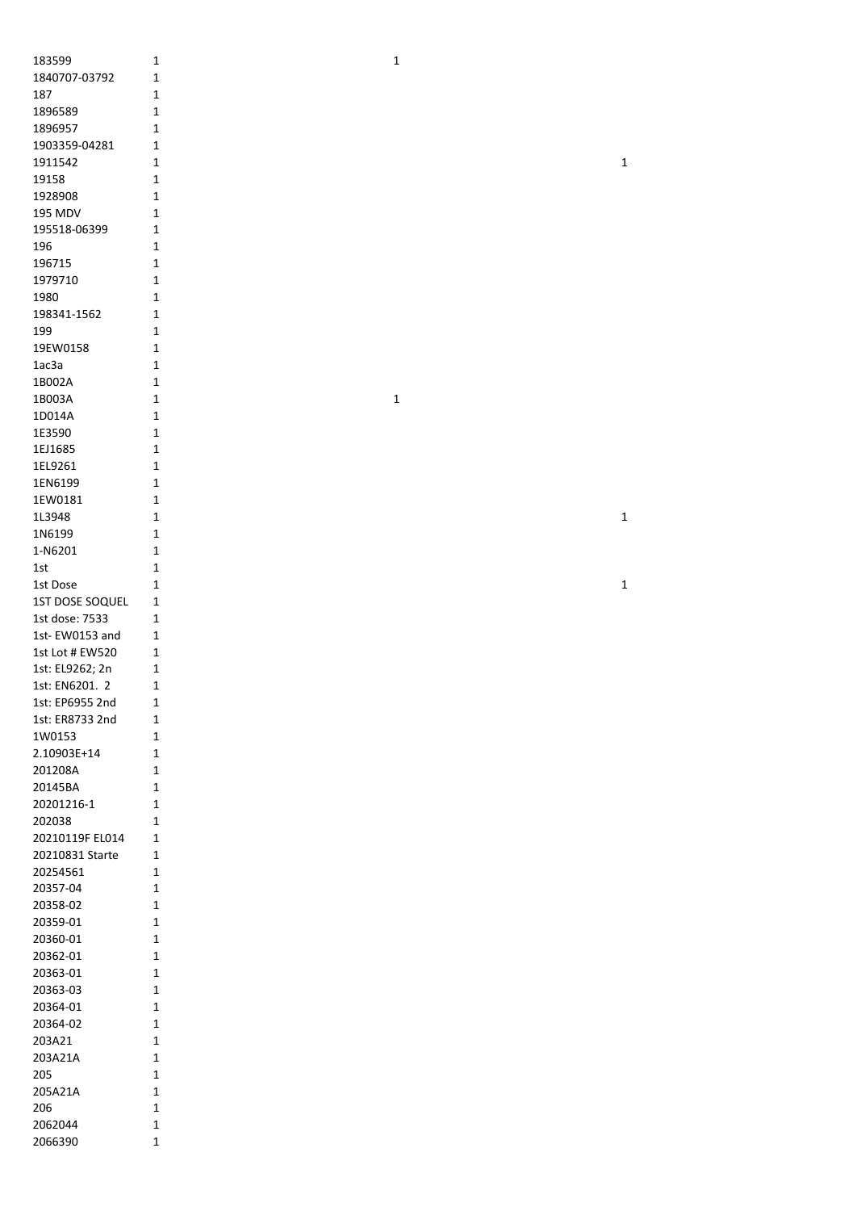| | | | |
|---|---|---|---|
| 183599 | 1 | 1 | |
| 1840707-03792 | 1 | | |
| 187 | 1 | | |
| 1896589 | 1 | | |
| 1896957 | 1 | | |
| 1903359-04281 | 1 | | |
| 1911542 | 1 | | 1 |
| 19158 | 1 | | |
| 1928908 | 1 | | |
| 195 MDV | 1 | | |
| 195518-06399 | 1 | | |
| 196 | 1 | | |
| 196715 | 1 | | |
| 1979710 | 1 | | |
| 1980 | 1 | | |
| 198341-1562 | 1 | | |
| 199 | 1 | | |
| 19EW0158 | 1 | | |
| 1ac3a | 1 | | |
| 1B002A | 1 | | |
| 1B003A | 1 | 1 | |
| 1D014A | 1 | | |
| 1E3590 | 1 | | |
| 1EJ1685 | 1 | | |
| 1EL9261 | 1 | | |
| 1EN6199 | 1 | | |
| 1EW0181 | 1 | | |
| 1L3948 | 1 | | 1 |
| 1N6199 | 1 | | |
| 1-N6201 | 1 | | |
| 1st | 1 | | |
| 1st Dose | 1 | | 1 |
| 1ST DOSE SOQUEL | 1 | | |
| 1st dose: 7533 | 1 | | |
| 1st- EW0153 and | 1 | | |
| 1st Lot # EW520 | 1 | | |
| 1st: EL9262; 2n | 1 | | |
| 1st: EN6201. 2 | 1 | | |
| 1st: EP6955 2nd | 1 | | |
| 1st: ER8733 2nd | 1 | | |
| 1W0153 | 1 | | |
| 2.10903E+14 | 1 | | |
| 201208A | 1 | | |
| 20145BA | 1 | | |
| 20201216-1 | 1 | | |
| 202038 | 1 | | |
| 20210119F EL014 | 1 | | |
| 20210831 Starte | 1 | | |
| 20254561 | 1 | | |
| 20357-04 | 1 | | |
| 20358-02 | 1 | | |
| 20359-01 | 1 | | |
| 20360-01 | 1 | | |
| 20362-01 | 1 | | |
| 20363-01 | 1 | | |
| 20363-03 | 1 | | |
| 20364-01 | 1 | | |
| 20364-02 | 1 | | |
| 203A21 | 1 | | |
| 203A21A | 1 | | |
| 205 | 1 | | |
| 205A21A | 1 | | |
| 206 | 1 | | |
| 2062044 | 1 | | |
| 2066390 | 1 | | |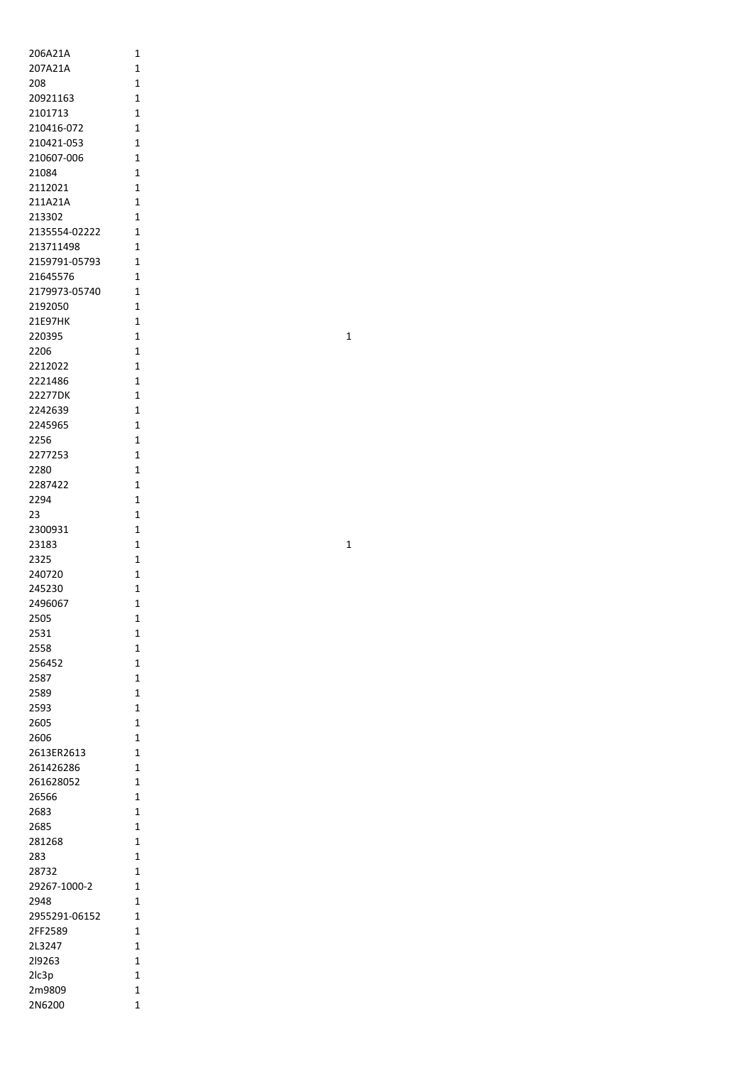| | | |
|---|---|---|
| 206A21A | 1 | |
| 207A21A | 1 | |
| 208 | 1 | |
| 20921163 | 1 | |
| 2101713 | 1 | |
| 210416-072 | 1 | |
| 210421-053 | 1 | |
| 210607-006 | 1 | |
| 21084 | 1 | |
| 2112021 | 1 | |
| 211A21A | 1 | |
| 213302 | 1 | |
| 2135554-02222 | 1 | |
| 213711498 | 1 | |
| 2159791-05793 | 1 | |
| 21645576 | 1 | |
| 2179973-05740 | 1 | |
| 2192050 | 1 | |
| 21E97HK | 1 | |
| 220395 | 1 | 1 |
| 2206 | 1 | |
| 2212022 | 1 | |
| 2221486 | 1 | |
| 22277DK | 1 | |
| 2242639 | 1 | |
| 2245965 | 1 | |
| 2256 | 1 | |
| 2277253 | 1 | |
| 2280 | 1 | |
| 2287422 | 1 | |
| 2294 | 1 | |
| 23 | 1 | |
| 2300931 | 1 | |
| 23183 | 1 | 1 |
| 2325 | 1 | |
| 240720 | 1 | |
| 245230 | 1 | |
| 2496067 | 1 | |
| 2505 | 1 | |
| 2531 | 1 | |
| 2558 | 1 | |
| 256452 | 1 | |
| 2587 | 1 | |
| 2589 | 1 | |
| 2593 | 1 | |
| 2605 | 1 | |
| 2606 | 1 | |
| 2613ER2613 | 1 | |
| 261426286 | 1 | |
| 261628052 | 1 | |
| 26566 | 1 | |
| 2683 | 1 | |
| 2685 | 1 | |
| 281268 | 1 | |
| 283 | 1 | |
| 28732 | 1 | |
| 29267-1000-2 | 1 | |
| 2948 | 1 | |
| 2955291-06152 | 1 | |
| 2FF2589 | 1 | |
| 2L3247 | 1 | |
| 2l9263 | 1 | |
| 2lc3p | 1 | |
| 2m9809 | 1 | |
| 2N6200 | 1 | |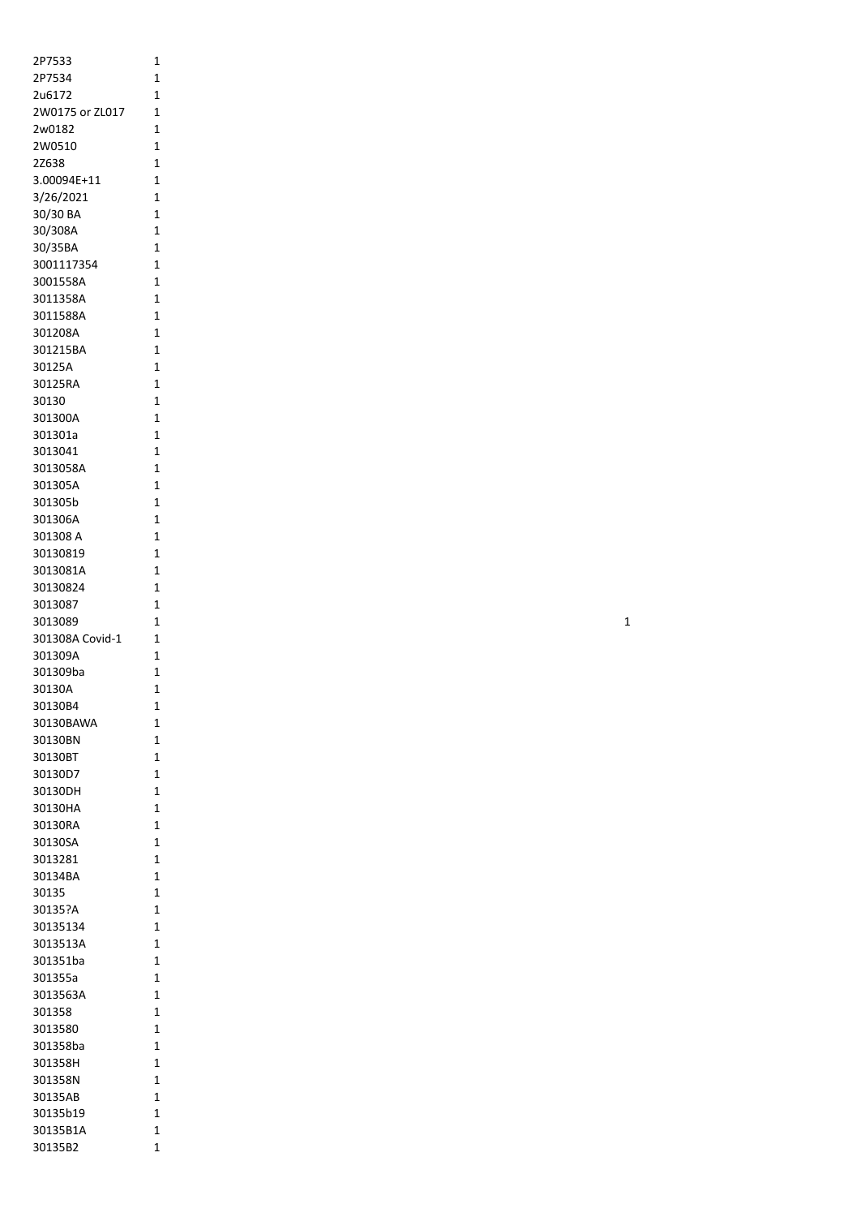| | | |
|---|---|---|
| 2P7533 | 1 | |
| 2P7534 | 1 | |
| 2u6172 | 1 | |
| 2W0175 or ZL017 | 1 | |
| 2w0182 | 1 | |
| 2W0510 | 1 | |
| 2Z638 | 1 | |
| 3.00094E+11 | 1 | |
| 3/26/2021 | 1 | |
| 30/30 BA | 1 | |
| 30/308A | 1 | |
| 30/35BA | 1 | |
| 3001117354 | 1 | |
| 3001558A | 1 | |
| 3011358A | 1 | |
| 3011588A | 1 | |
| 301208A | 1 | |
| 301215BA | 1 | |
| 30125A | 1 | |
| 30125RA | 1 | |
| 30130 | 1 | |
| 301300A | 1 | |
| 301301a | 1 | |
| 3013041 | 1 | |
| 3013058A | 1 | |
| 301305A | 1 | |
| 301305b | 1 | |
| 301306A | 1 | |
| 301308 A | 1 | |
| 30130819 | 1 | |
| 3013081A | 1 | |
| 30130824 | 1 | |
| 3013087 | 1 | |
| 3013089 | 1 | 1 |
| 301308A Covid-1 | 1 | |
| 301309A | 1 | |
| 301309ba | 1 | |
| 30130A | 1 | |
| 30130B4 | 1 | |
| 30130BAWA | 1 | |
| 30130BN | 1 | |
| 30130BT | 1 | |
| 30130D7 | 1 | |
| 30130DH | 1 | |
| 30130HA | 1 | |
| 30130RA | 1 | |
| 30130SA | 1 | |
| 3013281 | 1 | |
| 30134BA | 1 | |
| 30135 | 1 | |
| 30135?A | 1 | |
| 30135134 | 1 | |
| 3013513A | 1 | |
| 301351ba | 1 | |
| 301355a | 1 | |
| 3013563A | 1 | |
| 301358 | 1 | |
| 3013580 | 1 | |
| 301358ba | 1 | |
| 301358H | 1 | |
| 301358N | 1 | |
| 30135AB | 1 | |
| 30135b19 | 1 | |
| 30135B1A | 1 | |
| 30135B2 | 1 | |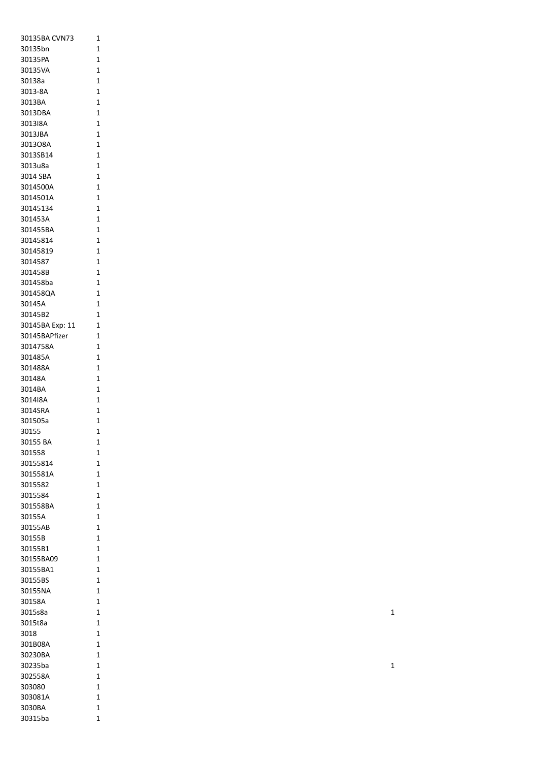| | | |
|---|---|---|
| 30135BA CVN73 | 1 | |
| 30135bn | 1 | |
| 30135PA | 1 | |
| 30135VA | 1 | |
| 30138a | 1 | |
| 3013-8A | 1 | |
| 3013BA | 1 | |
| 3013DBA | 1 | |
| 3013I8A | 1 | |
| 3013JBA | 1 | |
| 3013O8A | 1 | |
| 3013SB14 | 1 | |
| 3013u8a | 1 | |
| 3014 SBA | 1 | |
| 3014500A | 1 | |
| 3014501A | 1 | |
| 30145134 | 1 | |
| 301453A | 1 | |
| 301455BA | 1 | |
| 30145814 | 1 | |
| 30145819 | 1 | |
| 3014587 | 1 | |
| 301458B | 1 | |
| 301458ba | 1 | |
| 301458QA | 1 | |
| 30145A | 1 | |
| 30145B2 | 1 | |
| 30145BA Exp: 11 | 1 | |
| 30145BAPfizer | 1 | |
| 3014758A | 1 | |
| 301485A | 1 | |
| 301488A | 1 | |
| 30148A | 1 | |
| 3014BA | 1 | |
| 3014I8A | 1 | |
| 3014SRA | 1 | |
| 301505a | 1 | |
| 30155 | 1 | |
| 30155 BA | 1 | |
| 301558 | 1 | |
| 30155814 | 1 | |
| 3015581A | 1 | |
| 3015582 | 1 | |
| 3015584 | 1 | |
| 301558BA | 1 | |
| 30155A | 1 | |
| 30155AB | 1 | |
| 30155B | 1 | |
| 30155B1 | 1 | |
| 30155BA09 | 1 | |
| 30155BA1 | 1 | |
| 30155BS | 1 | |
| 30155NA | 1 | |
| 30158A | 1 | |
| 3015s8a | 1 | 1 |
| 3015t8a | 1 | |
| 3018 | 1 | |
| 301B08A | 1 | |
| 30230BA | 1 | |
| 30235ba | 1 | 1 |
| 302558A | 1 | |
| 303080 | 1 | |
| 303081A | 1 | |
| 3030BA | 1 | |
| 30315ba | 1 | |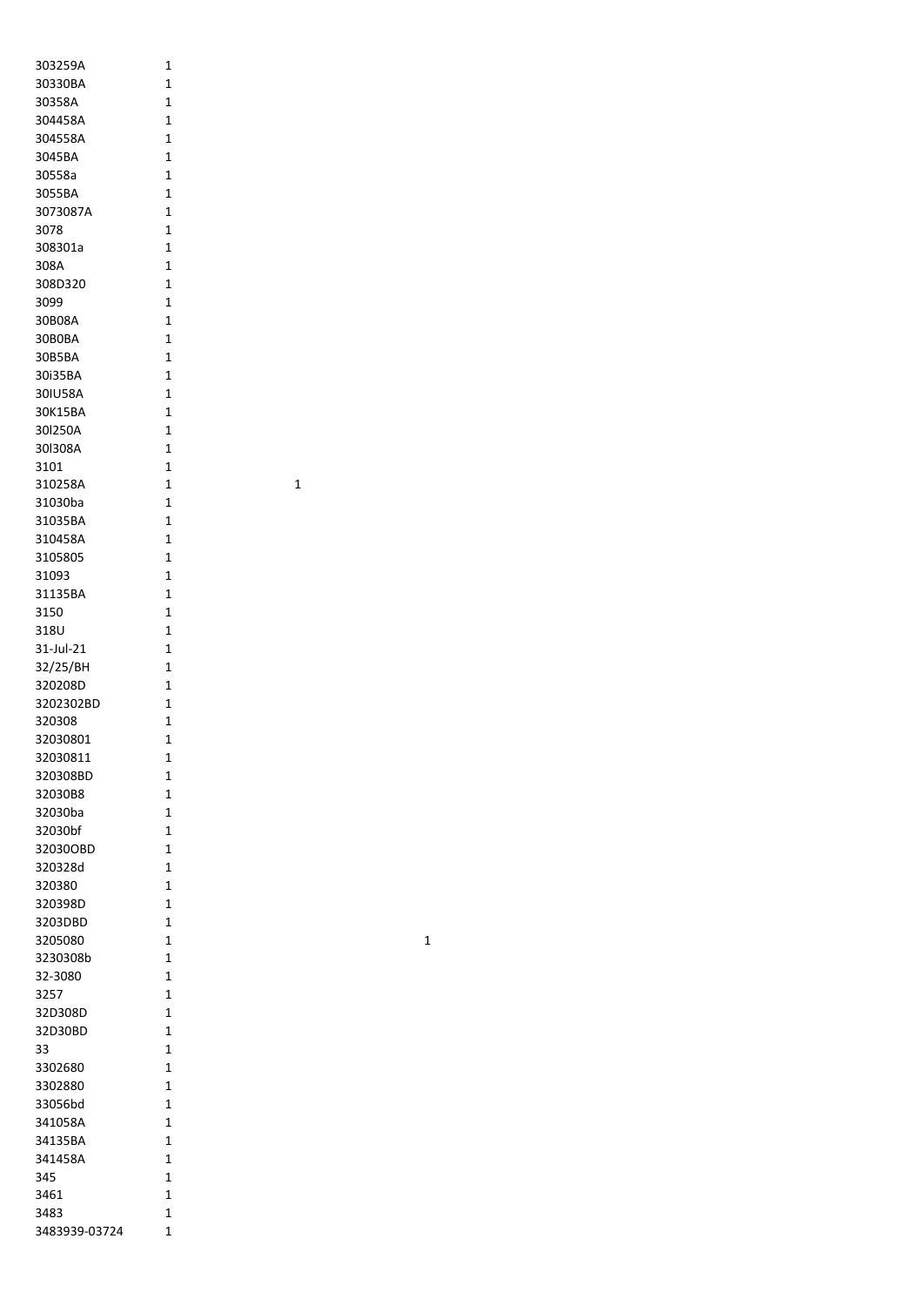| | | | |
|---|---|---|---|
| 303259A | 1 | | |
| 30330BA | 1 | | |
| 30358A | 1 | | |
| 304458A | 1 | | |
| 304558A | 1 | | |
| 3045BA | 1 | | |
| 30558a | 1 | | |
| 3055BA | 1 | | |
| 3073087A | 1 | | |
| 3078 | 1 | | |
| 308301a | 1 | | |
| 308A | 1 | | |
| 308D320 | 1 | | |
| 3099 | 1 | | |
| 30B08A | 1 | | |
| 30B0BA | 1 | | |
| 30B5BA | 1 | | |
| 30i35BA | 1 | | |
| 30IU58A | 1 | | |
| 30K15BA | 1 | | |
| 30l250A | 1 | | |
| 30l308A | 1 | | |
| 3101 | 1 | | |
| 310258A | 1 | 1 | |
| 31030ba | 1 | | |
| 31035BA | 1 | | |
| 310458A | 1 | | |
| 3105805 | 1 | | |
| 31093 | 1 | | |
| 31135BA | 1 | | |
| 3150 | 1 | | |
| 318U | 1 | | |
| 31-Jul-21 | 1 | | |
| 32/25/BH | 1 | | |
| 320208D | 1 | | |
| 3202302BD | 1 | | |
| 320308 | 1 | | |
| 32030801 | 1 | | |
| 32030811 | 1 | | |
| 320308BD | 1 | | |
| 32030B8 | 1 | | |
| 32030ba | 1 | | |
| 32030bf | 1 | | |
| 32030OBD | 1 | | |
| 320328d | 1 | | |
| 320380 | 1 | | |
| 320398D | 1 | | |
| 3203DBD | 1 | | |
| 3205080 | 1 | | 1 |
| 3230308b | 1 | | |
| 32-3080 | 1 | | |
| 3257 | 1 | | |
| 32D308D | 1 | | |
| 32D30BD | 1 | | |
| 33 | 1 | | |
| 3302680 | 1 | | |
| 3302880 | 1 | | |
| 33056bd | 1 | | |
| 341058A | 1 | | |
| 34135BA | 1 | | |
| 341458A | 1 | | |
| 345 | 1 | | |
| 3461 | 1 | | |
| 3483 | 1 | | |
| 3483939-03724 | 1 | | |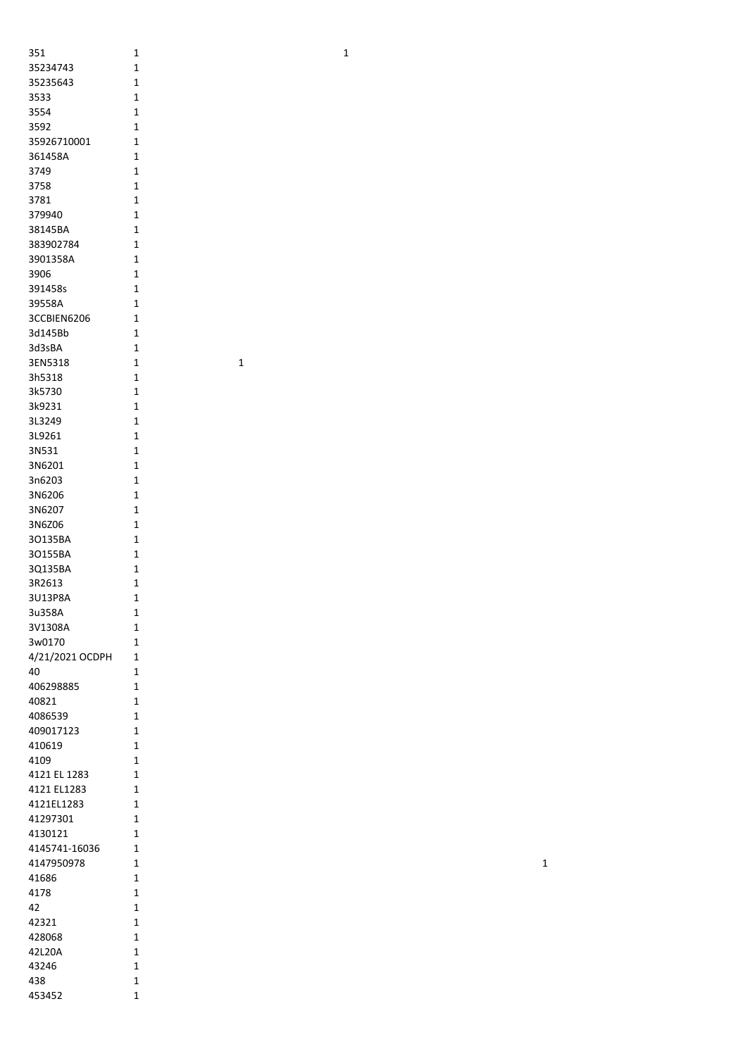| | | | | | |
|---|---|---|---|---|---|
| 351 | 1 | | 1 | | |
| 35234743 | 1 | | | | |
| 35235643 | 1 | | | | |
| 3533 | 1 | | | | |
| 3554 | 1 | | | | |
| 3592 | 1 | | | | |
| 35926710001 | 1 | | | | |
| 361458A | 1 | | | | |
| 3749 | 1 | | | | |
| 3758 | 1 | | | | |
| 3781 | 1 | | | | |
| 379940 | 1 | | | | |
| 38145BA | 1 | | | | |
| 383902784 | 1 | | | | |
| 3901358A | 1 | | | | |
| 3906 | 1 | | | | |
| 391458s | 1 | | | | |
| 39558A | 1 | | | | |
| 3CCBIEN6206 | 1 | | | | |
| 3d145Bb | 1 | | | | |
| 3d3sBA | 1 | | | | |
| 3EN5318 | 1 | 1 | | | |
| 3h5318 | 1 | | | | |
| 3k5730 | 1 | | | | |
| 3k9231 | 1 | | | | |
| 3L3249 | 1 | | | | |
| 3L9261 | 1 | | | | |
| 3N531 | 1 | | | | |
| 3N6201 | 1 | | | | |
| 3n6203 | 1 | | | | |
| 3N6206 | 1 | | | | |
| 3N6207 | 1 | | | | |
| 3N6Z06 | 1 | | | | |
| 3O135BA | 1 | | | | |
| 3O155BA | 1 | | | | |
| 3Q135BA | 1 | | | | |
| 3R2613 | 1 | | | | |
| 3U13P8A | 1 | | | | |
| 3u358A | 1 | | | | |
| 3V1308A | 1 | | | | |
| 3w0170 | 1 | | | | |
| 4/21/2021 OCDPH | 1 | | | | |
| 40 | 1 | | | | |
| 406298885 | 1 | | | | |
| 40821 | 1 | | | | |
| 4086539 | 1 | | | | |
| 409017123 | 1 | | | | |
| 410619 | 1 | | | | |
| 4109 | 1 | | | | |
| 4121 EL 1283 | 1 | | | | |
| 4121 EL1283 | 1 | | | | |
| 4121EL1283 | 1 | | | | |
| 41297301 | 1 | | | | |
| 4130121 | 1 | | | | |
| 4145741-16036 | 1 | | | | |
| 4147950978 | 1 | | | | 1 |
| 41686 | 1 | | | | |
| 4178 | 1 | | | | |
| 42 | 1 | | | | |
| 42321 | 1 | | | | |
| 428068 | 1 | | | | |
| 42L20A | 1 | | | | |
| 43246 | 1 | | | | |
| 438 | 1 | | | | |
| 453452 | 1 | | | | |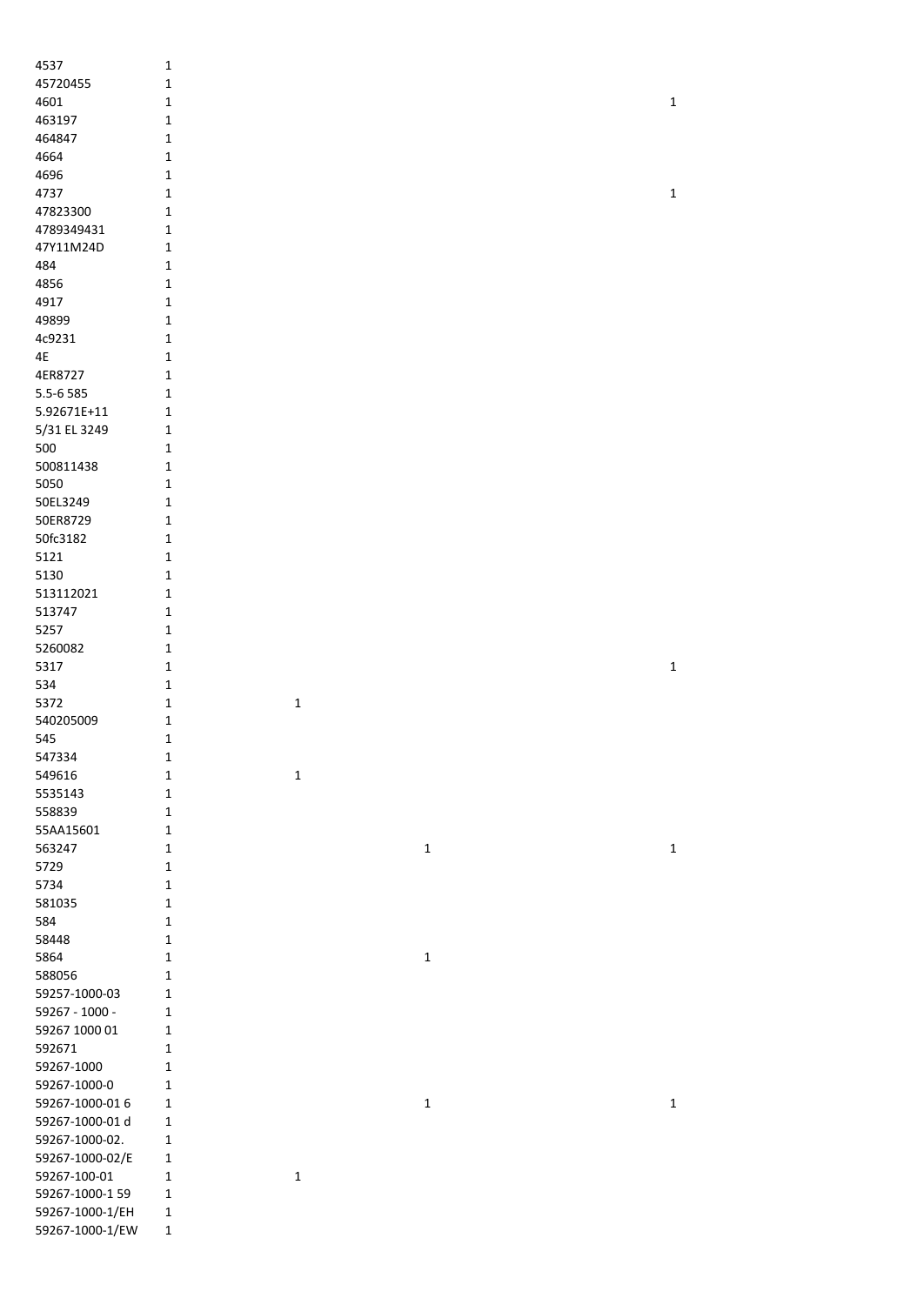| | | | | |
|---|---|---|---|---|
| 4537 | 1 | | | |
| 45720455 | 1 | | | |
| 4601 | 1 | | | 1 |
| 463197 | 1 | | | |
| 464847 | 1 | | | |
| 4664 | 1 | | | |
| 4696 | 1 | | | |
| 4737 | 1 | | | 1 |
| 47823300 | 1 | | | |
| 4789349431 | 1 | | | |
| 47Y11M24D | 1 | | | |
| 484 | 1 | | | |
| 4856 | 1 | | | |
| 4917 | 1 | | | |
| 49899 | 1 | | | |
| 4c9231 | 1 | | | |
| 4E | 1 | | | |
| 4ER8727 | 1 | | | |
| 5.5-6 585 | 1 | | | |
| 5.92671E+11 | 1 | | | |
| 5/31 EL 3249 | 1 | | | |
| 500 | 1 | | | |
| 500811438 | 1 | | | |
| 5050 | 1 | | | |
| 50EL3249 | 1 | | | |
| 50ER8729 | 1 | | | |
| 50fc3182 | 1 | | | |
| 5121 | 1 | | | |
| 5130 | 1 | | | |
| 513112021 | 1 | | | |
| 513747 | 1 | | | |
| 5257 | 1 | | | |
| 5260082 | 1 | | | |
| 5317 | 1 | | | 1 |
| 534 | 1 | | | |
| 5372 | 1 | 1 | | |
| 540205009 | 1 | | | |
| 545 | 1 | | | |
| 547334 | 1 | | | |
| 549616 | 1 | 1 | | |
| 5535143 | 1 | | | |
| 558839 | 1 | | | |
| 55AA15601 | 1 | | | |
| 563247 | 1 | | 1 | 1 |
| 5729 | 1 | | | |
| 5734 | 1 | | | |
| 581035 | 1 | | | |
| 584 | 1 | | | |
| 58448 | 1 | | | |
| 5864 | 1 | | 1 | |
| 588056 | 1 | | | |
| 59257-1000-03 | 1 | | | |
| 59267 - 1000 - | 1 | | | |
| 59267 1000 01 | 1 | | | |
| 592671 | 1 | | | |
| 59267-1000 | 1 | | | |
| 59267-1000-0 | 1 | | | |
| 59267-1000-01 6 | 1 | | 1 | 1 |
| 59267-1000-01 d | 1 | | | |
| 59267-1000-02. | 1 | | | |
| 59267-1000-02/E | 1 | | | |
| 59267-100-01 | 1 | 1 | | |
| 59267-1000-1 59 | 1 | | | |
| 59267-1000-1/EH | 1 | | | |
| 59267-1000-1/EW | 1 | | | |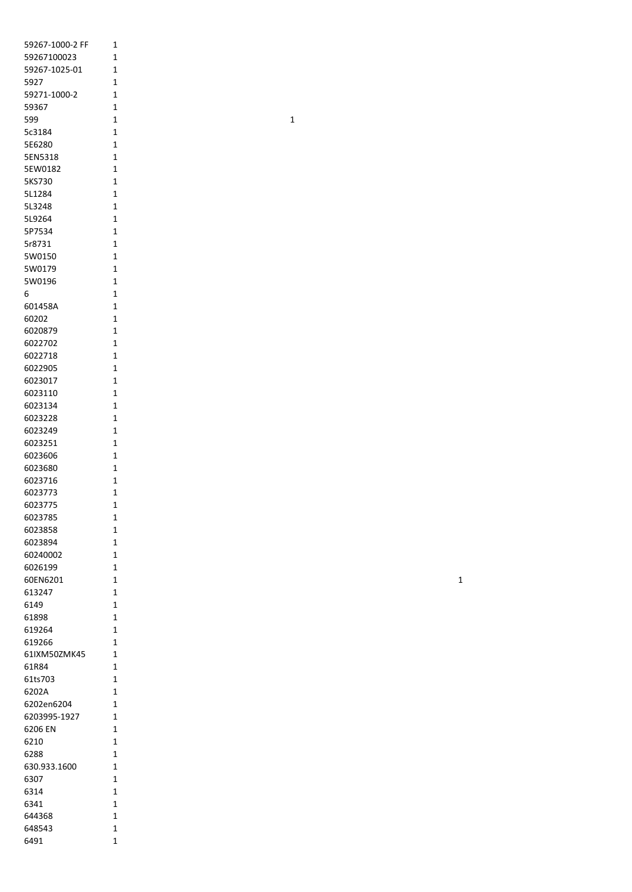| | | | |
|---|---|---|---|
| 59267-1000-2 FF | 1 | | |
| 59267100023 | 1 | | |
| 59267-1025-01 | 1 | | |
| 5927 | 1 | | |
| 59271-1000-2 | 1 | | |
| 59367 | 1 | | |
| 599 | 1 | 1 | |
| 5c3184 | 1 | | |
| 5E6280 | 1 | | |
| 5EN5318 | 1 | | |
| 5EW0182 | 1 | | |
| 5KS730 | 1 | | |
| 5L1284 | 1 | | |
| 5L3248 | 1 | | |
| 5L9264 | 1 | | |
| 5P7534 | 1 | | |
| 5r8731 | 1 | | |
| 5W0150 | 1 | | |
| 5W0179 | 1 | | |
| 5W0196 | 1 | | |
| 6 | 1 | | |
| 601458A | 1 | | |
| 60202 | 1 | | |
| 6020879 | 1 | | |
| 6022702 | 1 | | |
| 6022718 | 1 | | |
| 6022905 | 1 | | |
| 6023017 | 1 | | |
| 6023110 | 1 | | |
| 6023134 | 1 | | |
| 6023228 | 1 | | |
| 6023249 | 1 | | |
| 6023251 | 1 | | |
| 6023606 | 1 | | |
| 6023680 | 1 | | |
| 6023716 | 1 | | |
| 6023773 | 1 | | |
| 6023775 | 1 | | |
| 6023785 | 1 | | |
| 6023858 | 1 | | |
| 6023894 | 1 | | |
| 60240002 | 1 | | |
| 6026199 | 1 | | |
| 60EN6201 | 1 | | 1 |
| 613247 | 1 | | |
| 6149 | 1 | | |
| 61898 | 1 | | |
| 619264 | 1 | | |
| 619266 | 1 | | |
| 61IXM50ZMK45 | 1 | | |
| 61R84 | 1 | | |
| 61ts703 | 1 | | |
| 6202A | 1 | | |
| 6202en6204 | 1 | | |
| 6203995-1927 | 1 | | |
| 6206 EN | 1 | | |
| 6210 | 1 | | |
| 6288 | 1 | | |
| 630.933.1600 | 1 | | |
| 6307 | 1 | | |
| 6314 | 1 | | |
| 6341 | 1 | | |
| 644368 | 1 | | |
| 648543 | 1 | | |
| 6491 | 1 | | |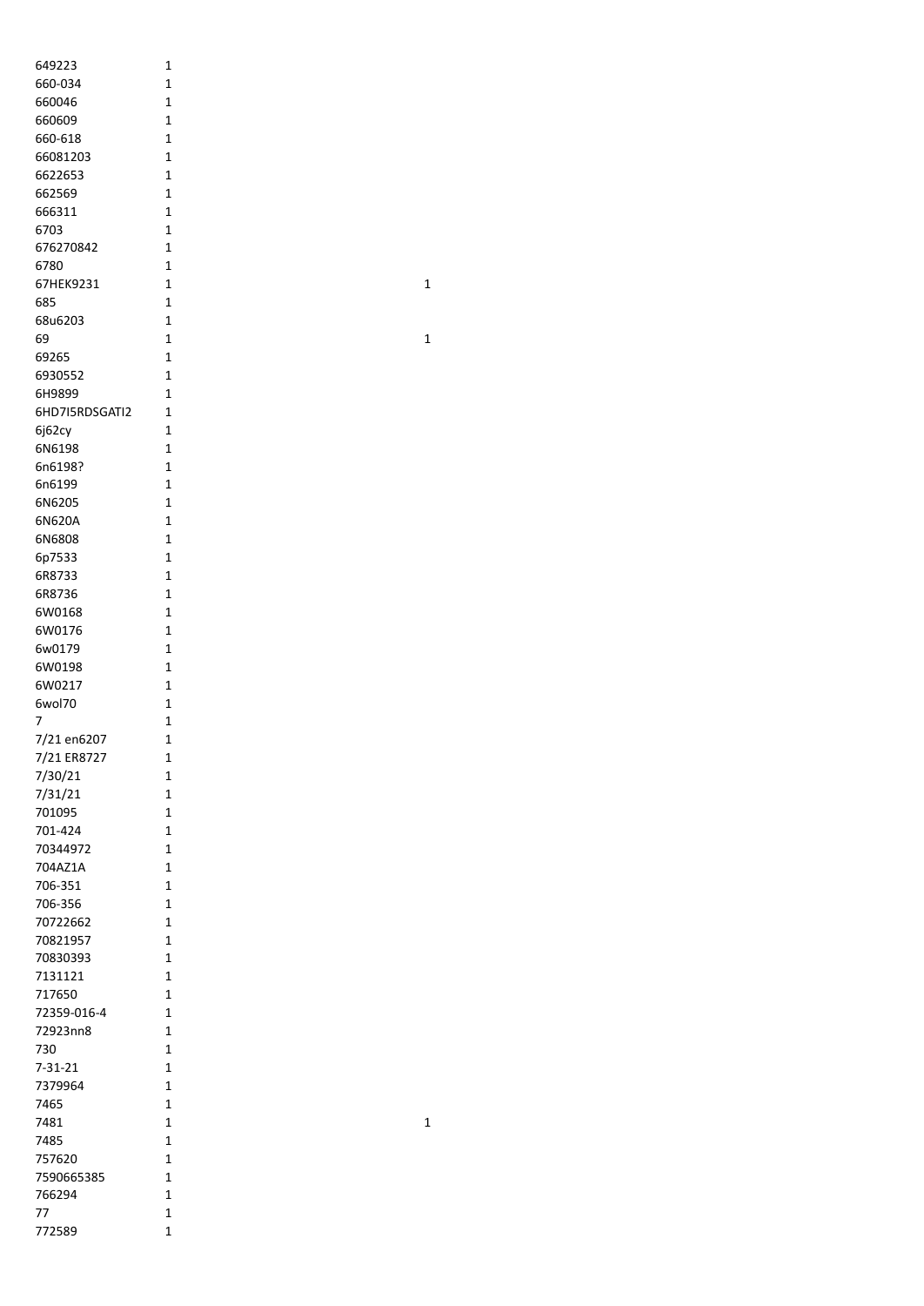| | | |
|---|---|---|
| 649223 | 1 | |
| 660-034 | 1 | |
| 660046 | 1 | |
| 660609 | 1 | |
| 660-618 | 1 | |
| 66081203 | 1 | |
| 6622653 | 1 | |
| 662569 | 1 | |
| 666311 | 1 | |
| 6703 | 1 | |
| 676270842 | 1 | |
| 6780 | 1 | |
| 67HEK9231 | 1 | 1 |
| 685 | 1 | |
| 68u6203 | 1 | |
| 69 | 1 | 1 |
| 69265 | 1 | |
| 6930552 | 1 | |
| 6H9899 | 1 | |
| 6HD7I5RDSGATI2 | 1 | |
| 6j62cy | 1 | |
| 6N6198 | 1 | |
| 6n6198? | 1 | |
| 6n6199 | 1 | |
| 6N6205 | 1 | |
| 6N620A | 1 | |
| 6N6808 | 1 | |
| 6p7533 | 1 | |
| 6R8733 | 1 | |
| 6R8736 | 1 | |
| 6W0168 | 1 | |
| 6W0176 | 1 | |
| 6w0179 | 1 | |
| 6W0198 | 1 | |
| 6W0217 | 1 | |
| 6wol70 | 1 | |
| 7 | 1 | |
| 7/21 en6207 | 1 | |
| 7/21 ER8727 | 1 | |
| 7/30/21 | 1 | |
| 7/31/21 | 1 | |
| 701095 | 1 | |
| 701-424 | 1 | |
| 70344972 | 1 | |
| 704AZ1A | 1 | |
| 706-351 | 1 | |
| 706-356 | 1 | |
| 70722662 | 1 | |
| 70821957 | 1 | |
| 70830393 | 1 | |
| 7131121 | 1 | |
| 717650 | 1 | |
| 72359-016-4 | 1 | |
| 72923nn8 | 1 | |
| 730 | 1 | |
| 7-31-21 | 1 | |
| 7379964 | 1 | |
| 7465 | 1 | |
| 7481 | 1 | 1 |
| 7485 | 1 | |
| 757620 | 1 | |
| 7590665385 | 1 | |
| 766294 | 1 | |
| 77 | 1 | |
| 772589 | 1 | |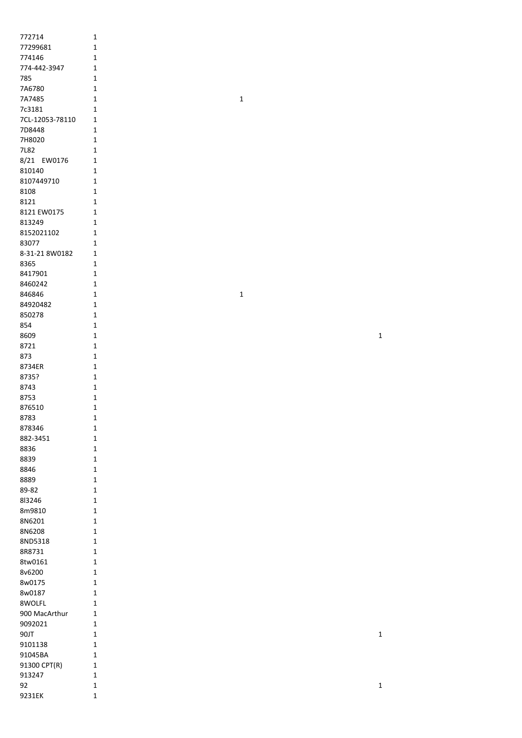| | | | |
|---|---|---|---|
| 772714 | 1 | | |
| 77299681 | 1 | | |
| 774146 | 1 | | |
| 774-442-3947 | 1 | | |
| 785 | 1 | | |
| 7A6780 | 1 | | |
| 7A7485 | 1 | 1 | |
| 7c3181 | 1 | | |
| 7CL-12053-78110 | 1 | | |
| 7D8448 | 1 | | |
| 7H8020 | 1 | | |
| 7L82 | 1 | | |
| 8/21 EW0176 | 1 | | |
| 810140 | 1 | | |
| 8107449710 | 1 | | |
| 8108 | 1 | | |
| 8121 | 1 | | |
| 8121 EW0175 | 1 | | |
| 813249 | 1 | | |
| 8152021102 | 1 | | |
| 83077 | 1 | | |
| 8-31-21 8W0182 | 1 | | |
| 8365 | 1 | | |
| 8417901 | 1 | | |
| 8460242 | 1 | | |
| 846846 | 1 | 1 | |
| 84920482 | 1 | | |
| 850278 | 1 | | |
| 854 | 1 | | |
| 8609 | 1 | | 1 |
| 8721 | 1 | | |
| 873 | 1 | | |
| 8734ER | 1 | | |
| 8735? | 1 | | |
| 8743 | 1 | | |
| 8753 | 1 | | |
| 876510 | 1 | | |
| 8783 | 1 | | |
| 878346 | 1 | | |
| 882-3451 | 1 | | |
| 8836 | 1 | | |
| 8839 | 1 | | |
| 8846 | 1 | | |
| 8889 | 1 | | |
| 89-82 | 1 | | |
| 8l3246 | 1 | | |
| 8m9810 | 1 | | |
| 8N6201 | 1 | | |
| 8N6208 | 1 | | |
| 8ND5318 | 1 | | |
| 8R8731 | 1 | | |
| 8tw0161 | 1 | | |
| 8v6200 | 1 | | |
| 8w0175 | 1 | | |
| 8w0187 | 1 | | |
| 8WOLFL | 1 | | |
| 900 MacArthur | 1 | | |
| 9092021 | 1 | | |
| 90JT | 1 | | 1 |
| 9101138 | 1 | | |
| 91045BA | 1 | | |
| 91300 CPT(R) | 1 | | |
| 913247 | 1 | | |
| 92 | 1 | | 1 |
| 9231EK | 1 | | |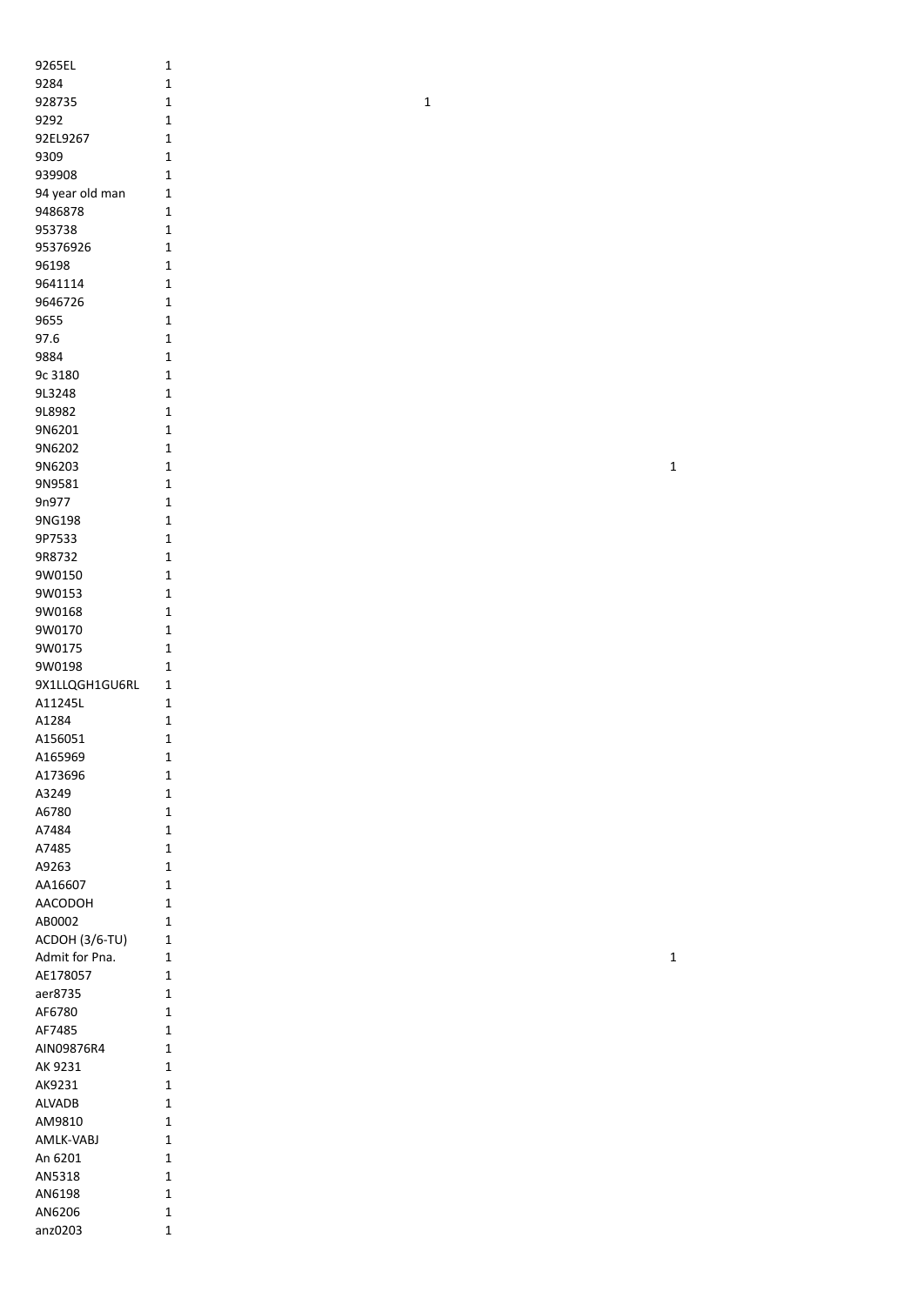| | | | |
|---|---|---|---|
| 9265EL | 1 | | |
| 9284 | 1 | | |
| 928735 | 1 | 1 | |
| 9292 | 1 | | |
| 92EL9267 | 1 | | |
| 9309 | 1 | | |
| 939908 | 1 | | |
| 94 year old man | 1 | | |
| 9486878 | 1 | | |
| 953738 | 1 | | |
| 95376926 | 1 | | |
| 96198 | 1 | | |
| 9641114 | 1 | | |
| 9646726 | 1 | | |
| 9655 | 1 | | |
| 97.6 | 1 | | |
| 9884 | 1 | | |
| 9c 3180 | 1 | | |
| 9L3248 | 1 | | |
| 9L8982 | 1 | | |
| 9N6201 | 1 | | |
| 9N6202 | 1 | | |
| 9N6203 | 1 | | 1 |
| 9N9581 | 1 | | |
| 9n977 | 1 | | |
| 9NG198 | 1 | | |
| 9P7533 | 1 | | |
| 9R8732 | 1 | | |
| 9W0150 | 1 | | |
| 9W0153 | 1 | | |
| 9W0168 | 1 | | |
| 9W0170 | 1 | | |
| 9W0175 | 1 | | |
| 9W0198 | 1 | | |
| 9X1LLQGH1GU6RL | 1 | | |
| A11245L | 1 | | |
| A1284 | 1 | | |
| A156051 | 1 | | |
| A165969 | 1 | | |
| A173696 | 1 | | |
| A3249 | 1 | | |
| A6780 | 1 | | |
| A7484 | 1 | | |
| A7485 | 1 | | |
| A9263 | 1 | | |
| AA16607 | 1 | | |
| AACODOH | 1 | | |
| AB0002 | 1 | | |
| ACDOH (3/6-TU) | 1 | | |
| Admit for Pna. | 1 | | 1 |
| AE178057 | 1 | | |
| aer8735 | 1 | | |
| AF6780 | 1 | | |
| AF7485 | 1 | | |
| AIN09876R4 | 1 | | |
| AK 9231 | 1 | | |
| AK9231 | 1 | | |
| ALVADB | 1 | | |
| AM9810 | 1 | | |
| AMLK-VABJ | 1 | | |
| An 6201 | 1 | | |
| AN5318 | 1 | | |
| AN6198 | 1 | | |
| AN6206 | 1 | | |
| anz0203 | 1 | | |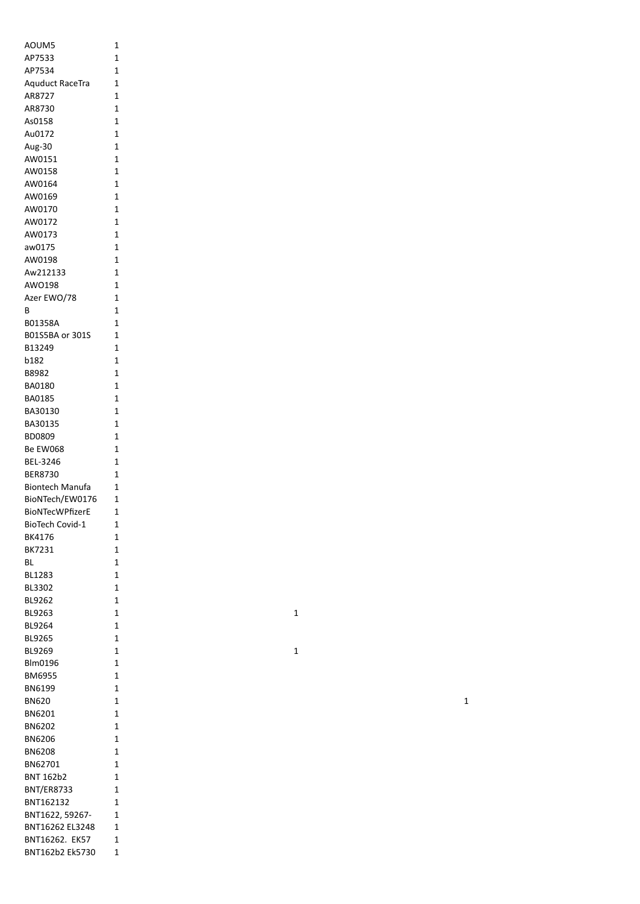| | | | |
|---|---|---|---|
| AOUM5 | 1 | | |
| AP7533 | 1 | | |
| AP7534 | 1 | | |
| Aquduct RaceTra | 1 | | |
| AR8727 | 1 | | |
| AR8730 | 1 | | |
| As0158 | 1 | | |
| Au0172 | 1 | | |
| Aug-30 | 1 | | |
| AW0151 | 1 | | |
| AW0158 | 1 | | |
| AW0164 | 1 | | |
| AW0169 | 1 | | |
| AW0170 | 1 | | |
| AW0172 | 1 | | |
| AW0173 | 1 | | |
| aw0175 | 1 | | |
| AW0198 | 1 | | |
| Aw212133 | 1 | | |
| AWO198 | 1 | | |
| Azer EWO/78 | 1 | | |
| B | 1 | | |
| B01358A | 1 | | |
| B01S5BA or 301S | 1 | | |
| B13249 | 1 | | |
| b182 | 1 | | |
| B8982 | 1 | | |
| BA0180 | 1 | | |
| BA0185 | 1 | | |
| BA30130 | 1 | | |
| BA30135 | 1 | | |
| BD0809 | 1 | | |
| Be EW068 | 1 | | |
| BEL-3246 | 1 | | |
| BER8730 | 1 | | |
| Biontech Manufa | 1 | | |
| BioNTech/EW0176 | 1 | | |
| BioNTecWPfizerE | 1 | | |
| BioTech Covid-1 | 1 | | |
| BK4176 | 1 | | |
| BK7231 | 1 | | |
| BL | 1 | | |
| BL1283 | 1 | | |
| BL3302 | 1 | | |
| BL9262 | 1 | | |
| BL9263 | 1 | 1 | |
| BL9264 | 1 | | |
| BL9265 | 1 | | |
| BL9269 | 1 | 1 | |
| Blm0196 | 1 | | |
| BM6955 | 1 | | |
| BN6199 | 1 | | |
| BN620 | 1 | | 1 |
| BN6201 | 1 | | |
| BN6202 | 1 | | |
| BN6206 | 1 | | |
| BN6208 | 1 | | |
| BN62701 | 1 | | |
| BNT 162b2 | 1 | | |
| BNT/ER8733 | 1 | | |
| BNT162132 | 1 | | |
| BNT1622, 59267- | 1 | | |
| BNT16262 EL3248 | 1 | | |
| BNT16262. EK57 | 1 | | |
| BNT162b2 Ek5730 | 1 | | |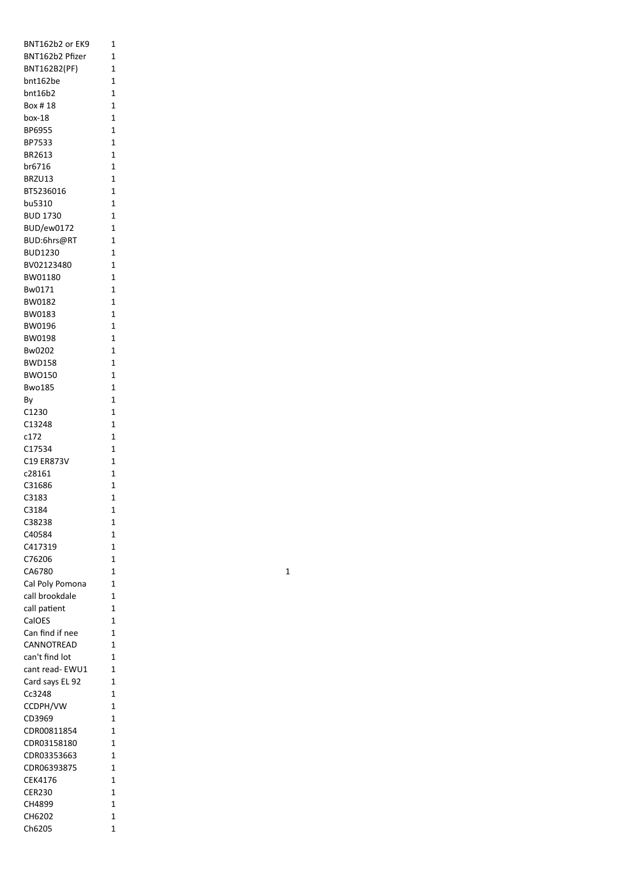| | | |
|---|---|---|
| BNT162b2 or EK9 | 1 | |
| BNT162b2 Pfizer | 1 | |
| BNT162B2(PF) | 1 | |
| bnt162be | 1 | |
| bnt16b2 | 1 | |
| Box # 18 | 1 | |
| box-18 | 1 | |
| BP6955 | 1 | |
| BP7533 | 1 | |
| BR2613 | 1 | |
| br6716 | 1 | |
| BRZU13 | 1 | |
| BT5236016 | 1 | |
| bu5310 | 1 | |
| BUD 1730 | 1 | |
| BUD/ew0172 | 1 | |
| BUD:6hrs@RT | 1 | |
| BUD1230 | 1 | |
| BV02123480 | 1 | |
| BW01180 | 1 | |
| Bw0171 | 1 | |
| BW0182 | 1 | |
| BW0183 | 1 | |
| BW0196 | 1 | |
| BW0198 | 1 | |
| Bw0202 | 1 | |
| BWD158 | 1 | |
| BWO150 | 1 | |
| Bwo185 | 1 | |
| By | 1 | |
| C1230 | 1 | |
| C13248 | 1 | |
| c172 | 1 | |
| C17534 | 1 | |
| C19 ER873V | 1 | |
| c28161 | 1 | |
| C31686 | 1 | |
| C3183 | 1 | |
| C3184 | 1 | |
| C38238 | 1 | |
| C40584 | 1 | |
| C417319 | 1 | |
| C76206 | 1 | |
| CA6780 | 1 | 1 |
| Cal Poly Pomona | 1 | |
| call brookdale | 1 | |
| call patient | 1 | |
| CalOES | 1 | |
| Can find if nee | 1 | |
| CANNOTREAD | 1 | |
| can't find lot | 1 | |
| cant read- EWU1 | 1 | |
| Card says EL 92 | 1 | |
| Cc3248 | 1 | |
| CCDPH/VW | 1 | |
| CD3969 | 1 | |
| CDR00811854 | 1 | |
| CDR03158180 | 1 | |
| CDR03353663 | 1 | |
| CDR06393875 | 1 | |
| CEK4176 | 1 | |
| CER230 | 1 | |
| CH4899 | 1 | |
| CH6202 | 1 | |
| Ch6205 | 1 | |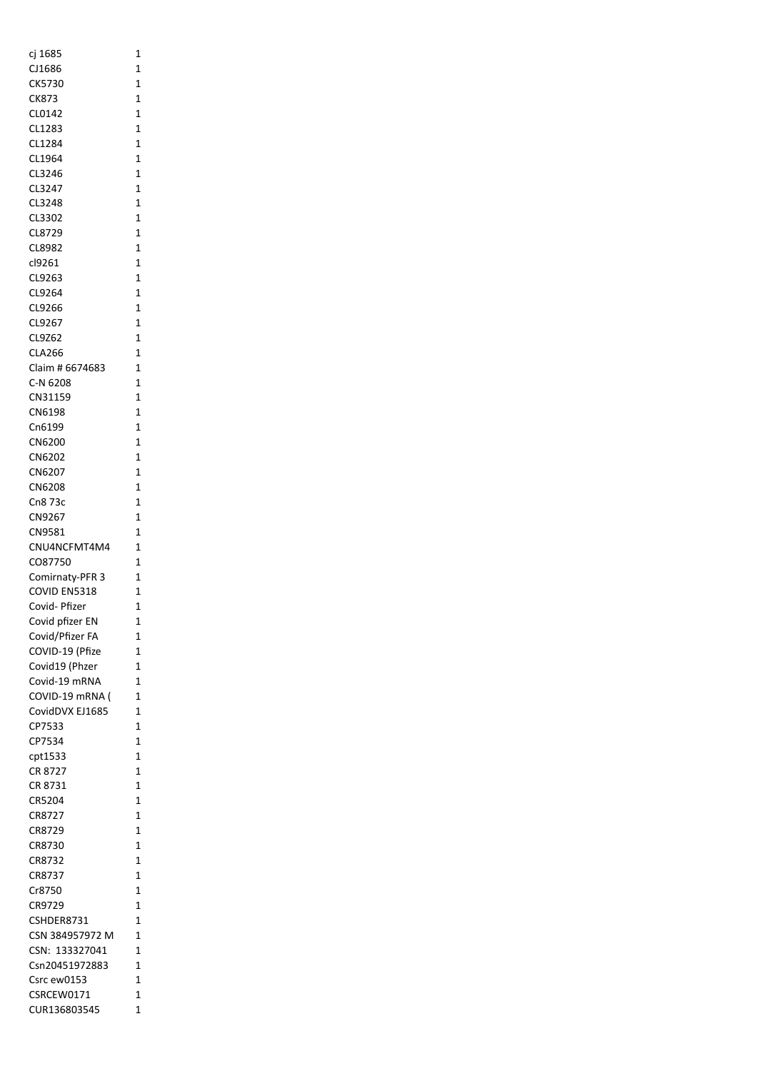| | |
|---|---|
| cj 1685 | 1 |
| CJ1686 | 1 |
| CK5730 | 1 |
| CK873 | 1 |
| CL0142 | 1 |
| CL1283 | 1 |
| CL1284 | 1 |
| CL1964 | 1 |
| CL3246 | 1 |
| CL3247 | 1 |
| CL3248 | 1 |
| CL3302 | 1 |
| CL8729 | 1 |
| CL8982 | 1 |
| cl9261 | 1 |
| CL9263 | 1 |
| CL9264 | 1 |
| CL9266 | 1 |
| CL9267 | 1 |
| CL9Z62 | 1 |
| CLA266 | 1 |
| Claim # 6674683 | 1 |
| C-N 6208 | 1 |
| CN31159 | 1 |
| CN6198 | 1 |
| Cn6199 | 1 |
| CN6200 | 1 |
| CN6202 | 1 |
| CN6207 | 1 |
| CN6208 | 1 |
| Cn8 73c | 1 |
| CN9267 | 1 |
| CN9581 | 1 |
| CNU4NCFMT4M4 | 1 |
| CO87750 | 1 |
| Comirnaty-PFR 3 | 1 |
| COVID EN5318 | 1 |
| Covid- Pfizer | 1 |
| Covid pfizer EN | 1 |
| Covid/Pfizer FA | 1 |
| COVID-19 (Pfize | 1 |
| Covid19 (Phzer | 1 |
| Covid-19 mRNA | 1 |
| COVID-19 mRNA ( | 1 |
| CovidDVX EJ1685 | 1 |
| CP7533 | 1 |
| CP7534 | 1 |
| cpt1533 | 1 |
| CR 8727 | 1 |
| CR 8731 | 1 |
| CR5204 | 1 |
| CR8727 | 1 |
| CR8729 | 1 |
| CR8730 | 1 |
| CR8732 | 1 |
| CR8737 | 1 |
| Cr8750 | 1 |
| CR9729 | 1 |
| CSHDER8731 | 1 |
| CSN 384957972 M | 1 |
| CSN:  133327041 | 1 |
| Csn20451972883 | 1 |
| Csrc ew0153 | 1 |
| CSRCEW0171 | 1 |
| CUR136803545 | 1 |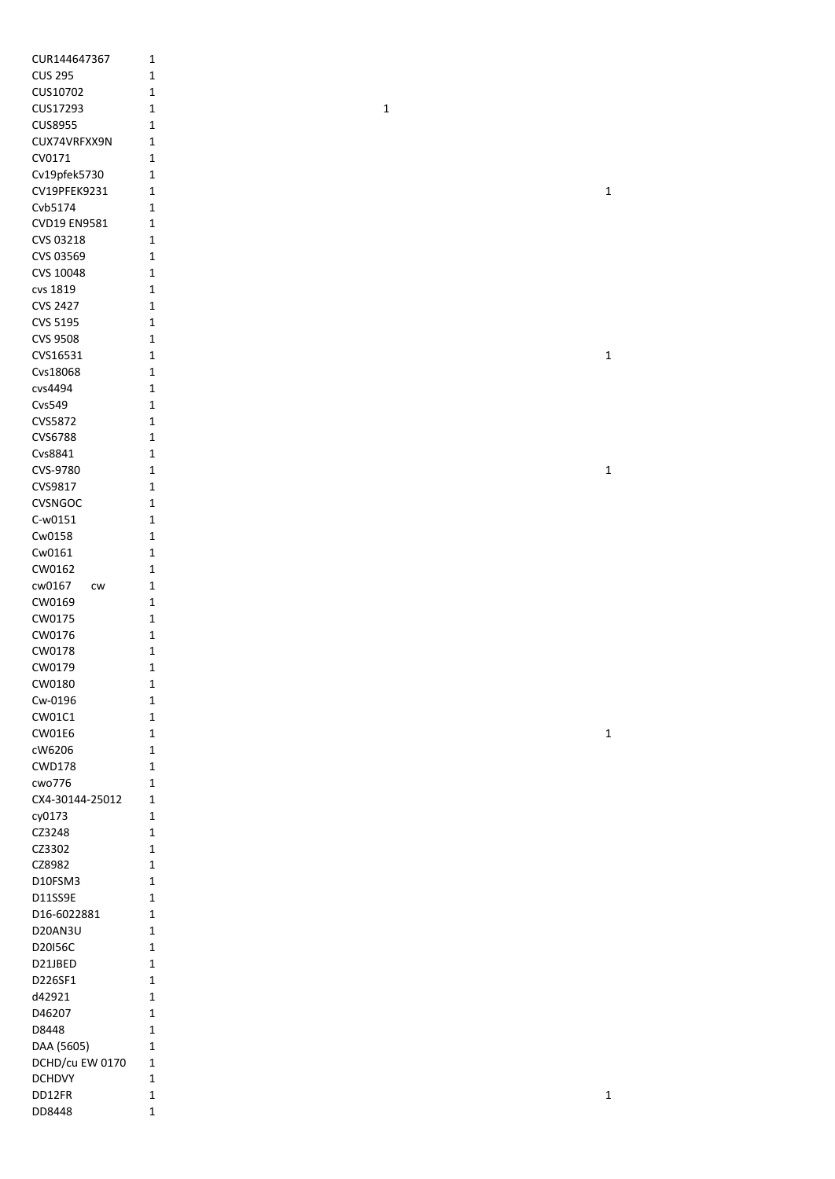| | | | |
|---|---|---|---|
| CUR144647367 | 1 | | |
| CUS 295 | 1 | | |
| CUS10702 | 1 | | |
| CUS17293 | 1 | 1 | |
| CUS8955 | 1 | | |
| CUX74VRFXX9N | 1 | | |
| CV0171 | 1 | | |
| Cv19pfek5730 | 1 | | |
| CV19PFEK9231 | 1 | | 1 |
| Cvb5174 | 1 | | |
| CVD19 EN9581 | 1 | | |
| CVS 03218 | 1 | | |
| CVS 03569 | 1 | | |
| CVS 10048 | 1 | | |
| cvs 1819 | 1 | | |
| CVS 2427 | 1 | | |
| CVS 5195 | 1 | | |
| CVS 9508 | 1 | | |
| CVS16531 | 1 | | 1 |
| Cvs18068 | 1 | | |
| cvs4494 | 1 | | |
| Cvs549 | 1 | | |
| CVS5872 | 1 | | |
| CVS6788 | 1 | | |
| Cvs8841 | 1 | | |
| CVS-9780 | 1 | | 1 |
| CVS9817 | 1 | | |
| CVSNGOC | 1 | | |
| C-w0151 | 1 | | |
| Cw0158 | 1 | | |
| Cw0161 | 1 | | |
| CW0162 | 1 | | |
| cw0167 cw | 1 | | |
| CW0169 | 1 | | |
| CW0175 | 1 | | |
| CW0176 | 1 | | |
| CW0178 | 1 | | |
| CW0179 | 1 | | |
| CW0180 | 1 | | |
| Cw-0196 | 1 | | |
| CW01C1 | 1 | | |
| CW01E6 | 1 | | 1 |
| cW6206 | 1 | | |
| CWD178 | 1 | | |
| cwo776 | 1 | | |
| CX4-30144-25012 | 1 | | |
| cy0173 | 1 | | |
| CZ3248 | 1 | | |
| CZ3302 | 1 | | |
| CZ8982 | 1 | | |
| D10FSM3 | 1 | | |
| D11SS9E | 1 | | |
| D16-6022881 | 1 | | |
| D20AN3U | 1 | | |
| D20I56C | 1 | | |
| D21JBED | 1 | | |
| D226SF1 | 1 | | |
| d42921 | 1 | | |
| D46207 | 1 | | |
| D8448 | 1 | | |
| DAA (5605) | 1 | | |
| DCHD/cu EW 0170 | 1 | | |
| DCHDVY | 1 | | |
| DD12FR | 1 | | 1 |
| DD8448 | 1 | | |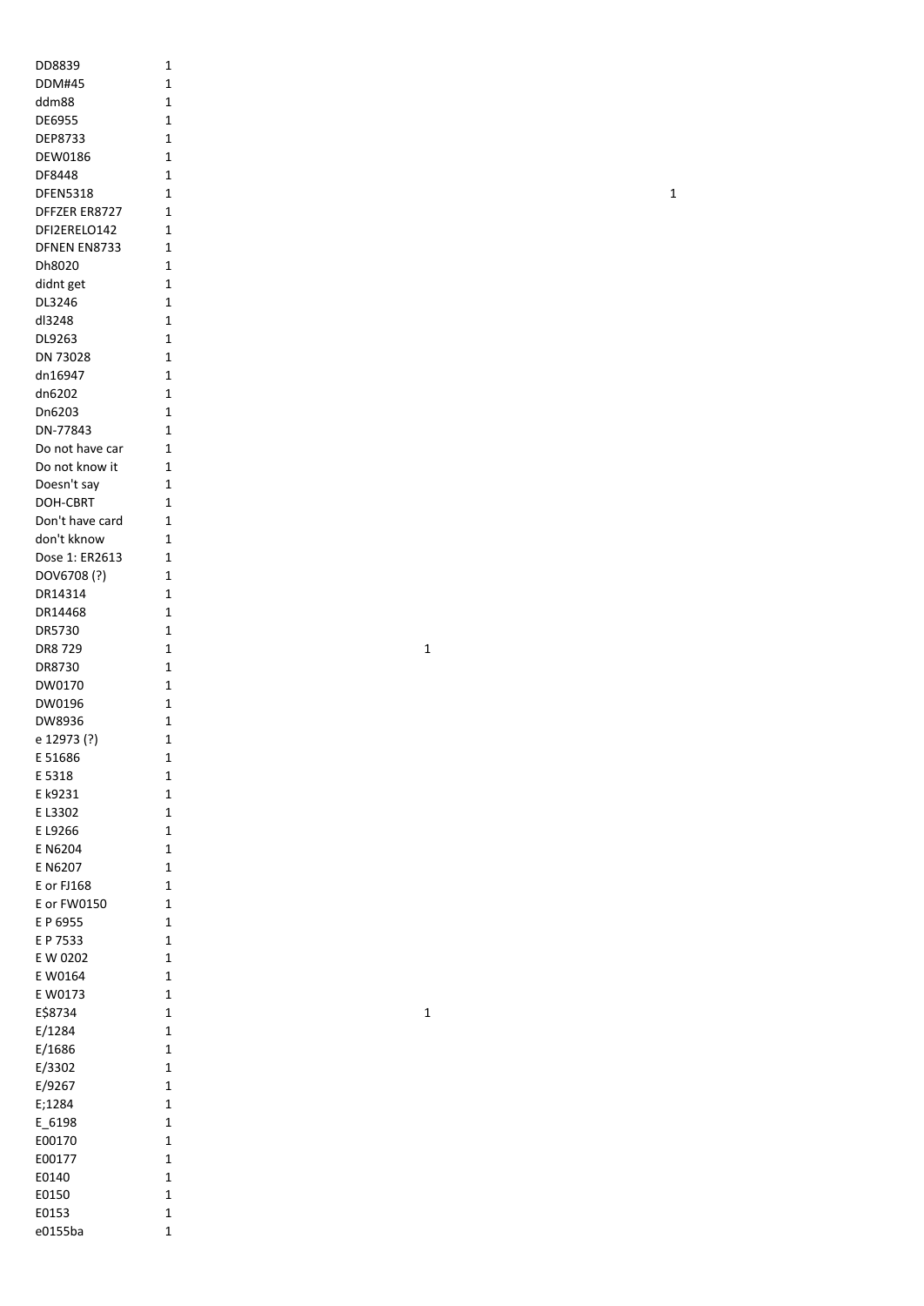| | | | |
|---|---|---|---|
| DD8839 | 1 | | |
| DDM#45 | 1 | | |
| ddm88 | 1 | | |
| DE6955 | 1 | | |
| DEP8733 | 1 | | |
| DEW0186 | 1 | | |
| DF8448 | 1 | | |
| DFEN5318 | 1 | | 1 |
| DFFZER ER8727 | 1 | | |
| DFI2ERELO142 | 1 | | |
| DFNEN EN8733 | 1 | | |
| Dh8020 | 1 | | |
| didnt get | 1 | | |
| DL3246 | 1 | | |
| dl3248 | 1 | | |
| DL9263 | 1 | | |
| DN 73028 | 1 | | |
| dn16947 | 1 | | |
| dn6202 | 1 | | |
| Dn6203 | 1 | | |
| DN-77843 | 1 | | |
| Do not have car | 1 | | |
| Do not know it | 1 | | |
| Doesn't say | 1 | | |
| DOH-CBRT | 1 | | |
| Don't have card | 1 | | |
| don't kknow | 1 | | |
| Dose 1: ER2613 | 1 | | |
| DOV6708 (?) | 1 | | |
| DR14314 | 1 | | |
| DR14468 | 1 | | |
| DR5730 | 1 | | |
| DR8 729 | 1 | 1 | |
| DR8730 | 1 | | |
| DW0170 | 1 | | |
| DW0196 | 1 | | |
| DW8936 | 1 | | |
| e 12973 (?) | 1 | | |
| E 51686 | 1 | | |
| E 5318 | 1 | | |
| E k9231 | 1 | | |
| E L3302 | 1 | | |
| E L9266 | 1 | | |
| E N6204 | 1 | | |
| E N6207 | 1 | | |
| E or FJ168 | 1 | | |
| E or FW0150 | 1 | | |
| E P 6955 | 1 | | |
| E P 7533 | 1 | | |
| E W 0202 | 1 | | |
| E W0164 | 1 | | |
| E W0173 | 1 | | |
| E$8734 | 1 | 1 | |
| E/1284 | 1 | | |
| E/1686 | 1 | | |
| E/3302 | 1 | | |
| E/9267 | 1 | | |
| E;1284 | 1 | | |
| E_6198 | 1 | | |
| E00170 | 1 | | |
| E00177 | 1 | | |
| E0140 | 1 | | |
| E0150 | 1 | | |
| E0153 | 1 | | |
| e0155ba | 1 | | |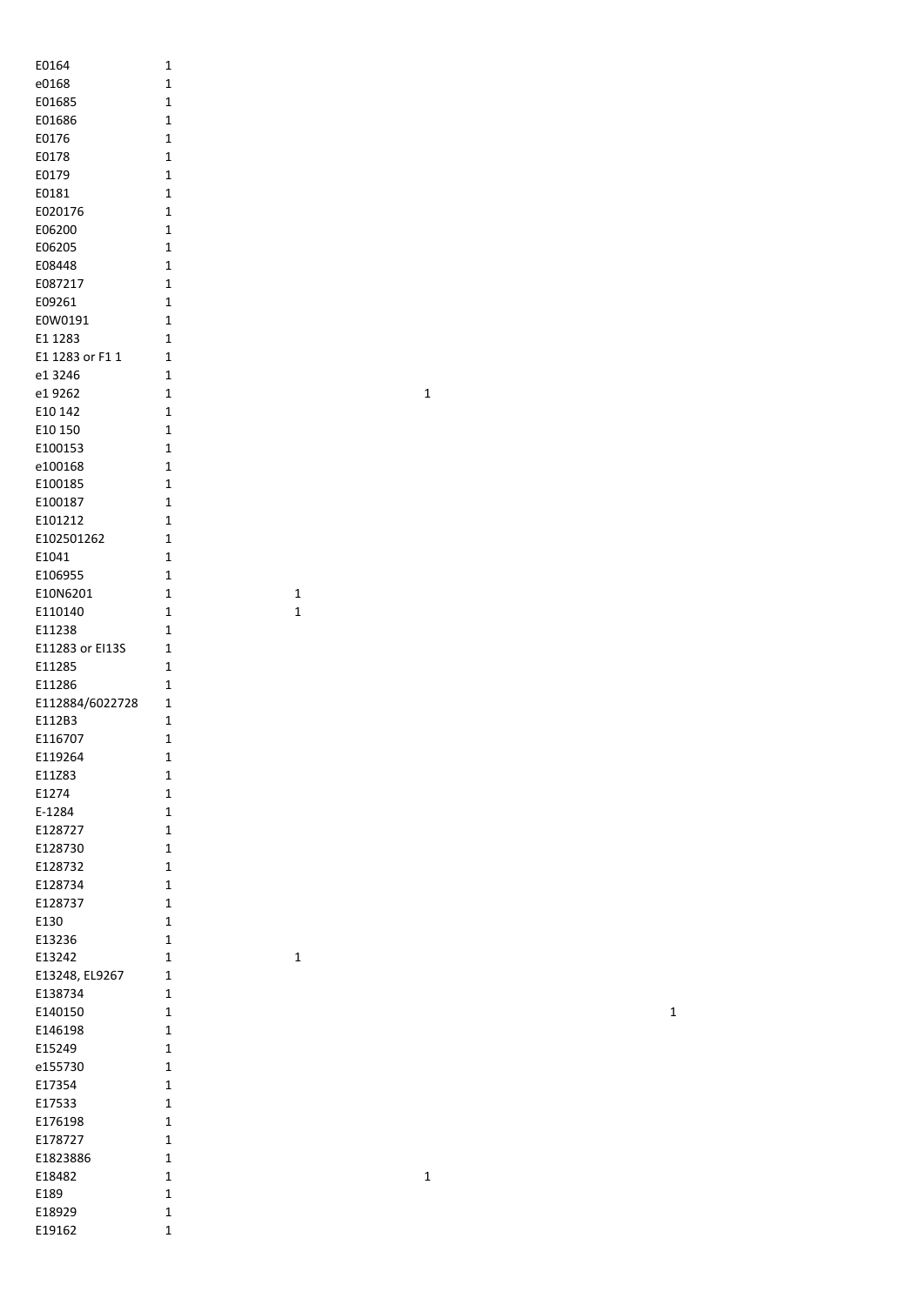| | | | | |
|---|---|---|---|---|
| E0164 | 1 | | | |
| e0168 | 1 | | | |
| E01685 | 1 | | | |
| E01686 | 1 | | | |
| E0176 | 1 | | | |
| E0178 | 1 | | | |
| E0179 | 1 | | | |
| E0181 | 1 | | | |
| E020176 | 1 | | | |
| E06200 | 1 | | | |
| E06205 | 1 | | | |
| E08448 | 1 | | | |
| E087217 | 1 | | | |
| E09261 | 1 | | | |
| E0W0191 | 1 | | | |
| E1 1283 | 1 | | | |
| E1 1283 or F1 1 | 1 | | | |
| e1 3246 | 1 | | | |
| e1 9262 | 1 | | 1 | |
| E10 142 | 1 | | | |
| E10 150 | 1 | | | |
| E100153 | 1 | | | |
| e100168 | 1 | | | |
| E100185 | 1 | | | |
| E100187 | 1 | | | |
| E101212 | 1 | | | |
| E102501262 | 1 | | | |
| E1041 | 1 | | | |
| E106955 | 1 | | | |
| E10N6201 | 1 | 1 | | |
| E110140 | 1 | 1 | | |
| E11238 | 1 | | | |
| E11283 or EI13S | 1 | | | |
| E11285 | 1 | | | |
| E11286 | 1 | | | |
| E112884/6022728 | 1 | | | |
| E112B3 | 1 | | | |
| E116707 | 1 | | | |
| E119264 | 1 | | | |
| E11Z83 | 1 | | | |
| E1274 | 1 | | | |
| E-1284 | 1 | | | |
| E128727 | 1 | | | |
| E128730 | 1 | | | |
| E128732 | 1 | | | |
| E128734 | 1 | | | |
| E128737 | 1 | | | |
| E130 | 1 | | | |
| E13236 | 1 | | | |
| E13242 | 1 | 1 | | |
| E13248, EL9267 | 1 | | | |
| E138734 | 1 | | | |
| E140150 | 1 | | | 1 |
| E146198 | 1 | | | |
| E15249 | 1 | | | |
| e155730 | 1 | | | |
| E17354 | 1 | | | |
| E17533 | 1 | | | |
| E176198 | 1 | | | |
| E178727 | 1 | | | |
| E1823886 | 1 | | | |
| E18482 | 1 | | 1 | |
| E189 | 1 | | | |
| E18929 | 1 | | | |
| E19162 | 1 | | | |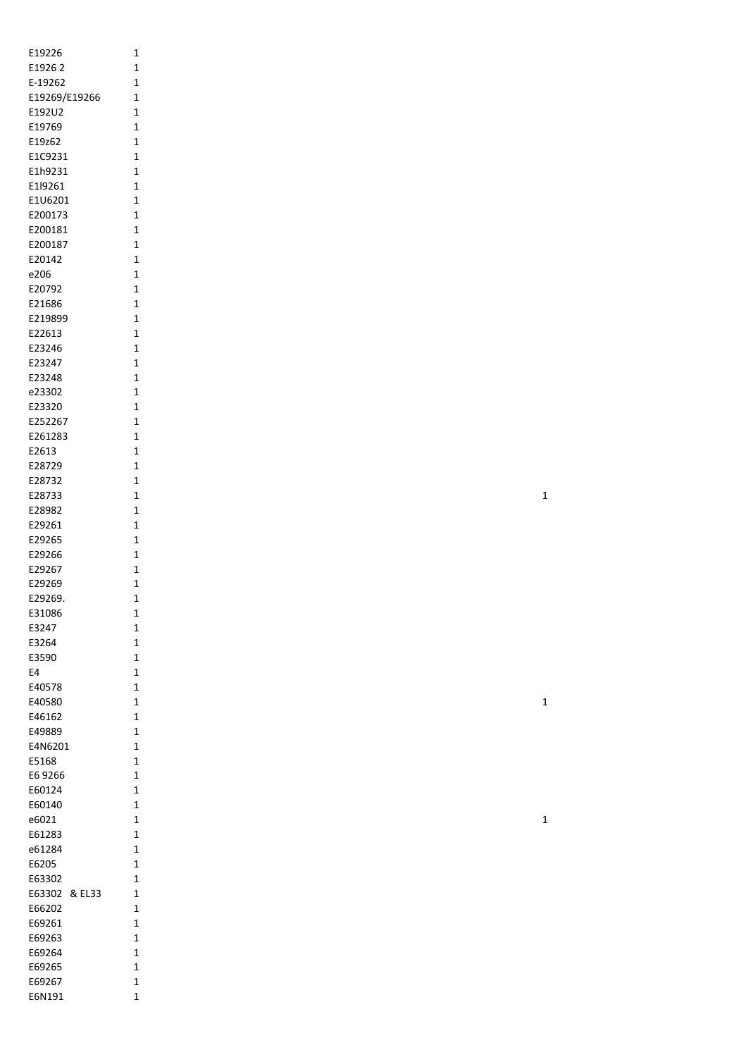| | | |
|---|---|---|
| E19226 | 1 | |
| E1926 2 | 1 | |
| E-19262 | 1 | |
| E19269/E19266 | 1 | |
| E192U2 | 1 | |
| E19769 | 1 | |
| E19z62 | 1 | |
| E1C9231 | 1 | |
| E1h9231 | 1 | |
| E1l9261 | 1 | |
| E1U6201 | 1 | |
| E200173 | 1 | |
| E200181 | 1 | |
| E200187 | 1 | |
| E20142 | 1 | |
| e206 | 1 | |
| E20792 | 1 | |
| E21686 | 1 | |
| E219899 | 1 | |
| E22613 | 1 | |
| E23246 | 1 | |
| E23247 | 1 | |
| E23248 | 1 | |
| e23302 | 1 | |
| E23320 | 1 | |
| E252267 | 1 | |
| E261283 | 1 | |
| E2613 | 1 | |
| E28729 | 1 | |
| E28732 | 1 | |
| E28733 | 1 | 1 |
| E28982 | 1 | |
| E29261 | 1 | |
| E29265 | 1 | |
| E29266 | 1 | |
| E29267 | 1 | |
| E29269 | 1 | |
| E29269. | 1 | |
| E31086 | 1 | |
| E3247 | 1 | |
| E3264 | 1 | |
| E3590 | 1 | |
| E4 | 1 | |
| E40578 | 1 | |
| E40580 | 1 | 1 |
| E46162 | 1 | |
| E49889 | 1 | |
| E4N6201 | 1 | |
| E5168 | 1 | |
| E6 9266 | 1 | |
| E60124 | 1 | |
| E60140 | 1 | |
| e6021 | 1 | 1 |
| E61283 | 1 | |
| e61284 | 1 | |
| E6205 | 1 | |
| E63302 | 1 | |
| E63302 & EL33 | 1 | |
| E66202 | 1 | |
| E69261 | 1 | |
| E69263 | 1 | |
| E69264 | 1 | |
| E69265 | 1 | |
| E69267 | 1 | |
| E6N191 | 1 | |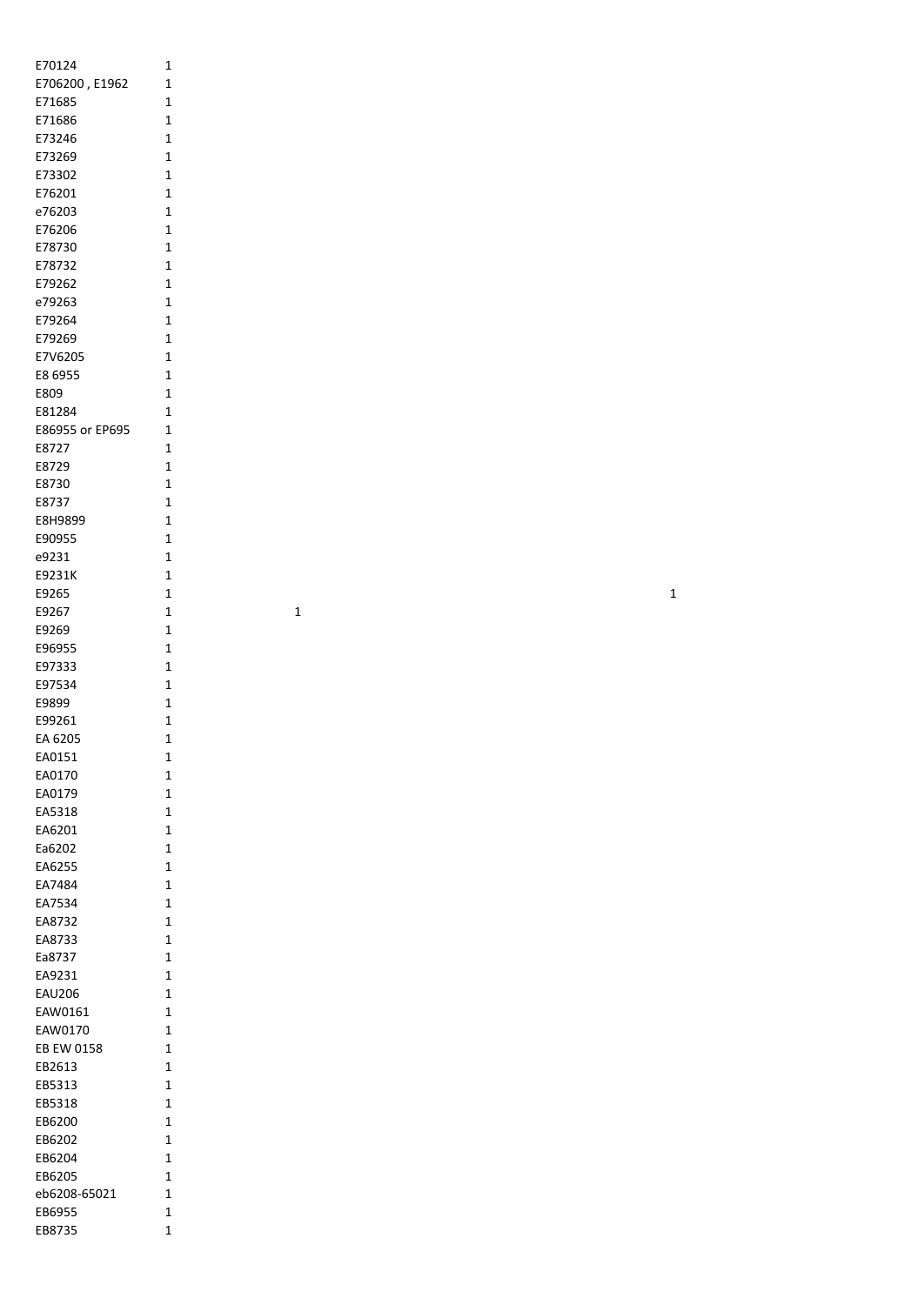| | | | |
|---|---|---|---|
| E70124 | 1 | | |
| E706200 , E1962 | 1 | | |
| E71685 | 1 | | |
| E71686 | 1 | | |
| E73246 | 1 | | |
| E73269 | 1 | | |
| E73302 | 1 | | |
| E76201 | 1 | | |
| e76203 | 1 | | |
| E76206 | 1 | | |
| E78730 | 1 | | |
| E78732 | 1 | | |
| E79262 | 1 | | |
| e79263 | 1 | | |
| E79264 | 1 | | |
| E79269 | 1 | | |
| E7V6205 | 1 | | |
| E8 6955 | 1 | | |
| E809 | 1 | | |
| E81284 | 1 | | |
| E86955 or EP695 | 1 | | |
| E8727 | 1 | | |
| E8729 | 1 | | |
| E8730 | 1 | | |
| E8737 | 1 | | |
| E8H9899 | 1 | | |
| E90955 | 1 | | |
| e9231 | 1 | | |
| E9231K | 1 | | |
| E9265 | 1 | | 1 |
| E9267 | 1 | 1 | |
| E9269 | 1 | | |
| E96955 | 1 | | |
| E97333 | 1 | | |
| E97534 | 1 | | |
| E9899 | 1 | | |
| E99261 | 1 | | |
| EA 6205 | 1 | | |
| EA0151 | 1 | | |
| EA0170 | 1 | | |
| EA0179 | 1 | | |
| EA5318 | 1 | | |
| EA6201 | 1 | | |
| Ea6202 | 1 | | |
| EA6255 | 1 | | |
| EA7484 | 1 | | |
| EA7534 | 1 | | |
| EA8732 | 1 | | |
| EA8733 | 1 | | |
| Ea8737 | 1 | | |
| EA9231 | 1 | | |
| EAU206 | 1 | | |
| EAW0161 | 1 | | |
| EAW0170 | 1 | | |
| EB EW 0158 | 1 | | |
| EB2613 | 1 | | |
| EB5313 | 1 | | |
| EB5318 | 1 | | |
| EB6200 | 1 | | |
| EB6202 | 1 | | |
| EB6204 | 1 | | |
| EB6205 | 1 | | |
| eb6208-65021 | 1 | | |
| EB6955 | 1 | | |
| EB8735 | 1 | | |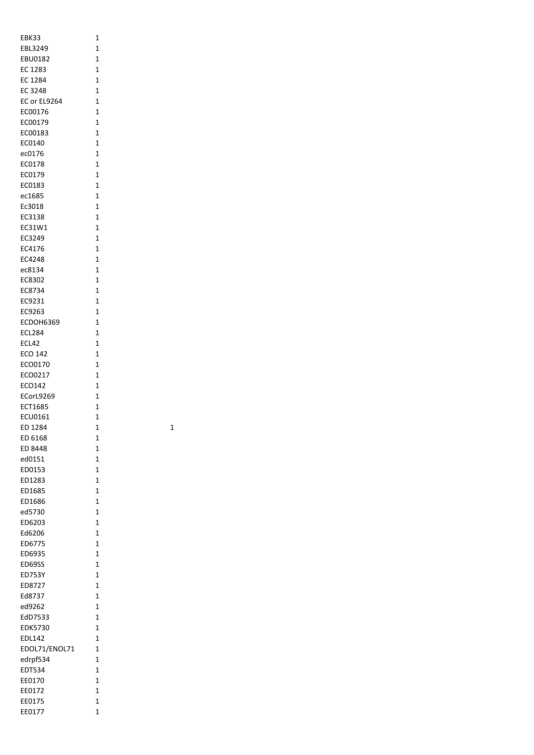| | | |
|---|---|---|
| EBK33 | 1 | |
| EBL3249 | 1 | |
| EBU0182 | 1 | |
| EC 1283 | 1 | |
| EC 1284 | 1 | |
| EC 3248 | 1 | |
| EC or EL9264 | 1 | |
| EC00176 | 1 | |
| EC00179 | 1 | |
| EC00183 | 1 | |
| EC0140 | 1 | |
| ec0176 | 1 | |
| EC0178 | 1 | |
| EC0179 | 1 | |
| EC0183 | 1 | |
| ec1685 | 1 | |
| Ec3018 | 1 | |
| EC3138 | 1 | |
| EC31W1 | 1 | |
| EC3249 | 1 | |
| EC4176 | 1 | |
| EC4248 | 1 | |
| ec8134 | 1 | |
| EC8302 | 1 | |
| EC8734 | 1 | |
| EC9231 | 1 | |
| EC9263 | 1 | |
| ECDOH6369 | 1 | |
| ECL284 | 1 | |
| ECL42 | 1 | |
| ECO 142 | 1 | |
| ECO0170 | 1 | |
| ECO0217 | 1 | |
| ECO142 | 1 | |
| ECorL9269 | 1 | |
| ECT1685 | 1 | |
| ECU0161 | 1 | |
| ED 1284 | 1 | 1 |
| ED 6168 | 1 | |
| ED 8448 | 1 | |
| ed0151 | 1 | |
| ED0153 | 1 | |
| ED1283 | 1 | |
| ED1685 | 1 | |
| ED1686 | 1 | |
| ed5730 | 1 | |
| ED6203 | 1 | |
| Ed6206 | 1 | |
| ED6775 | 1 | |
| ED6935 | 1 | |
| ED69SS | 1 | |
| ED753Y | 1 | |
| ED8727 | 1 | |
| Ed8737 | 1 | |
| ed9262 | 1 | |
| EdD7533 | 1 | |
| EDK5730 | 1 | |
| EDL142 | 1 | |
| EDOL71/ENOL71 | 1 | |
| edrpf534 | 1 | |
| EDT534 | 1 | |
| EE0170 | 1 | |
| EE0172 | 1 | |
| EE0175 | 1 | |
| EE0177 | 1 | |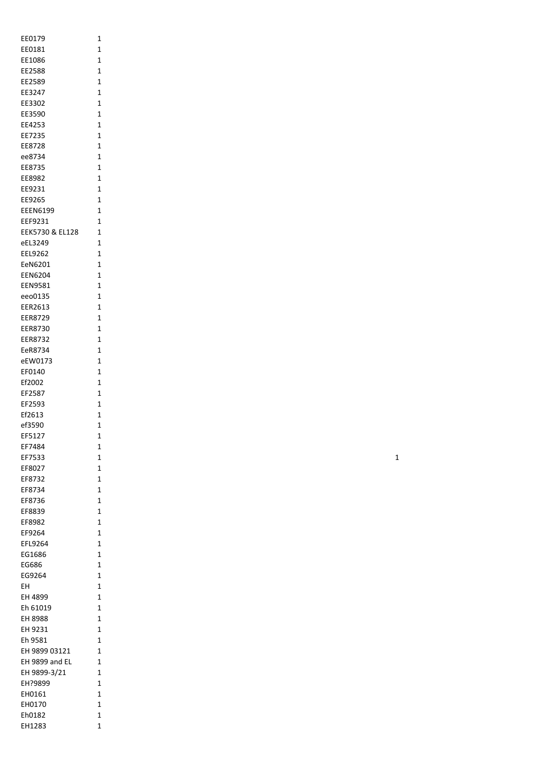| | | |
|---|---|---|
| EE0179 | 1 | |
| EE0181 | 1 | |
| EE1086 | 1 | |
| EE2588 | 1 | |
| EE2589 | 1 | |
| EE3247 | 1 | |
| EE3302 | 1 | |
| EE3590 | 1 | |
| EE4253 | 1 | |
| EE7235 | 1 | |
| EE8728 | 1 | |
| ee8734 | 1 | |
| EE8735 | 1 | |
| EE8982 | 1 | |
| EE9231 | 1 | |
| EE9265 | 1 | |
| EEEN6199 | 1 | |
| EEF9231 | 1 | |
| EEK5730 & EL128 | 1 | |
| eEL3249 | 1 | |
| EEL9262 | 1 | |
| EeN6201 | 1 | |
| EEN6204 | 1 | |
| EEN9581 | 1 | |
| eeo0135 | 1 | |
| EER2613 | 1 | |
| EER8729 | 1 | |
| EER8730 | 1 | |
| EER8732 | 1 | |
| EeR8734 | 1 | |
| eEW0173 | 1 | |
| EF0140 | 1 | |
| Ef2002 | 1 | |
| EF2587 | 1 | |
| EF2593 | 1 | |
| Ef2613 | 1 | |
| ef3590 | 1 | |
| EF5127 | 1 | |
| EF7484 | 1 | |
| EF7533 | 1 | 1 |
| EF8027 | 1 | |
| EF8732 | 1 | |
| EF8734 | 1 | |
| EF8736 | 1 | |
| EF8839 | 1 | |
| EF8982 | 1 | |
| EF9264 | 1 | |
| EFL9264 | 1 | |
| EG1686 | 1 | |
| EG686 | 1 | |
| EG9264 | 1 | |
| EH | 1 | |
| EH 4899 | 1 | |
| Eh 61019 | 1 | |
| EH 8988 | 1 | |
| EH 9231 | 1 | |
| Eh 9581 | 1 | |
| EH 9899 03121 | 1 | |
| EH 9899 and EL | 1 | |
| EH 9899-3/21 | 1 | |
| EH?9899 | 1 | |
| EH0161 | 1 | |
| EH0170 | 1 | |
| Eh0182 | 1 | |
| EH1283 | 1 | |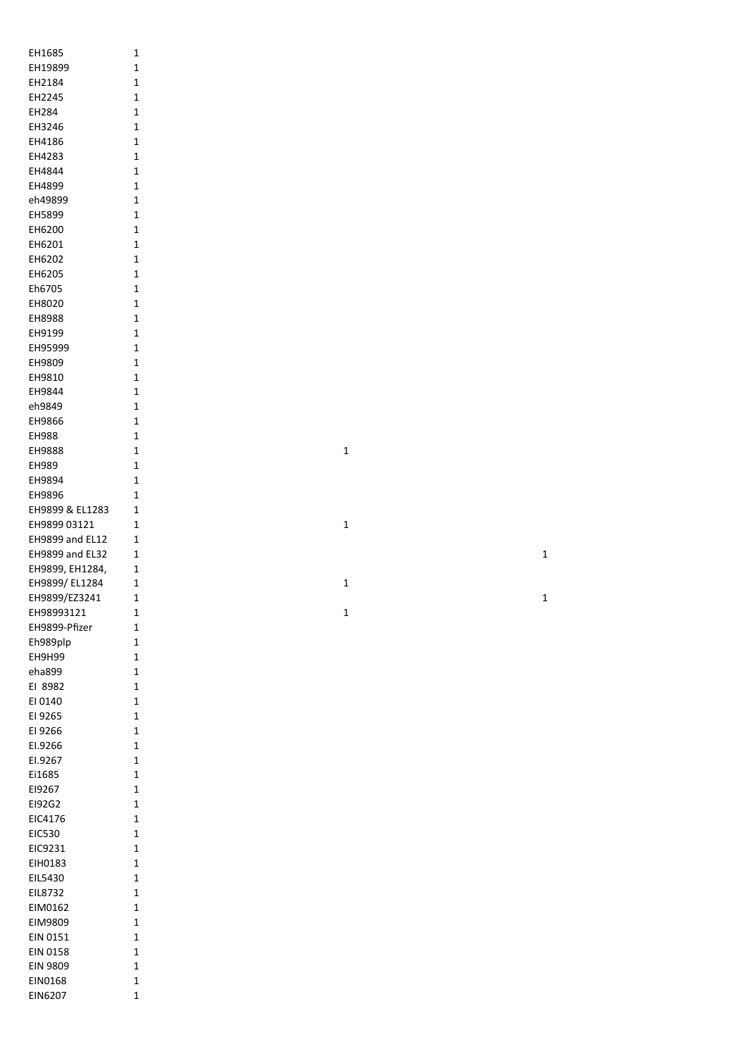| | | | |
|---|---|---|---|
| EH1685 | 1 | | |
| EH19899 | 1 | | |
| EH2184 | 1 | | |
| EH2245 | 1 | | |
| EH284 | 1 | | |
| EH3246 | 1 | | |
| EH4186 | 1 | | |
| EH4283 | 1 | | |
| EH4844 | 1 | | |
| EH4899 | 1 | | |
| eh49899 | 1 | | |
| EH5899 | 1 | | |
| EH6200 | 1 | | |
| EH6201 | 1 | | |
| EH6202 | 1 | | |
| EH6205 | 1 | | |
| Eh6705 | 1 | | |
| EH8020 | 1 | | |
| EH8988 | 1 | | |
| EH9199 | 1 | | |
| EH95999 | 1 | | |
| EH9809 | 1 | | |
| EH9810 | 1 | | |
| EH9844 | 1 | | |
| eh9849 | 1 | | |
| EH9866 | 1 | | |
| EH988 | 1 | | |
| EH9888 | 1 | 1 | |
| EH989 | 1 | | |
| EH9894 | 1 | | |
| EH9896 | 1 | | |
| EH9899 & EL1283 | 1 | | |
| EH9899 03121 | 1 | 1 | |
| EH9899 and EL12 | 1 | | |
| EH9899 and EL32 | 1 | | 1 |
| EH9899, EH1284, | 1 | | |
| EH9899/ EL1284 | 1 | 1 | |
| EH9899/EZ3241 | 1 | | 1 |
| EH98993121 | 1 | 1 | |
| EH9899-Pfizer | 1 | | |
| Eh989plp | 1 | | |
| EH9H99 | 1 | | |
| eha899 | 1 | | |
| EI 8982 | 1 | | |
| EI 0140 | 1 | | |
| EI 9265 | 1 | | |
| EI 9266 | 1 | | |
| EI.9266 | 1 | | |
| EI.9267 | 1 | | |
| Ei1685 | 1 | | |
| EI9267 | 1 | | |
| EI92G2 | 1 | | |
| EIC4176 | 1 | | |
| EIC530 | 1 | | |
| EIC9231 | 1 | | |
| EIH0183 | 1 | | |
| EIL5430 | 1 | | |
| EIL8732 | 1 | | |
| EIM0162 | 1 | | |
| EIM9809 | 1 | | |
| EIN 0151 | 1 | | |
| EIN 0158 | 1 | | |
| EIN 9809 | 1 | | |
| EIN0168 | 1 | | |
| EIN6207 | 1 | | |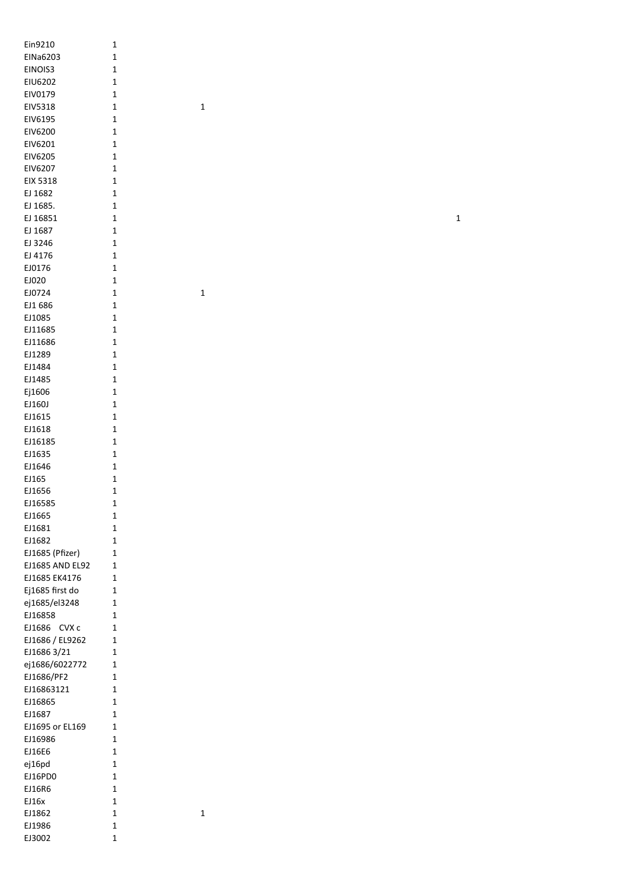| | | | |
|---|---|---|---|
| Ein9210 | 1 | | |
| EINa6203 | 1 | | |
| EINOIS3 | 1 | | |
| EIU6202 | 1 | | |
| EIV0179 | 1 | | |
| EIV5318 | 1 | 1 | |
| EIV6195 | 1 | | |
| EIV6200 | 1 | | |
| EIV6201 | 1 | | |
| EIV6205 | 1 | | |
| EIV6207 | 1 | | |
| EIX 5318 | 1 | | |
| EJ 1682 | 1 | | |
| EJ 1685. | 1 | | |
| EJ 16851 | 1 | | 1 |
| EJ 1687 | 1 | | |
| EJ 3246 | 1 | | |
| EJ 4176 | 1 | | |
| EJ0176 | 1 | | |
| EJ020 | 1 | | |
| EJ0724 | 1 | 1 | |
| EJ1 686 | 1 | | |
| EJ1085 | 1 | | |
| EJ11685 | 1 | | |
| EJ11686 | 1 | | |
| EJ1289 | 1 | | |
| EJ1484 | 1 | | |
| EJ1485 | 1 | | |
| Ej1606 | 1 | | |
| EJ160J | 1 | | |
| EJ1615 | 1 | | |
| EJ1618 | 1 | | |
| EJ16185 | 1 | | |
| EJ1635 | 1 | | |
| EJ1646 | 1 | | |
| EJ165 | 1 | | |
| EJ1656 | 1 | | |
| EJ16585 | 1 | | |
| EJ1665 | 1 | | |
| EJ1681 | 1 | | |
| EJ1682 | 1 | | |
| EJ1685 (Pfizer) | 1 | | |
| EJ1685 AND EL92 | 1 | | |
| EJ1685 EK4176 | 1 | | |
| Ej1685 first do | 1 | | |
| ej1685/el3248 | 1 | | |
| EJ16858 | 1 | | |
| EJ1686 CVX c | 1 | | |
| EJ1686 / EL9262 | 1 | | |
| EJ1686 3/21 | 1 | | |
| ej1686/6022772 | 1 | | |
| EJ1686/PF2 | 1 | | |
| EJ16863121 | 1 | | |
| EJ16865 | 1 | | |
| EJ1687 | 1 | | |
| EJ1695 or EL169 | 1 | | |
| EJ16986 | 1 | | |
| EJ16E6 | 1 | | |
| ej16pd | 1 | | |
| EJ16PD0 | 1 | | |
| EJ16R6 | 1 | | |
| EJ16x | 1 | | |
| EJ1862 | 1 | 1 | |
| EJ1986 | 1 | | |
| EJ3002 | 1 | | |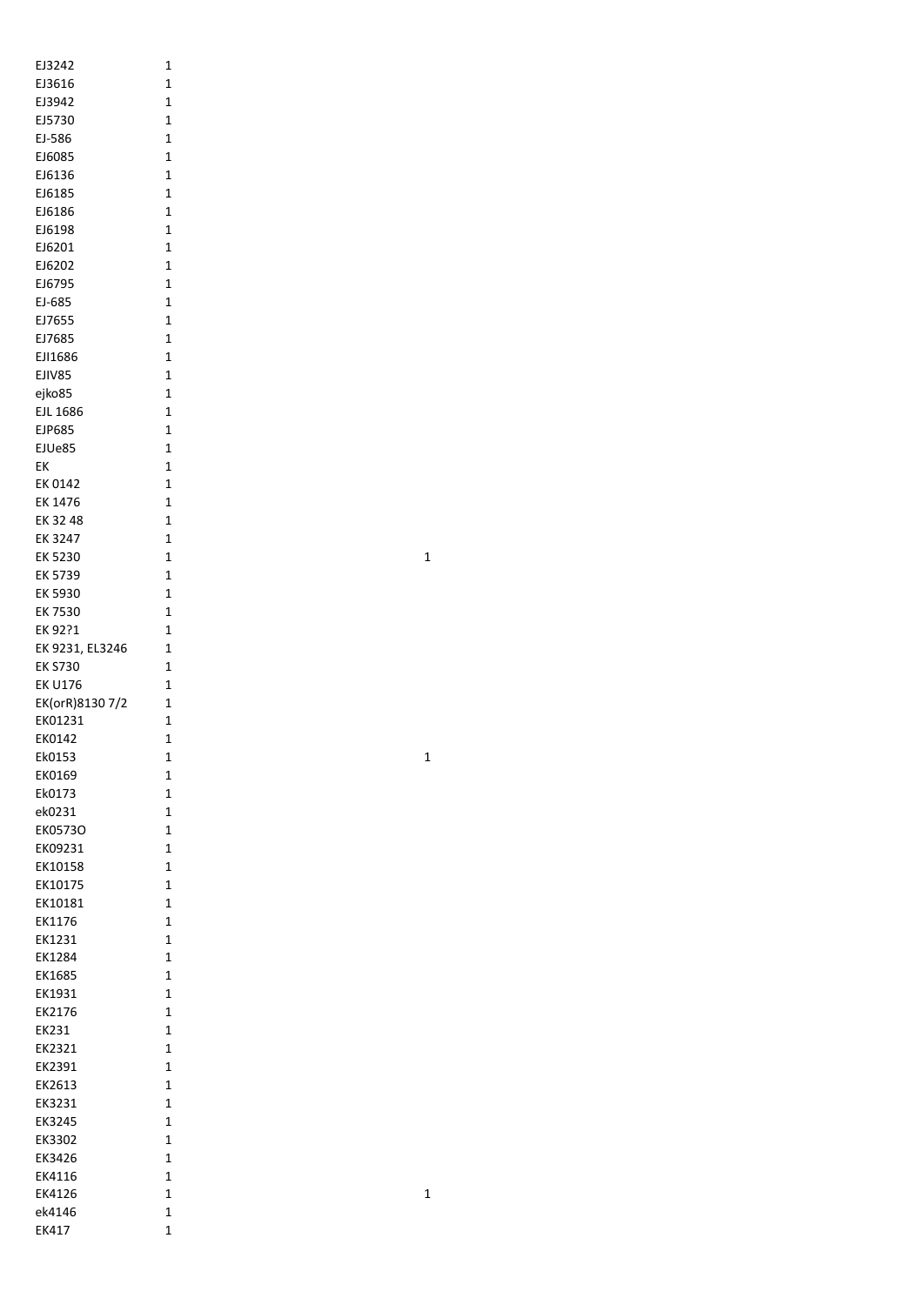| | | |
|---|---|---|
| EJ3242 | 1 | |
| EJ3616 | 1 | |
| EJ3942 | 1 | |
| EJ5730 | 1 | |
| EJ-586 | 1 | |
| EJ6085 | 1 | |
| EJ6136 | 1 | |
| EJ6185 | 1 | |
| EJ6186 | 1 | |
| EJ6198 | 1 | |
| EJ6201 | 1 | |
| EJ6202 | 1 | |
| EJ6795 | 1 | |
| EJ-685 | 1 | |
| EJ7655 | 1 | |
| EJ7685 | 1 | |
| EJI1686 | 1 | |
| EJIV85 | 1 | |
| ejko85 | 1 | |
| EJL 1686 | 1 | |
| EJP685 | 1 | |
| EJUe85 | 1 | |
| EK | 1 | |
| EK 0142 | 1 | |
| EK 1476 | 1 | |
| EK 32 48 | 1 | |
| EK 3247 | 1 | |
| EK 5230 | 1 | 1 |
| EK 5739 | 1 | |
| EK 5930 | 1 | |
| EK 7530 | 1 | |
| EK 92?1 | 1 | |
| EK 9231, EL3246 | 1 | |
| EK S730 | 1 | |
| EK U176 | 1 | |
| EK(orR)8130 7/2 | 1 | |
| EK01231 | 1 | |
| EK0142 | 1 | |
| Ek0153 | 1 | 1 |
| EK0169 | 1 | |
| Ek0173 | 1 | |
| ek0231 | 1 | |
| EK0573O | 1 | |
| EK09231 | 1 | |
| EK10158 | 1 | |
| EK10175 | 1 | |
| EK10181 | 1 | |
| EK1176 | 1 | |
| EK1231 | 1 | |
| EK1284 | 1 | |
| EK1685 | 1 | |
| EK1931 | 1 | |
| EK2176 | 1 | |
| EK231 | 1 | |
| EK2321 | 1 | |
| EK2391 | 1 | |
| EK2613 | 1 | |
| EK3231 | 1 | |
| EK3245 | 1 | |
| EK3302 | 1 | |
| EK3426 | 1 | |
| EK4116 | 1 | |
| EK4126 | 1 | 1 |
| ek4146 | 1 | |
| EK417 | 1 | |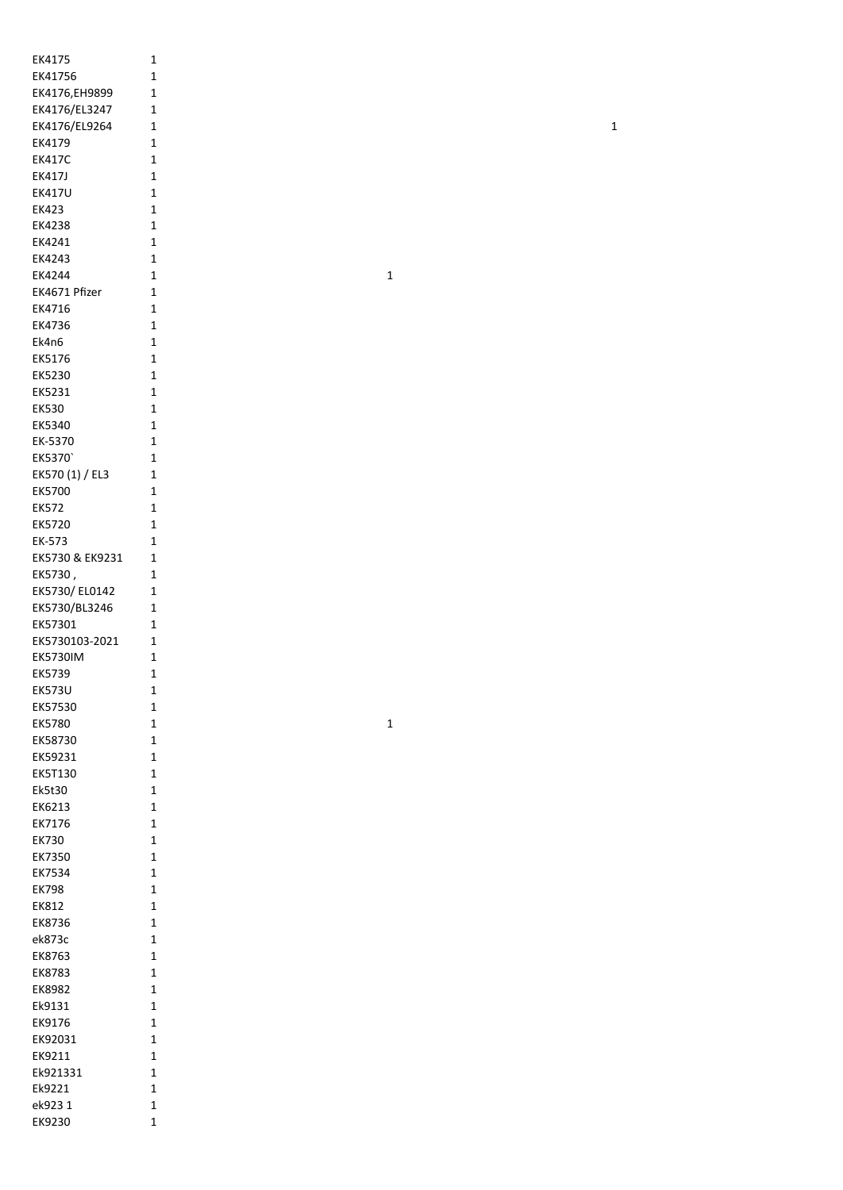| | | | |
|---|---|---|---|
| EK4175 | 1 | | |
| EK41756 | 1 | | |
| EK4176,EH9899 | 1 | | |
| EK4176/EL3247 | 1 | | |
| EK4176/EL9264 | 1 | | 1 |
| EK4179 | 1 | | |
| EK417C | 1 | | |
| EK417J | 1 | | |
| EK417U | 1 | | |
| EK423 | 1 | | |
| EK4238 | 1 | | |
| EK4241 | 1 | | |
| EK4243 | 1 | | |
| EK4244 | 1 | 1 | |
| EK4671 Pfizer | 1 | | |
| EK4716 | 1 | | |
| EK4736 | 1 | | |
| Ek4n6 | 1 | | |
| EK5176 | 1 | | |
| EK5230 | 1 | | |
| EK5231 | 1 | | |
| EK530 | 1 | | |
| EK5340 | 1 | | |
| EK-5370 | 1 | | |
| EK5370` | 1 | | |
| EK570 (1) / EL3 | 1 | | |
| EK5700 | 1 | | |
| EK572 | 1 | | |
| EK5720 | 1 | | |
| EK-573 | 1 | | |
| EK5730 & EK9231 | 1 | | |
| EK5730 , | 1 | | |
| EK5730/ EL0142 | 1 | | |
| EK5730/BL3246 | 1 | | |
| EK57301 | 1 | | |
| EK5730103-2021 | 1 | | |
| EK5730IM | 1 | | |
| EK5739 | 1 | | |
| EK573U | 1 | | |
| EK57530 | 1 | | |
| EK5780 | 1 | 1 | |
| EK58730 | 1 | | |
| EK59231 | 1 | | |
| EK5T130 | 1 | | |
| Ek5t30 | 1 | | |
| EK6213 | 1 | | |
| EK7176 | 1 | | |
| EK730 | 1 | | |
| EK7350 | 1 | | |
| EK7534 | 1 | | |
| EK798 | 1 | | |
| EK812 | 1 | | |
| EK8736 | 1 | | |
| ek873c | 1 | | |
| EK8763 | 1 | | |
| EK8783 | 1 | | |
| EK8982 | 1 | | |
| Ek9131 | 1 | | |
| EK9176 | 1 | | |
| EK92031 | 1 | | |
| EK9211 | 1 | | |
| Ek921331 | 1 | | |
| Ek9221 | 1 | | |
| ek923 1 | 1 | | |
| EK9230 | 1 | | |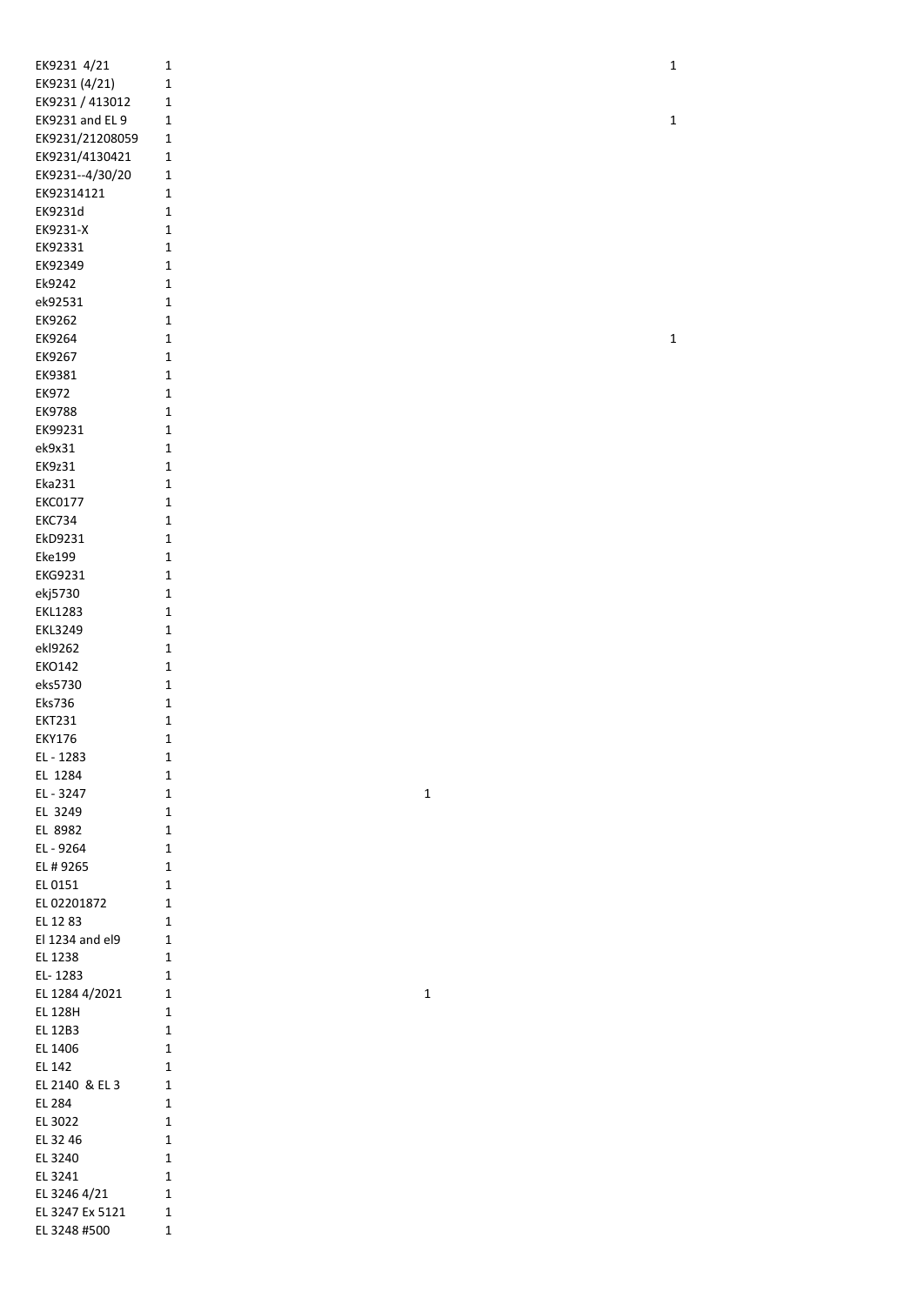| | | | |
|---|---|---|---|
| EK9231 4/21 | 1 | | 1 |
| EK9231 (4/21) | 1 | | |
| EK9231 / 413012 | 1 | | |
| EK9231 and EL 9 | 1 | | 1 |
| EK9231/21208059 | 1 | | |
| EK9231/4130421 | 1 | | |
| EK9231--4/30/20 | 1 | | |
| EK92314121 | 1 | | |
| EK9231d | 1 | | |
| EK9231-X | 1 | | |
| EK92331 | 1 | | |
| EK92349 | 1 | | |
| Ek9242 | 1 | | |
| ek92531 | 1 | | |
| EK9262 | 1 | | |
| EK9264 | 1 | | 1 |
| EK9267 | 1 | | |
| EK9381 | 1 | | |
| EK972 | 1 | | |
| EK9788 | 1 | | |
| EK99231 | 1 | | |
| ek9x31 | 1 | | |
| EK9z31 | 1 | | |
| Eka231 | 1 | | |
| EKC0177 | 1 | | |
| EKC734 | 1 | | |
| EkD9231 | 1 | | |
| Eke199 | 1 | | |
| EKG9231 | 1 | | |
| ekj5730 | 1 | | |
| EKL1283 | 1 | | |
| EKL3249 | 1 | | |
| ekl9262 | 1 | | |
| EKO142 | 1 | | |
| eks5730 | 1 | | |
| Eks736 | 1 | | |
| EKT231 | 1 | | |
| EKY176 | 1 | | |
| EL - 1283 | 1 | | |
| EL 1284 | 1 | | |
| EL - 3247 | 1 | 1 | |
| EL 3249 | 1 | | |
| EL 8982 | 1 | | |
| EL - 9264 | 1 | | |
| EL # 9265 | 1 | | |
| EL 0151 | 1 | | |
| EL 02201872 | 1 | | |
| EL 12 83 | 1 | | |
| El 1234 and el9 | 1 | | |
| EL 1238 | 1 | | |
| EL- 1283 | 1 | | |
| EL 1284 4/2021 | 1 | 1 | |
| EL 128H | 1 | | |
| EL 12B3 | 1 | | |
| EL 1406 | 1 | | |
| EL 142 | 1 | | |
| EL 2140 & EL 3 | 1 | | |
| EL 284 | 1 | | |
| EL 3022 | 1 | | |
| EL 32 46 | 1 | | |
| EL 3240 | 1 | | |
| EL 3241 | 1 | | |
| EL 3246 4/21 | 1 | | |
| EL 3247 Ex 5121 | 1 | | |
| EL 3248 #500 | 1 | | |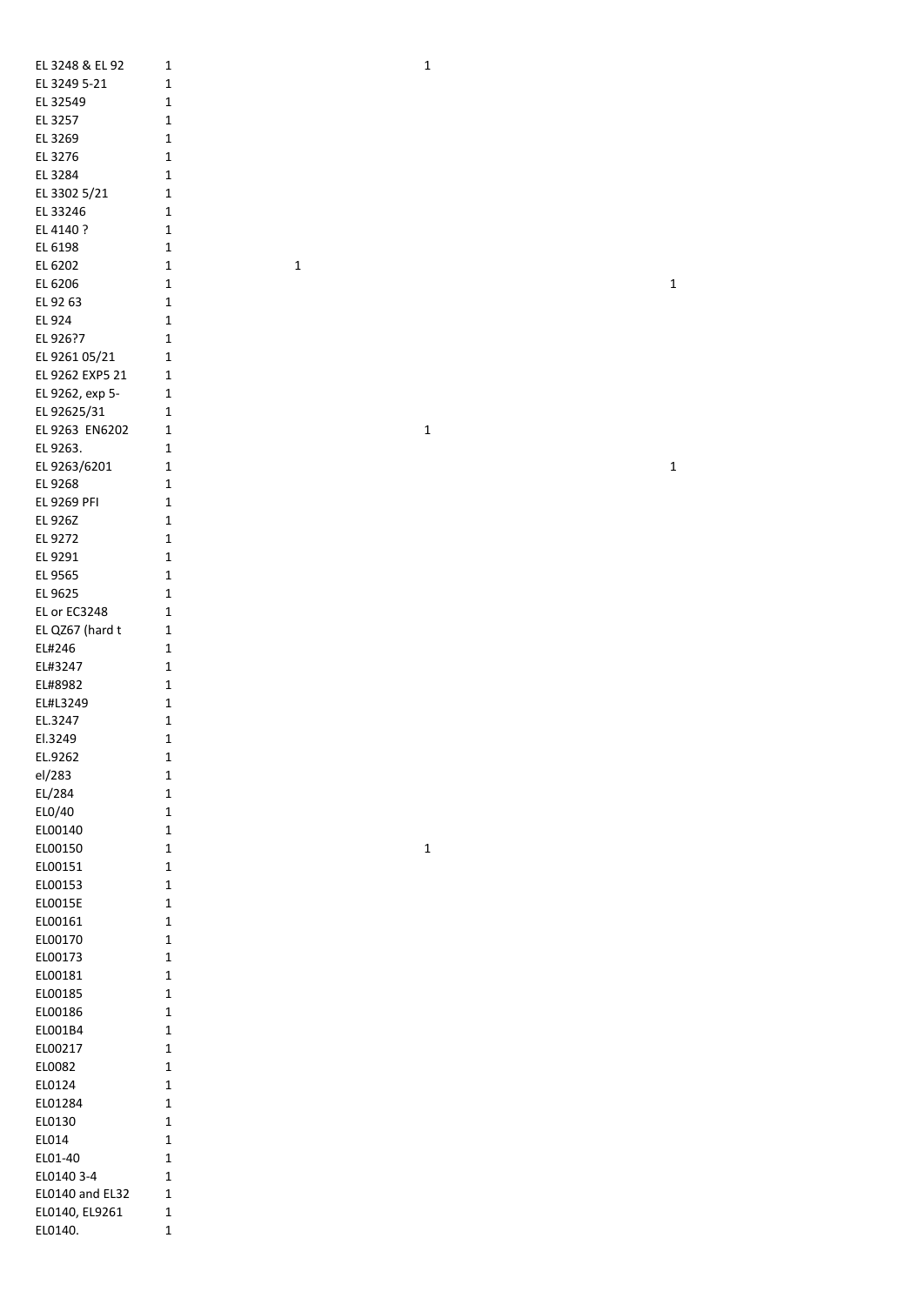| | | | | |
|---|---|---|---|---|
| EL 3248 & EL 92 | 1 | | 1 | |
| EL 3249 5-21 | 1 | | | |
| EL 32549 | 1 | | | |
| EL 3257 | 1 | | | |
| EL 3269 | 1 | | | |
| EL 3276 | 1 | | | |
| EL 3284 | 1 | | | |
| EL 3302 5/21 | 1 | | | |
| EL 33246 | 1 | | | |
| EL 4140 ? | 1 | | | |
| EL 6198 | 1 | | | |
| EL 6202 | 1 | 1 | | |
| EL 6206 | 1 | | | 1 |
| EL 92 63 | 1 | | | |
| EL 924 | 1 | | | |
| EL 926?7 | 1 | | | |
| EL 9261 05/21 | 1 | | | |
| EL 9262 EXP5 21 | 1 | | | |
| EL 9262, exp 5- | 1 | | | |
| EL 92625/31 | 1 | | | |
| EL 9263 EN6202 | 1 | | 1 | |
| EL 9263. | 1 | | | |
| EL 9263/6201 | 1 | | | 1 |
| EL 9268 | 1 | | | |
| EL 9269 PFI | 1 | | | |
| EL 926Z | 1 | | | |
| EL 9272 | 1 | | | |
| EL 9291 | 1 | | | |
| EL 9565 | 1 | | | |
| EL 9625 | 1 | | | |
| EL or EC3248 | 1 | | | |
| EL QZ67 (hard t | 1 | | | |
| EL#246 | 1 | | | |
| EL#3247 | 1 | | | |
| EL#8982 | 1 | | | |
| EL#L3249 | 1 | | | |
| EL.3247 | 1 | | | |
| El.3249 | 1 | | | |
| EL.9262 | 1 | | | |
| el/283 | 1 | | | |
| EL/284 | 1 | | | |
| EL0/40 | 1 | | | |
| EL00140 | 1 | | | |
| EL00150 | 1 | | 1 | |
| EL00151 | 1 | | | |
| EL00153 | 1 | | | |
| EL0015E | 1 | | | |
| EL00161 | 1 | | | |
| EL00170 | 1 | | | |
| EL00173 | 1 | | | |
| EL00181 | 1 | | | |
| EL00185 | 1 | | | |
| EL00186 | 1 | | | |
| EL001B4 | 1 | | | |
| EL00217 | 1 | | | |
| EL0082 | 1 | | | |
| EL0124 | 1 | | | |
| EL01284 | 1 | | | |
| EL0130 | 1 | | | |
| EL014 | 1 | | | |
| EL01-40 | 1 | | | |
| EL0140 3-4 | 1 | | | |
| EL0140 and EL32 | 1 | | | |
| EL0140, EL9261 | 1 | | | |
| EL0140. | 1 | | | |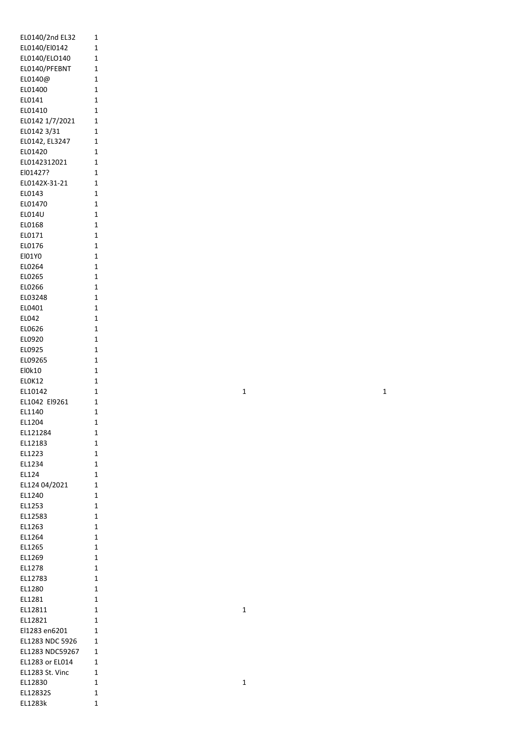| | | | |
|---|---|---|---|
| EL0140/2nd EL32 | 1 | | |
| EL0140/El0142 | 1 | | |
| EL0140/ELO140 | 1 | | |
| EL0140/PFEBNT | 1 | | |
| EL0140@ | 1 | | |
| EL01400 | 1 | | |
| EL0141 | 1 | | |
| EL01410 | 1 | | |
| EL0142 1/7/2021 | 1 | | |
| EL0142 3/31 | 1 | | |
| EL0142, EL3247 | 1 | | |
| EL01420 | 1 | | |
| EL0142312021 | 1 | | |
| El01427? | 1 | | |
| EL0142X-31-21 | 1 | | |
| EL0143 | 1 | | |
| EL01470 | 1 | | |
| EL014U | 1 | | |
| EL0168 | 1 | | |
| EL0171 | 1 | | |
| EL0176 | 1 | | |
| El01Y0 | 1 | | |
| EL0264 | 1 | | |
| EL0265 | 1 | | |
| EL0266 | 1 | | |
| EL03248 | 1 | | |
| EL0401 | 1 | | |
| EL042 | 1 | | |
| EL0626 | 1 | | |
| EL0920 | 1 | | |
| EL0925 | 1 | | |
| EL09265 | 1 | | |
| El0k10 | 1 | | |
| EL0K12 | 1 | | |
| EL10142 | 1 | 1 | 1 |
| EL1042 El9261 | 1 | | |
| EL1140 | 1 | | |
| EL1204 | 1 | | |
| EL121284 | 1 | | |
| EL12183 | 1 | | |
| EL1223 | 1 | | |
| EL1234 | 1 | | |
| EL124 | 1 | | |
| EL124 04/2021 | 1 | | |
| EL1240 | 1 | | |
| EL1253 | 1 | | |
| EL12583 | 1 | | |
| EL1263 | 1 | | |
| EL1264 | 1 | | |
| EL1265 | 1 | | |
| EL1269 | 1 | | |
| EL1278 | 1 | | |
| EL12783 | 1 | | |
| EL1280 | 1 | | |
| EL1281 | 1 | | |
| EL12811 | 1 | 1 | |
| EL12821 | 1 | | |
| El1283 en6201 | 1 | | |
| EL1283 NDC 5926 | 1 | | |
| EL1283 NDC59267 | 1 | | |
| EL1283 or EL014 | 1 | | |
| EL1283 St. Vinc | 1 | | |
| EL12830 | 1 | 1 | |
| EL12832S | 1 | | |
| EL1283k | 1 | | |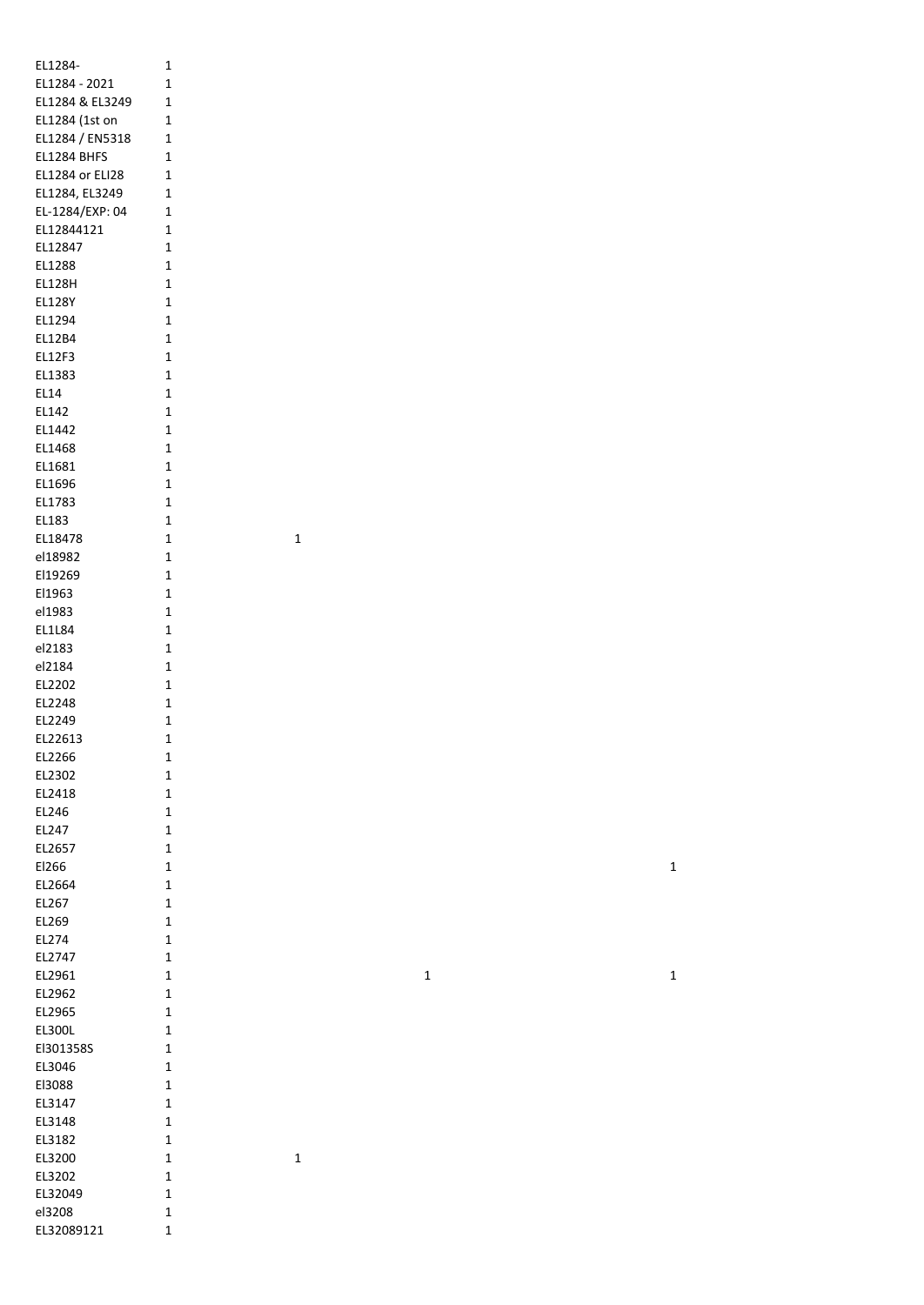| | | | | |
|---|---|---|---|---|
| EL1284- | 1 | | | |
| EL1284 - 2021 | 1 | | | |
| EL1284 & EL3249 | 1 | | | |
| EL1284 (1st on | 1 | | | |
| EL1284 / EN5318 | 1 | | | |
| EL1284 BHFS | 1 | | | |
| EL1284 or ELI28 | 1 | | | |
| EL1284, EL3249 | 1 | | | |
| EL-1284/EXP: 04 | 1 | | | |
| EL12844121 | 1 | | | |
| EL12847 | 1 | | | |
| EL1288 | 1 | | | |
| EL128H | 1 | | | |
| EL128Y | 1 | | | |
| EL1294 | 1 | | | |
| EL12B4 | 1 | | | |
| EL12F3 | 1 | | | |
| EL1383 | 1 | | | |
| EL14 | 1 | | | |
| EL142 | 1 | | | |
| EL1442 | 1 | | | |
| EL1468 | 1 | | | |
| EL1681 | 1 | | | |
| EL1696 | 1 | | | |
| EL1783 | 1 | | | |
| EL183 | 1 | | | |
| EL18478 | 1 | 1 | | |
| el18982 | 1 | | | |
| El19269 | 1 | | | |
| El1963 | 1 | | | |
| el1983 | 1 | | | |
| EL1L84 | 1 | | | |
| el2183 | 1 | | | |
| el2184 | 1 | | | |
| EL2202 | 1 | | | |
| EL2248 | 1 | | | |
| EL2249 | 1 | | | |
| EL22613 | 1 | | | |
| EL2266 | 1 | | | |
| EL2302 | 1 | | | |
| EL2418 | 1 | | | |
| EL246 | 1 | | | |
| EL247 | 1 | | | |
| EL2657 | 1 | | | |
| El266 | 1 | | | 1 |
| EL2664 | 1 | | | |
| EL267 | 1 | | | |
| EL269 | 1 | | | |
| EL274 | 1 | | | |
| EL2747 | 1 | | | |
| EL2961 | 1 | | 1 | 1 |
| EL2962 | 1 | | | |
| EL2965 | 1 | | | |
| EL300L | 1 | | | |
| El301358S | 1 | | | |
| EL3046 | 1 | | | |
| El3088 | 1 | | | |
| EL3147 | 1 | | | |
| EL3148 | 1 | | | |
| EL3182 | 1 | | | |
| EL3200 | 1 | 1 | | |
| EL3202 | 1 | | | |
| EL32049 | 1 | | | |
| el3208 | 1 | | | |
| EL32089121 | 1 | | | |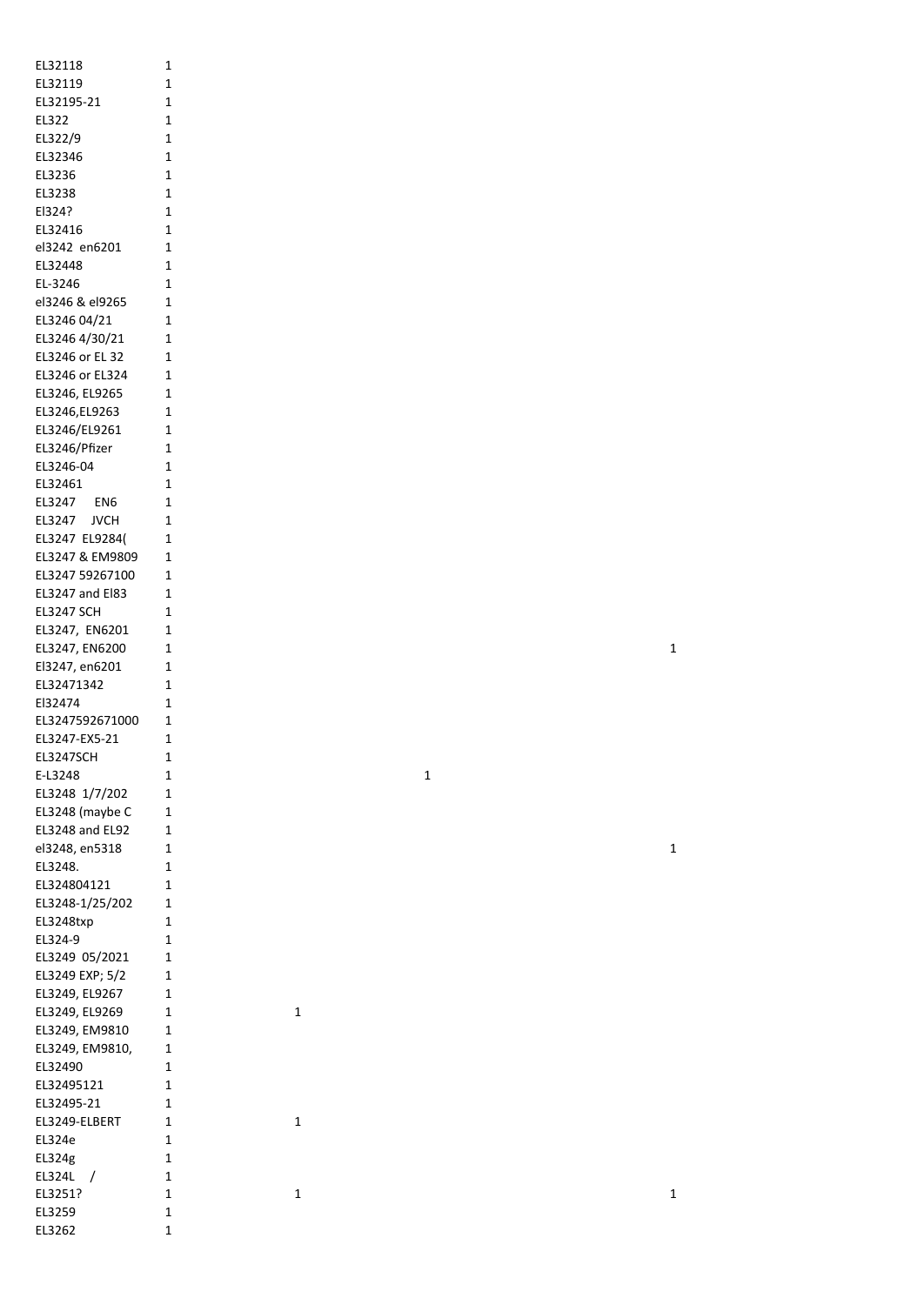| | | | | |
|---|---|---|---|---|
| EL32118 | 1 | | | |
| EL32119 | 1 | | | |
| EL32195-21 | 1 | | | |
| EL322 | 1 | | | |
| EL322/9 | 1 | | | |
| EL32346 | 1 | | | |
| EL3236 | 1 | | | |
| EL3238 | 1 | | | |
| El324? | 1 | | | |
| EL32416 | 1 | | | |
| el3242 en6201 | 1 | | | |
| EL32448 | 1 | | | |
| EL-3246 | 1 | | | |
| el3246 & el9265 | 1 | | | |
| EL3246 04/21 | 1 | | | |
| EL3246 4/30/21 | 1 | | | |
| EL3246 or EL 32 | 1 | | | |
| EL3246 or EL324 | 1 | | | |
| EL3246, EL9265 | 1 | | | |
| EL3246,EL9263 | 1 | | | |
| EL3246/EL9261 | 1 | | | |
| EL3246/Pfizer | 1 | | | |
| EL3246-04 | 1 | | | |
| EL32461 | 1 | | | |
| EL3247 EN6 | 1 | | | |
| EL3247 JVCH | 1 | | | |
| EL3247 EL9284( | 1 | | | |
| EL3247 & EM9809 | 1 | | | |
| EL3247 59267100 | 1 | | | |
| EL3247 and El83 | 1 | | | |
| EL3247 SCH | 1 | | | |
| EL3247, EN6201 | 1 | | | |
| EL3247, EN6200 | 1 | | | 1 |
| El3247, en6201 | 1 | | | |
| EL32471342 | 1 | | | |
| El32474 | 1 | | | |
| EL3247592671000 | 1 | | | |
| EL3247-EX5-21 | 1 | | | |
| EL3247SCH | 1 | | | |
| E-L3248 | 1 | | 1 | |
| EL3248 1/7/202 | 1 | | | |
| EL3248 (maybe C | 1 | | | |
| EL3248 and EL92 | 1 | | | |
| el3248, en5318 | 1 | | | 1 |
| EL3248. | 1 | | | |
| EL324804121 | 1 | | | |
| EL3248-1/25/202 | 1 | | | |
| EL3248txp | 1 | | | |
| EL324-9 | 1 | | | |
| EL3249 05/2021 | 1 | | | |
| EL3249 EXP; 5/2 | 1 | | | |
| EL3249, EL9267 | 1 | | | |
| EL3249, EL9269 | 1 | 1 | | |
| EL3249, EM9810 | 1 | | | |
| EL3249, EM9810, | 1 | | | |
| EL32490 | 1 | | | |
| EL32495121 | 1 | | | |
| EL32495-21 | 1 | | | |
| EL3249-ELBERT | 1 | 1 | | |
| EL324e | 1 | | | |
| EL324g | 1 | | | |
| EL324L / | 1 | | | |
| EL3251? | 1 | 1 | | 1 |
| EL3259 | 1 | | | |
| EL3262 | 1 | | | |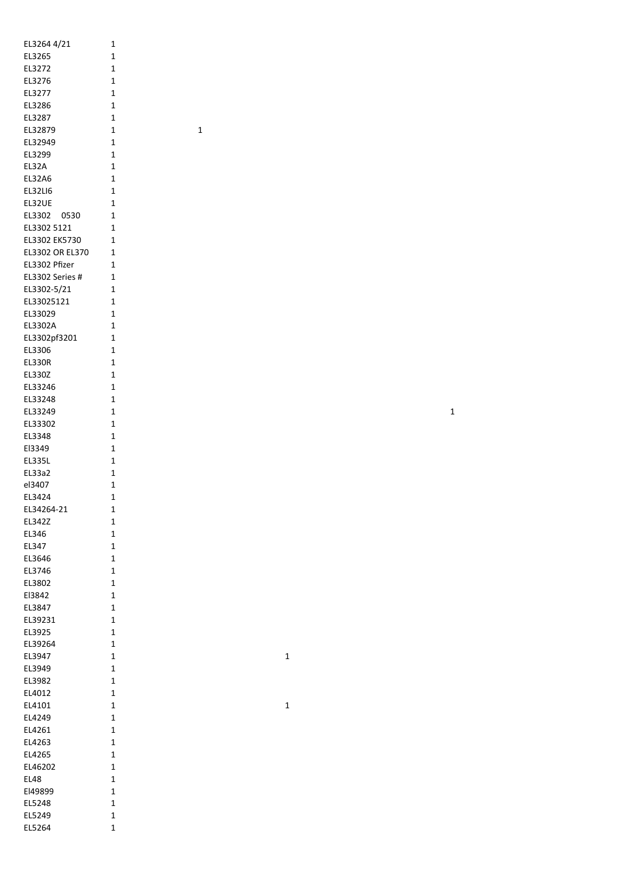| | | | | |
|---|---|---|---|---|
| EL3264 4/21 | 1 | | | |
| EL3265 | 1 | | | |
| EL3272 | 1 | | | |
| EL3276 | 1 | | | |
| EL3277 | 1 | | | |
| EL3286 | 1 | | | |
| EL3287 | 1 | | | |
| EL32879 | 1 | 1 | | |
| EL32949 | 1 | | | |
| EL3299 | 1 | | | |
| EL32A | 1 | | | |
| EL32A6 | 1 | | | |
| EL32LI6 | 1 | | | |
| EL32UE | 1 | | | |
| EL3302 0530 | 1 | | | |
| EL3302 5121 | 1 | | | |
| EL3302 EK5730 | 1 | | | |
| EL3302 OR EL370 | 1 | | | |
| EL3302 Pfizer | 1 | | | |
| EL3302 Series # | 1 | | | |
| EL3302-5/21 | 1 | | | |
| EL33025121 | 1 | | | |
| EL33029 | 1 | | | |
| EL3302A | 1 | | | |
| EL3302pf3201 | 1 | | | |
| EL3306 | 1 | | | |
| EL330R | 1 | | | |
| EL330Z | 1 | | | |
| EL33246 | 1 | | | |
| EL33248 | 1 | | | |
| EL33249 | 1 | | | 1 |
| EL33302 | 1 | | | |
| EL3348 | 1 | | | |
| El3349 | 1 | | | |
| EL335L | 1 | | | |
| EL33a2 | 1 | | | |
| el3407 | 1 | | | |
| EL3424 | 1 | | | |
| EL34264-21 | 1 | | | |
| EL342Z | 1 | | | |
| EL346 | 1 | | | |
| EL347 | 1 | | | |
| EL3646 | 1 | | | |
| EL3746 | 1 | | | |
| EL3802 | 1 | | | |
| El3842 | 1 | | | |
| EL3847 | 1 | | | |
| EL39231 | 1 | | | |
| EL3925 | 1 | | | |
| EL39264 | 1 | | | |
| EL3947 | 1 | | 1 | |
| EL3949 | 1 | | | |
| EL3982 | 1 | | | |
| EL4012 | 1 | | | |
| EL4101 | 1 | | 1 | |
| EL4249 | 1 | | | |
| EL4261 | 1 | | | |
| EL4263 | 1 | | | |
| EL4265 | 1 | | | |
| EL46202 | 1 | | | |
| EL48 | 1 | | | |
| El49899 | 1 | | | |
| EL5248 | 1 | | | |
| EL5249 | 1 | | | |
| EL5264 | 1 | | | |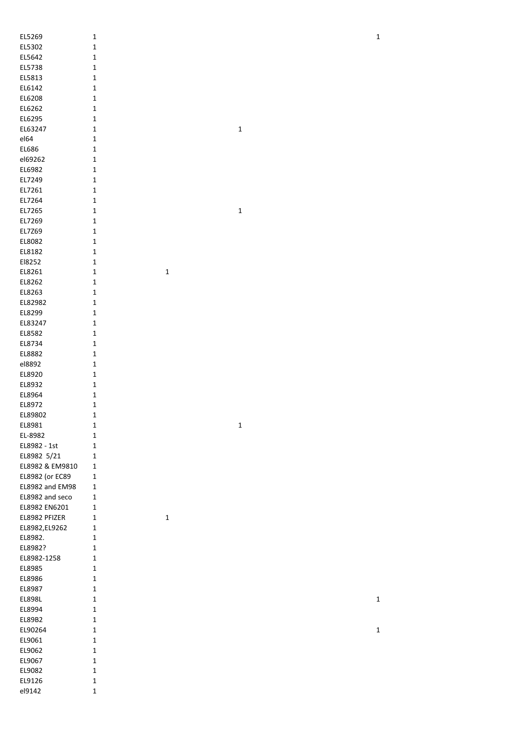| | | | | |
|---|---|---|---|---|
| EL5269 | 1 | | | 1 |
| EL5302 | 1 | | | |
| EL5642 | 1 | | | |
| EL5738 | 1 | | | |
| EL5813 | 1 | | | |
| EL6142 | 1 | | | |
| EL6208 | 1 | | | |
| EL6262 | 1 | | | |
| EL6295 | 1 | | | |
| EL63247 | 1 | | 1 | |
| el64 | 1 | | | |
| EL686 | 1 | | | |
| el69262 | 1 | | | |
| EL6982 | 1 | | | |
| EL7249 | 1 | | | |
| EL7261 | 1 | | | |
| EL7264 | 1 | | | |
| EL7265 | 1 | | 1 | |
| EL7269 | 1 | | | |
| EL7Z69 | 1 | | | |
| EL8082 | 1 | | | |
| EL8182 | 1 | | | |
| El8252 | 1 | | | |
| EL8261 | 1 | 1 | | |
| EL8262 | 1 | | | |
| EL8263 | 1 | | | |
| EL82982 | 1 | | | |
| EL8299 | 1 | | | |
| EL83247 | 1 | | | |
| EL8582 | 1 | | | |
| EL8734 | 1 | | | |
| EL8882 | 1 | | | |
| el8892 | 1 | | | |
| EL8920 | 1 | | | |
| EL8932 | 1 | | | |
| EL8964 | 1 | | | |
| EL8972 | 1 | | | |
| EL89802 | 1 | | | |
| EL8981 | 1 | | 1 | |
| EL-8982 | 1 | | | |
| EL8982 - 1st | 1 | | | |
| EL8982 5/21 | 1 | | | |
| EL8982 & EM9810 | 1 | | | |
| EL8982 (or EC89 | 1 | | | |
| EL8982 and EM98 | 1 | | | |
| EL8982 and seco | 1 | | | |
| EL8982 EN6201 | 1 | | | |
| EL8982 PFIZER | 1 | 1 | | |
| EL8982,EL9262 | 1 | | | |
| EL8982. | 1 | | | |
| EL8982? | 1 | | | |
| EL8982-1258 | 1 | | | |
| EL8985 | 1 | | | |
| EL8986 | 1 | | | |
| EL8987 | 1 | | | |
| EL898L | 1 | | | 1 |
| EL8994 | 1 | | | |
| EL89B2 | 1 | | | |
| EL90264 | 1 | | | 1 |
| EL9061 | 1 | | | |
| EL9062 | 1 | | | |
| EL9067 | 1 | | | |
| EL9082 | 1 | | | |
| EL9126 | 1 | | | |
| el9142 | 1 | | | |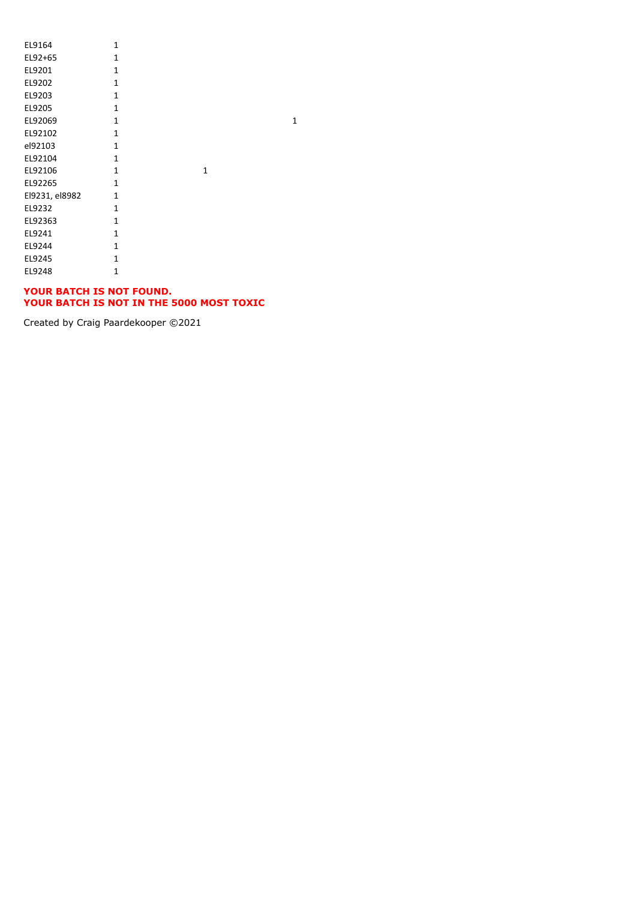| | | | |
|---|---|---|---|
| EL9164 | 1 | | |
| EL92+65 | 1 | | |
| EL9201 | 1 | | |
| EL9202 | 1 | | |
| EL9203 | 1 | | |
| EL9205 | 1 | | |
| EL92069 | 1 | | 1 |
| EL92102 | 1 | | |
| el92103 | 1 | | |
| EL92104 | 1 | | |
| EL92106 | 1 | 1 | |
| EL92265 | 1 | | |
| El9231, el8982 | 1 | | |
| EL9232 | 1 | | |
| EL92363 | 1 | | |
| EL9241 | 1 | | |
| EL9244 | 1 | | |
| EL9245 | 1 | | |
| EL9248 | 1 | | |

**YOUR BATCH IS NOT FOUND.**
**YOUR BATCH IS NOT IN THE 5000 MOST TOXIC**

Created by Craig Paardekooper ©2021